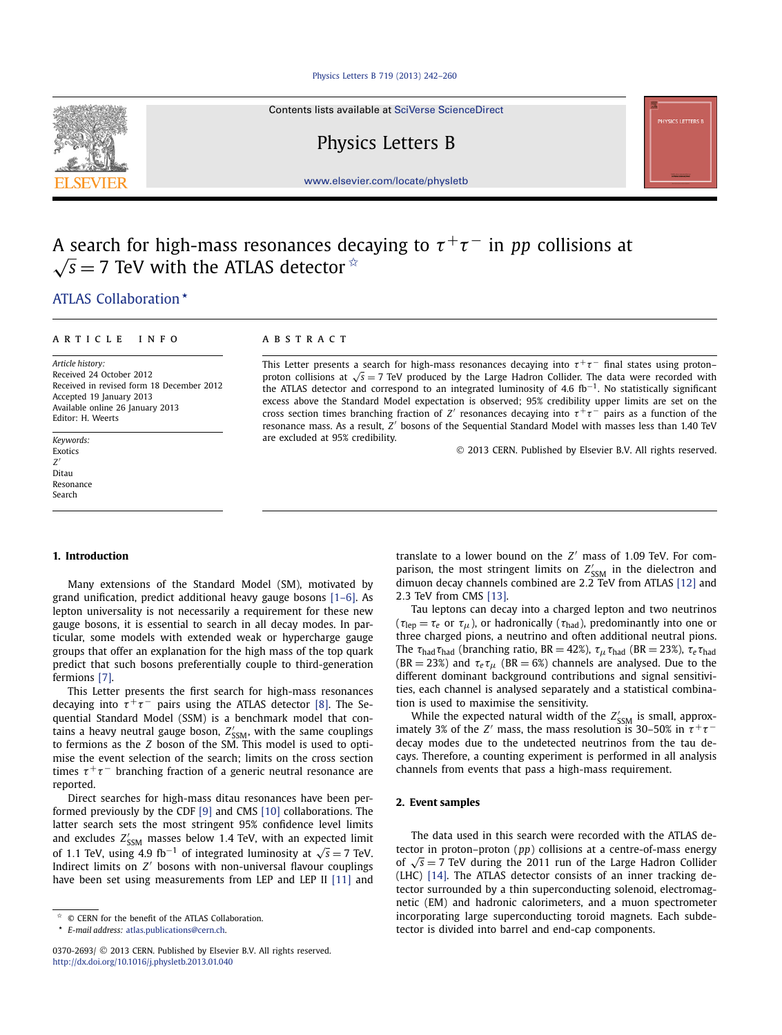# A search for high-mass resonances decaying to $\tau^+\tau^-$ in $pp$ collisions at $\sqrt{s} = 7$ TeV with the ATLAS detector ☆

ATLAS Collaboration *

ARTICLE INFO

*Article history:*
Received 24 October 2012
Received in revised form 18 December 2012
Accepted 19 January 2013
Available online 26 January 2013
Editor: H. Weerts

*Keywords:*
Exotics
$Z'$
Ditau
Resonance
Search

ABSTRACT

This Letter presents a search for high-mass resonances decaying into $\tau^+\tau^-$ final states using proton–proton collisions at $\sqrt{s} = 7$ TeV produced by the Large Hadron Collider. The data were recorded with the ATLAS detector and correspond to an integrated luminosity of 4.6 fb$^{-1}$. No statistically significant excess above the Standard Model expectation is observed; 95% credibility upper limits are set on the cross section times branching fraction of $Z'$ resonances decaying into $\tau^+\tau^-$ pairs as a function of the resonance mass. As a result, $Z'$ bosons of the Sequential Standard Model with masses less than 1.40 TeV are excluded at 95% credibility.

© 2013 CERN. Published by Elsevier B.V. All rights reserved.

## 1. Introduction

Many extensions of the Standard Model (SM), motivated by grand unification, predict additional heavy gauge bosons [1–6]. As lepton universality is not necessarily a requirement for these new gauge bosons, it is essential to search in all decay modes. In particular, some models with extended weak or hypercharge gauge groups that offer an explanation for the high mass of the top quark predict that such bosons preferentially couple to third-generation fermions [7].

This Letter presents the first search for high-mass resonances decaying into $\tau^+\tau^-$ pairs using the ATLAS detector [8]. The Sequential Standard Model (SSM) is a benchmark model that contains a heavy neutral gauge boson, $Z'_{\mathrm{SSM}}$, with the same couplings to fermions as the $Z$ boson of the SM. This model is used to optimise the event selection of the search; limits on the cross section times $\tau^+\tau^-$ branching fraction of a generic neutral resonance are reported.

Direct searches for high-mass ditau resonances have been performed previously by the CDF [9] and CMS [10] collaborations. The latter search sets the most stringent 95% confidence level limits and excludes $Z'_{\mathrm{SSM}}$ masses below 1.4 TeV, with an expected limit of 1.1 TeV, using 4.9 fb$^{-1}$ of integrated luminosity at $\sqrt{s} = 7$ TeV. Indirect limits on $Z'$ bosons with non-universal flavour couplings have been set using measurements from LEP and LEP II [11] and translate to a lower bound on the $Z'$ mass of 1.09 TeV. For comparison, the most stringent limits on $Z'_{\mathrm{SSM}}$ in the dielectron and dimuon decay channels combined are 2.2 TeV from ATLAS [12] and 2.3 TeV from CMS [13].

Tau leptons can decay into a charged lepton and two neutrinos ($\tau_{\mathrm{lep}} = \tau_e$ or $\tau_\mu$), or hadronically ($\tau_{\mathrm{had}}$), predominantly into one or three charged pions, a neutrino and often additional neutral pions. The $\tau_{\mathrm{had}}\tau_{\mathrm{had}}$ (branching ratio, BR = 42%), $\tau_\mu\tau_{\mathrm{had}}$ (BR = 23%), $\tau_e\tau_{\mathrm{had}}$ (BR = 23%) and $\tau_e\tau_\mu$ (BR = 6%) channels are analysed. Due to the different dominant background contributions and signal sensitivities, each channel is analysed separately and a statistical combination is used to maximise the sensitivity.

While the expected natural width of the $Z'_{\mathrm{SSM}}$ is small, approximately 3% of the $Z'$ mass, the mass resolution is 30–50% in $\tau^+\tau^-$ decay modes due to the undetected neutrinos from the tau decays. Therefore, a counting experiment is performed in all analysis channels from events that pass a high-mass requirement.

## 2. Event samples

The data used in this search were recorded with the ATLAS detector in proton–proton ($pp$) collisions at a centre-of-mass energy of $\sqrt{s} = 7$ TeV during the 2011 run of the Large Hadron Collider (LHC) [14]. The ATLAS detector consists of an inner tracking detector surrounded by a thin superconducting solenoid, electromagnetic (EM) and hadronic calorimeters, and a muon spectrometer incorporating large superconducting toroid magnets. Each subdetector is divided into barrel and end-cap components.

---

☆ © CERN for the benefit of the ATLAS Collaboration.
* *E-mail address:* atlas.publications@cern.ch.

0370-2693/ © 2013 CERN. Published by Elsevier B.V. All rights reserved.
http://dx.doi.org/10.1016/j.physletb.2013.01.040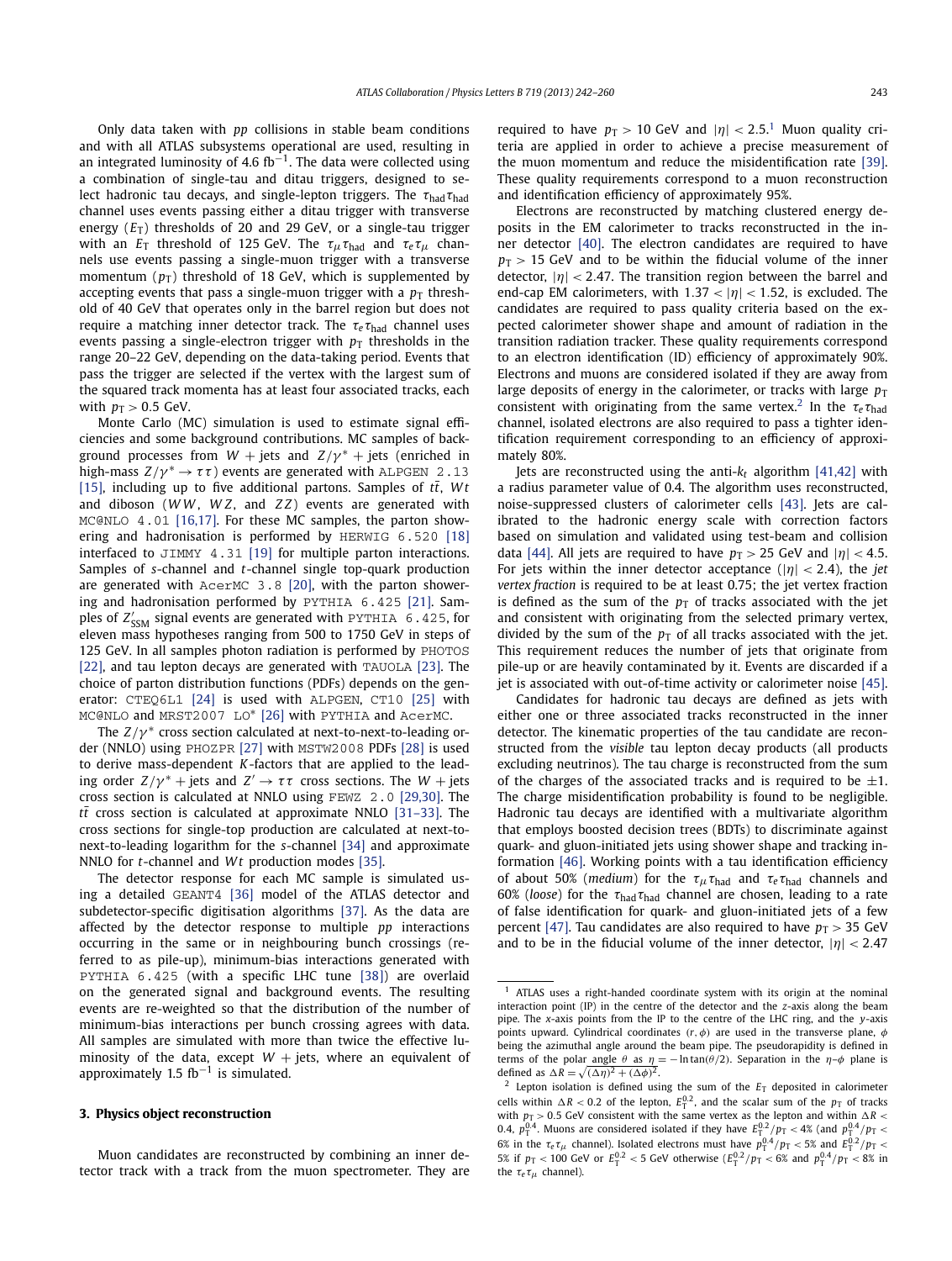Only data taken with $pp$ collisions in stable beam conditions and with all ATLAS subsystems operational are used, resulting in an integrated luminosity of 4.6 fb$^{-1}$. The data were collected using a combination of single-tau and ditau triggers, designed to select hadronic tau decays, and single-lepton triggers. The $\tau_{\rm had}\tau_{\rm had}$ channel uses events passing either a ditau trigger with transverse energy ($E_{\rm T}$) thresholds of 20 and 29 GeV, or a single-tau trigger with an $E_{\rm T}$ threshold of 125 GeV. The $\tau_\mu\tau_{\rm had}$ and $\tau_e\tau_\mu$ channels use events passing a single-muon trigger with a transverse momentum ($p_{\rm T}$) threshold of 18 GeV, which is supplemented by accepting events that pass a single-muon trigger with a $p_{\rm T}$ threshold of 40 GeV that operates only in the barrel region but does not require a matching inner detector track. The $\tau_e\tau_{\rm had}$ channel uses events passing a single-electron trigger with $p_{\rm T}$ thresholds in the range 20–22 GeV, depending on the data-taking period. Events that pass the trigger are selected if the vertex with the largest sum of the squared track momenta has at least four associated tracks, each with $p_{\rm T} > 0.5$ GeV.

Monte Carlo (MC) simulation is used to estimate signal efficiencies and some background contributions. MC samples of background processes from $W$ + jets and $Z/\gamma^*$ + jets (enriched in high-mass $Z/\gamma^* \to \tau\tau$) events are generated with ALPGEN 2.13 [15], including up to five additional partons. Samples of $t\bar{t}$, $Wt$ and diboson ($WW$, $WZ$, and $ZZ$) events are generated with MC@NLO 4.01 [16,17]. For these MC samples, the parton showering and hadronisation is performed by HERWIG 6.520 [18] interfaced to JIMMY 4.31 [19] for multiple parton interactions. Samples of $s$-channel and $t$-channel single top-quark production are generated with AcerMC 3.8 [20], with the parton showering and hadronisation performed by PYTHIA 6.425 [21]. Samples of $Z'_{\rm SSM}$ signal events are generated with PYTHIA 6.425, for eleven mass hypotheses ranging from 500 to 1750 GeV in steps of 125 GeV. In all samples photon radiation is performed by PHOTOS [22], and tau lepton decays are generated with TAUOLA [23]. The choice of parton distribution functions (PDFs) depends on the generator: CTEQ6L1 [24] is used with ALPGEN, CT10 [25] with MC@NLO and MRST2007 LO* [26] with PYTHIA and AcerMC.

The $Z/\gamma^*$ cross section calculated at next-to-next-to-leading order (NNLO) using PHOZPR [27] with MSTW2008 PDFs [28] is used to derive mass-dependent $K$-factors that are applied to the leading order $Z/\gamma^*$ + jets and $Z' \to \tau\tau$ cross sections. The $W$ + jets cross section is calculated at NNLO using FEWZ 2.0 [29,30]. The $t\bar{t}$ cross section is calculated at approximate NNLO [31–33]. The cross sections for single-top production are calculated at next-to-next-to-leading logarithm for the $s$-channel [34] and approximate NNLO for $t$-channel and $Wt$ production modes [35].

The detector response for each MC sample is simulated using a detailed GEANT4 [36] model of the ATLAS detector and subdetector-specific digitisation algorithms [37]. As the data are affected by the detector response to multiple $pp$ interactions occurring in the same or in neighbouring bunch crossings (referred to as pile-up), minimum-bias interactions generated with PYTHIA 6.425 (with a specific LHC tune [38]) are overlaid on the generated signal and background events. The resulting events are re-weighted so that the distribution of the number of minimum-bias interactions per bunch crossing agrees with data. All samples are simulated with more than twice the effective luminosity of the data, except $W$ + jets, where an equivalent of approximately 1.5 fb$^{-1}$ is simulated.

## 3. Physics object reconstruction

Muon candidates are reconstructed by combining an inner detector track with a track from the muon spectrometer. They are required to have $p_{\rm T} > 10$ GeV and $|\eta| < 2.5$.[1] Muon quality criteria are applied in order to achieve a precise measurement of the muon momentum and reduce the misidentification rate [39]. These quality requirements correspond to a muon reconstruction and identification efficiency of approximately 95%.

Electrons are reconstructed by matching clustered energy deposits in the EM calorimeter to tracks reconstructed in the inner detector [40]. The electron candidates are required to have $p_{\rm T} > 15$ GeV and to be within the fiducial volume of the inner detector, $|\eta| < 2.47$. The transition region between the barrel and end-cap EM calorimeters, with $1.37 < |\eta| < 1.52$, is excluded. The candidates are required to pass quality criteria based on the expected calorimeter shower shape and amount of radiation in the transition radiation tracker. These quality requirements correspond to an electron identification (ID) efficiency of approximately 90%. Electrons and muons are considered isolated if they are away from large deposits of energy in the calorimeter, or tracks with large $p_{\rm T}$ consistent with originating from the same vertex.[2] In the $\tau_e\tau_{\rm had}$ channel, isolated electrons are also required to pass a tighter identification requirement corresponding to an efficiency of approximately 80%.

Jets are reconstructed using the anti-$k_t$ algorithm [41,42] with a radius parameter value of 0.4. The algorithm uses reconstructed, noise-suppressed clusters of calorimeter cells [43]. Jets are calibrated to the hadronic energy scale with correction factors based on simulation and validated using test-beam and collision data [44]. All jets are required to have $p_{\rm T} > 25$ GeV and $|\eta| < 4.5$. For jets within the inner detector acceptance ($|\eta| < 2.4$), the *jet vertex fraction* is required to be at least 0.75; the jet vertex fraction is defined as the sum of the $p_{\rm T}$ of tracks associated with the jet and consistent with originating from the selected primary vertex, divided by the sum of the $p_{\rm T}$ of all tracks associated with the jet. This requirement reduces the number of jets that originate from pile-up or are heavily contaminated by it. Events are discarded if a jet is associated with out-of-time activity or calorimeter noise [45].

Candidates for hadronic tau decays are defined as jets with either one or three associated tracks reconstructed in the inner detector. The kinematic properties of the tau candidate are reconstructed from the *visible* tau lepton decay products (all products excluding neutrinos). The tau charge is reconstructed from the sum of the charges of the associated tracks and is required to be $\pm 1$. The charge misidentification probability is found to be negligible. Hadronic tau decays are identified with a multivariate algorithm that employs boosted decision trees (BDTs) to discriminate against quark- and gluon-initiated jets using shower shape and tracking information [46]. Working points with a tau identification efficiency of about 50% (*medium*) for the $\tau_\mu\tau_{\rm had}$ and $\tau_e\tau_{\rm had}$ channels and 60% (*loose*) for the $\tau_{\rm had}\tau_{\rm had}$ channel are chosen, leading to a rate of false identification for quark- and gluon-initiated jets of a few percent [47]. Tau candidates are also required to have $p_{\rm T} > 35$ GeV and to be in the fiducial volume of the inner detector, $|\eta| < 2.47$

---

[1] ATLAS uses a right-handed coordinate system with its origin at the nominal interaction point (IP) in the centre of the detector and the $z$-axis along the beam pipe. The $x$-axis points from the IP to the centre of the LHC ring, and the $y$-axis points upward. Cylindrical coordinates $(r, \phi)$ are used in the transverse plane, $\phi$ being the azimuthal angle around the beam pipe. The pseudorapidity is defined in terms of the polar angle $\theta$ as $\eta = -\ln\tan(\theta/2)$. Separation in the $\eta$–$\phi$ plane is defined as $\Delta R = \sqrt{(\Delta\eta)^2 + (\Delta\phi)^2}$.

[2] Lepton isolation is defined using the sum of the $E_{\rm T}$ deposited in calorimeter cells within $\Delta R < 0.2$ of the lepton, $E_{\rm T}^{0.2}$, and the scalar sum of the $p_{\rm T}$ of tracks with $p_{\rm T} > 0.5$ GeV consistent with the same vertex as the lepton and within $\Delta R < 0.4$, $p_{\rm T}^{0.4}$. Muons are considered isolated if they have $E_{\rm T}^{0.2}/p_{\rm T} < 4\%$ (and $p_{\rm T}^{0.4}/p_{\rm T} < 6\%$ in the $\tau_e\tau_\mu$ channel). Isolated electrons must have $p_{\rm T}^{0.4}/p_{\rm T} < 5\%$ and $E_{\rm T}^{0.2}/p_{\rm T} < 5\%$ if $p_{\rm T} < 100$ GeV or $E_{\rm T}^{0.2} < 5$ GeV otherwise ($E_{\rm T}^{0.2}/p_{\rm T} < 6\%$ and $p_{\rm T}^{0.4}/p_{\rm T} < 8\%$ in the $\tau_e\tau_\mu$ channel).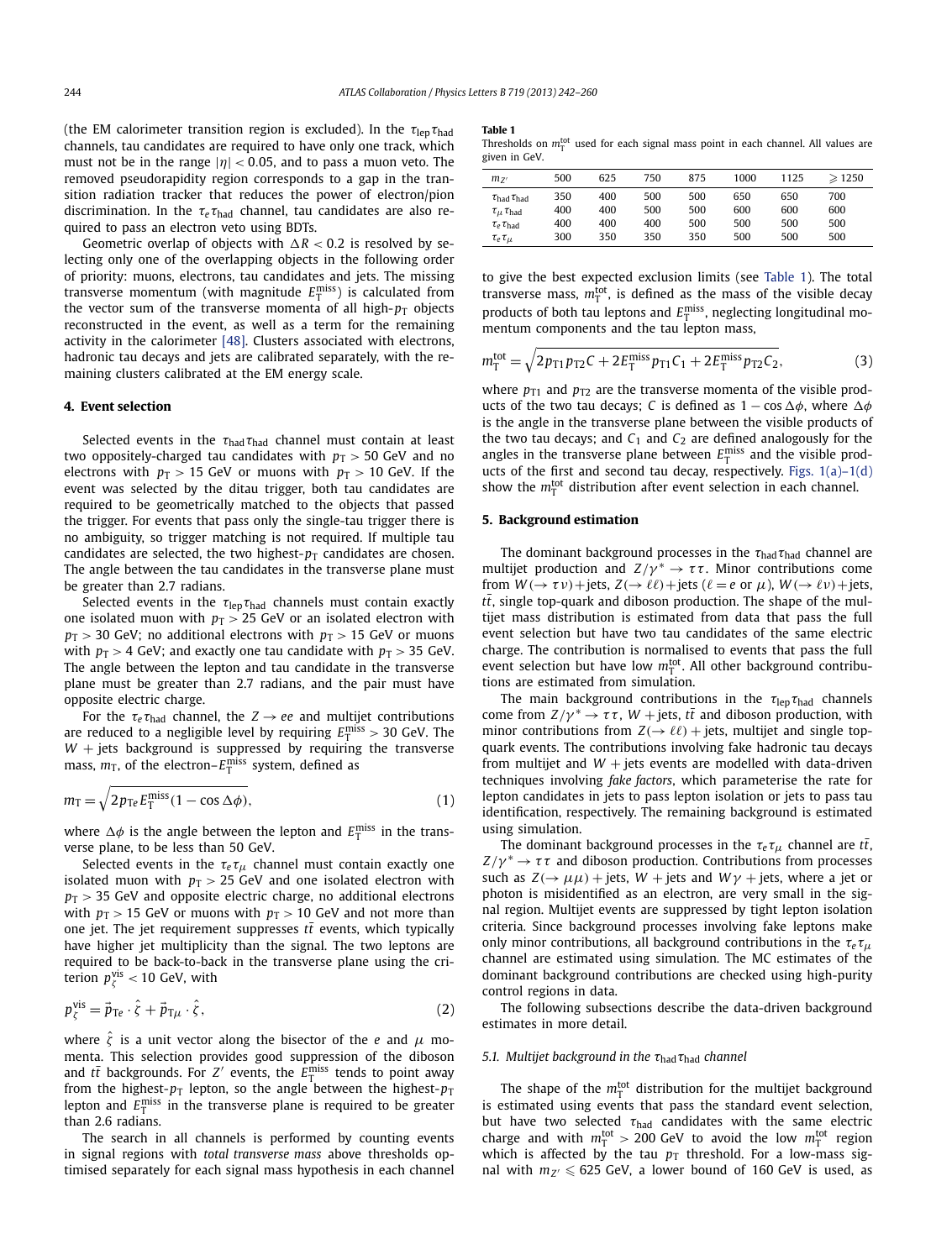(the EM calorimeter transition region is excluded). In the $\tau_{lep}\tau_{had}$ channels, tau candidates are required to have only one track, which must not be in the range $|\eta| < 0.05$, and to pass a muon veto. The removed pseudorapidity region corresponds to a gap in the transition radiation tracker that reduces the power of electron/pion discrimination. In the $\tau_e\tau_{had}$ channel, tau candidates are also required to pass an electron veto using BDTs.

Geometric overlap of objects with $\Delta R < 0.2$ is resolved by selecting only one of the overlapping objects in the following order of priority: muons, electrons, tau candidates and jets. The missing transverse momentum (with magnitude $E_T^{miss}$) is calculated from the vector sum of the transverse momenta of all high-$p_T$ objects reconstructed in the event, as well as a term for the remaining activity in the calorimeter [48]. Clusters associated with electrons, hadronic tau decays and jets are calibrated separately, with the remaining clusters calibrated at the EM energy scale.

## 4. Event selection

Selected events in the $\tau_{had}\tau_{had}$ channel must contain at least two oppositely-charged tau candidates with $p_T > 50$ GeV and no electrons with $p_T > 15$ GeV or muons with $p_T > 10$ GeV. If the event was selected by the ditau trigger, both tau candidates are required to be geometrically matched to the objects that passed the trigger. For events that pass only the single-tau trigger there is no ambiguity, so trigger matching is not required. If multiple tau candidates are selected, the two highest-$p_T$ candidates are chosen. The angle between the tau candidates in the transverse plane must be greater than 2.7 radians.

Selected events in the $\tau_{lep}\tau_{had}$ channels must contain exactly one isolated muon with $p_T > 25$ GeV or an isolated electron with $p_T > 30$ GeV; no additional electrons with $p_T > 15$ GeV or muons with $p_T > 4$ GeV; and exactly one tau candidate with $p_T > 35$ GeV. The angle between the lepton and tau candidate in the transverse plane must be greater than 2.7 radians, and the pair must have opposite electric charge.

For the $\tau_e\tau_{had}$ channel, the $Z \to ee$ and multijet contributions are reduced to a negligible level by requiring $E_T^{miss} > 30$ GeV. The $W$ + jets background is suppressed by requiring the transverse mass, $m_T$, of the electron–$E_T^{miss}$ system, defined as

$$m_T = \sqrt{2 p_{Te} E_T^{miss} (1 - \cos\Delta\phi)}, \tag{1}$$

where $\Delta\phi$ is the angle between the lepton and $E_T^{miss}$ in the transverse plane, to be less than 50 GeV.

Selected events in the $\tau_e\tau_\mu$ channel must contain exactly one isolated muon with $p_T > 25$ GeV and one isolated electron with $p_T > 35$ GeV and opposite electric charge, no additional electrons with $p_T > 15$ GeV or muons with $p_T > 10$ GeV and not more than one jet. The jet requirement suppresses $t\bar{t}$ events, which typically have higher jet multiplicity than the signal. The two leptons are required to be back-to-back in the transverse plane using the criterion $p_\zeta^{vis} < 10$ GeV, with

$$p_\zeta^{vis} = \vec{p}_{Te} \cdot \hat{\zeta} + \vec{p}_{T\mu} \cdot \hat{\zeta}, \tag{2}$$

where $\hat{\zeta}$ is a unit vector along the bisector of the $e$ and $\mu$ momenta. This selection provides good suppression of the diboson and $t\bar{t}$ backgrounds. For $Z'$ events, the $E_T^{miss}$ tends to point away from the highest-$p_T$ lepton, so the angle between the highest-$p_T$ lepton and $E_T^{miss}$ in the transverse plane is required to be greater than 2.6 radians.

The search in all channels is performed by counting events in signal regions with *total transverse mass* above thresholds optimised separately for each signal mass hypothesis in each channel to give the best expected exclusion limits (see Table 1). The total transverse mass, $m_T^{tot}$, is defined as the mass of the visible decay products of both tau leptons and $E_T^{miss}$, neglecting longitudinal momentum components and the tau lepton mass,

**Table 1**
Thresholds on $m_T^{tot}$ used for each signal mass point in each channel. All values are given in GeV.

| $m_{Z'}$ | 500 | 625 | 750 | 875 | 1000 | 1125 | $\geqslant 1250$ |
|---|---|---|---|---|---|---|---|
| $\tau_{had}\tau_{had}$ | 350 | 400 | 500 | 500 | 650 | 650 | 700 |
| $\tau_\mu\tau_{had}$ | 400 | 400 | 500 | 500 | 600 | 600 | 600 |
| $\tau_e\tau_{had}$ | 400 | 400 | 400 | 500 | 500 | 500 | 500 |
| $\tau_e\tau_\mu$ | 300 | 350 | 350 | 350 | 500 | 500 | 500 |

$$m_T^{tot} = \sqrt{2 p_{T1} p_{T2} C + 2 E_T^{miss} p_{T1} C_1 + 2 E_T^{miss} p_{T2} C_2}, \tag{3}$$

where $p_{T1}$ and $p_{T2}$ are the transverse momenta of the visible products of the two tau decays; $C$ is defined as $1 - \cos\Delta\phi$, where $\Delta\phi$ is the angle in the transverse plane between the visible products of the two tau decays; and $C_1$ and $C_2$ are defined analogously for the angles in the transverse plane between $E_T^{miss}$ and the visible products of the first and second tau decay, respectively. Figs. 1(a)–1(d) show the $m_T^{tot}$ distribution after event selection in each channel.

## 5. Background estimation

The dominant background processes in the $\tau_{had}\tau_{had}$ channel are multijet production and $Z/\gamma^* \to \tau\tau$. Minor contributions come from $W(\to \tau\nu)$+jets, $Z(\to \ell\ell)$+jets ($\ell = e$ or $\mu$), $W(\to \ell\nu)$+jets, $t\bar{t}$, single top-quark and diboson production. The shape of the multijet mass distribution is estimated from data that pass the full event selection but have two tau candidates of the same electric charge. The contribution is normalised to events that pass the full event selection but have low $m_T^{tot}$. All other background contributions are estimated from simulation.

The main background contributions in the $\tau_{lep}\tau_{had}$ channels come from $Z/\gamma^* \to \tau\tau$, $W$ + jets, $t\bar{t}$ and diboson production, with minor contributions from $Z(\to \ell\ell)$ + jets, multijet and single top-quark events. The contributions involving fake hadronic tau decays from multijet and $W$ + jets events are modelled with data-driven techniques involving *fake factors*, which parameterise the rate for lepton candidates in jets to pass lepton isolation or jets to pass tau identification, respectively. The remaining background is estimated using simulation.

The dominant background processes in the $\tau_e\tau_\mu$ channel are $t\bar{t}$, $Z/\gamma^* \to \tau\tau$ and diboson production. Contributions from processes such as $Z(\to \mu\mu)$ + jets, $W$ + jets and $W\gamma$ + jets, where a jet or photon is misidentified as an electron, are very small in the signal region. Multijet events are suppressed by tight lepton isolation criteria. Since background processes involving fake leptons make only minor contributions, all background contributions in the $\tau_e\tau_\mu$ channel are estimated using simulation. The MC estimates of the dominant background contributions are checked using high-purity control regions in data.

The following subsections describe the data-driven background estimates in more detail.

### 5.1. Multijet background in the $\tau_{had}\tau_{had}$ channel

The shape of the $m_T^{tot}$ distribution for the multijet background is estimated using events that pass the standard event selection, but have two selected $\tau_{had}$ candidates with the same electric charge and with $m_T^{tot} > 200$ GeV to avoid the low $m_T^{tot}$ region which is affected by the tau $p_T$ threshold. For a low-mass signal with $m_{Z'} \leqslant 625$ GeV, a lower bound of 160 GeV is used, as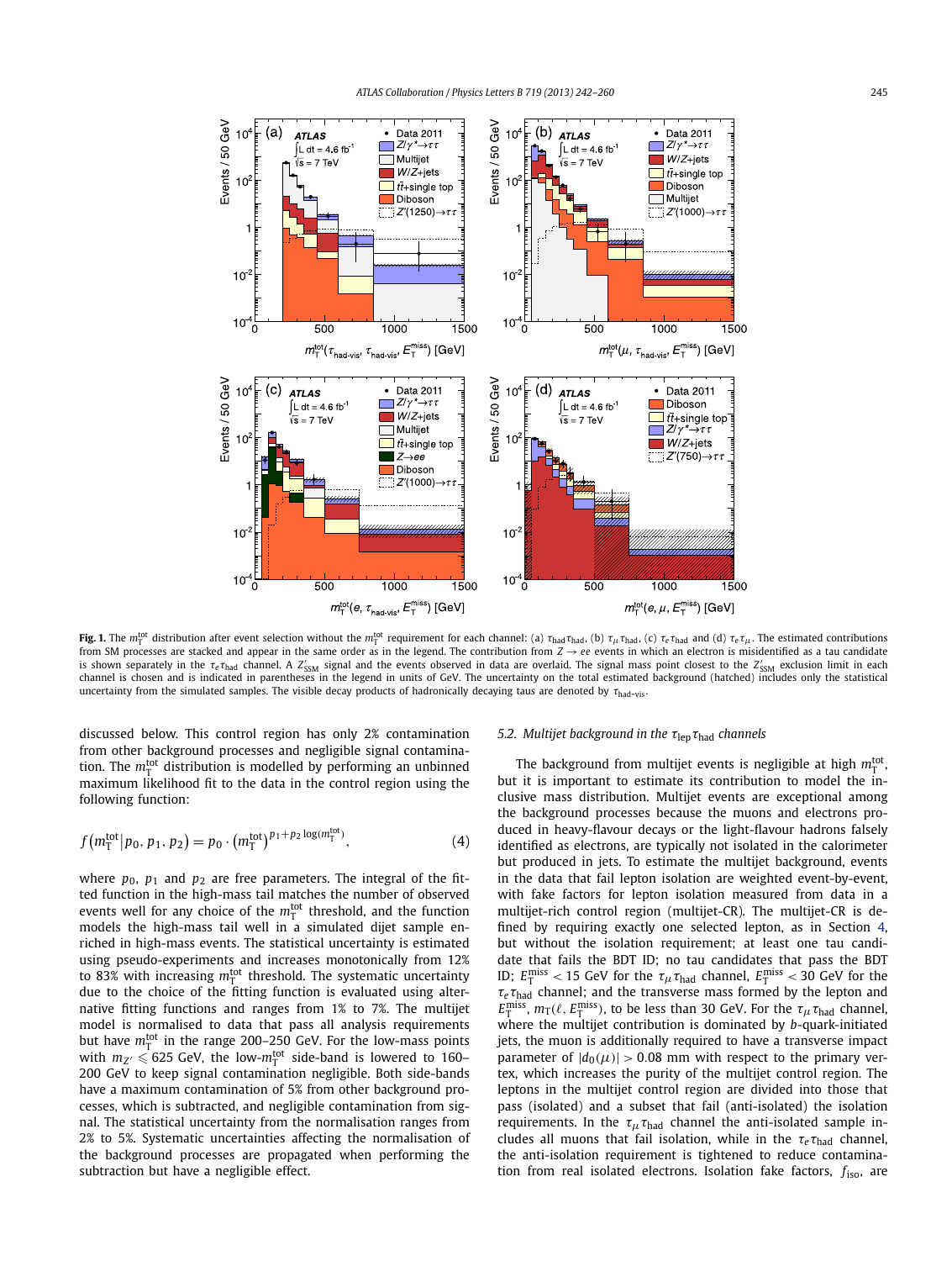**Fig. 1.** The $m_T^{tot}$ distribution after event selection without the $m_T^{tot}$ requirement for each channel: (a) $\tau_{had}\tau_{had}$, (b) $\tau_\mu\tau_{had}$, (c) $\tau_e\tau_{had}$ and (d) $\tau_e\tau_\mu$. The estimated contributions from SM processes are stacked and appear in the same order as in the legend. The contribution from $Z \to ee$ events in which an electron is misidentified as a tau candidate is shown separately in the $\tau_e\tau_{had}$ channel. A $Z'_{SSM}$ signal and the events observed in data are overlaid. The signal mass point closest to the $Z'_{SSM}$ exclusion limit in each channel is chosen and is indicated in parentheses in the legend in units of GeV. The uncertainty on the total estimated background (hatched) includes only the statistical uncertainty from the simulated samples. The visible decay products of hadronically decaying taus are denoted by $\tau_{had\text{-}vis}$.

discussed below. This control region has only 2% contamination from other background processes and negligible signal contamination. The $m_T^{tot}$ distribution is modelled by performing an unbinned maximum likelihood fit to the data in the control region using the following function:

$$f\left(m_T^{tot} \middle| p_0, p_1, p_2\right) = p_0 \cdot \left(m_T^{tot}\right)^{p_1 + p_2 \log(m_T^{tot})}, \tag{4}$$

where $p_0$, $p_1$ and $p_2$ are free parameters. The integral of the fitted function in the high-mass tail matches the number of observed events well for any choice of the $m_T^{tot}$ threshold, and the function models the high-mass tail well in a simulated dijet sample enriched in high-mass events. The statistical uncertainty is estimated using pseudo-experiments and increases monotonically from 12% to 83% with increasing $m_T^{tot}$ threshold. The systematic uncertainty due to the choice of the fitting function is evaluated using alternative fitting functions and ranges from 1% to 7%. The multijet model is normalised to data that pass all analysis requirements but have $m_T^{tot}$ in the range 200–250 GeV. For the low-mass points with $m_{Z'} \leqslant 625$ GeV, the low-$m_T^{tot}$ side-band is lowered to 160–200 GeV to keep signal contamination negligible. Both side-bands have a maximum contamination of 5% from other background processes, which is subtracted, and negligible contamination from signal. The statistical uncertainty from the normalisation ranges from 2% to 5%. Systematic uncertainties affecting the normalisation of the background processes are propagated when performing the subtraction but have a negligible effect.

### 5.2. Multijet background in the $\tau_{lep}\tau_{had}$ channels

The background from multijet events is negligible at high $m_T^{tot}$, but it is important to estimate its contribution to model the inclusive mass distribution. Multijet events are exceptional among the background processes because the muons and electrons produced in heavy-flavour decays or the light-flavour hadrons falsely identified as electrons, are typically not isolated in the calorimeter but produced in jets. To estimate the multijet background, events in the data that fail lepton isolation are weighted event-by-event, with fake factors for lepton isolation measured from data in a multijet-rich control region (multijet-CR). The multijet-CR is defined by requiring exactly one selected lepton, as in Section 4, but without the isolation requirement; at least one tau candidate that fails the BDT ID; no tau candidates that pass the BDT ID; $E_T^{miss} < 15$ GeV for the $\tau_\mu\tau_{had}$ channel, $E_T^{miss} < 30$ GeV for the $\tau_e\tau_{had}$ channel; and the transverse mass formed by the lepton and $E_T^{miss}$, $m_T(\ell, E_T^{miss})$, to be less than 30 GeV. For the $\tau_\mu\tau_{had}$ channel, where the multijet contribution is dominated by $b$-quark-initiated jets, the muon is additionally required to have a transverse impact parameter of $|d_0(\mu)| > 0.08$ mm with respect to the primary vertex, which increases the purity of the multijet control region. The leptons in the multijet control region are divided into those that pass (isolated) and a subset that fail (anti-isolated) the isolation requirements. In the $\tau_\mu\tau_{had}$ channel the anti-isolated sample includes all muons that fail isolation, while in the $\tau_e\tau_{had}$ channel, the anti-isolation requirement is tightened to reduce contamination from real isolated electrons. Isolation fake factors, $f_{iso}$, are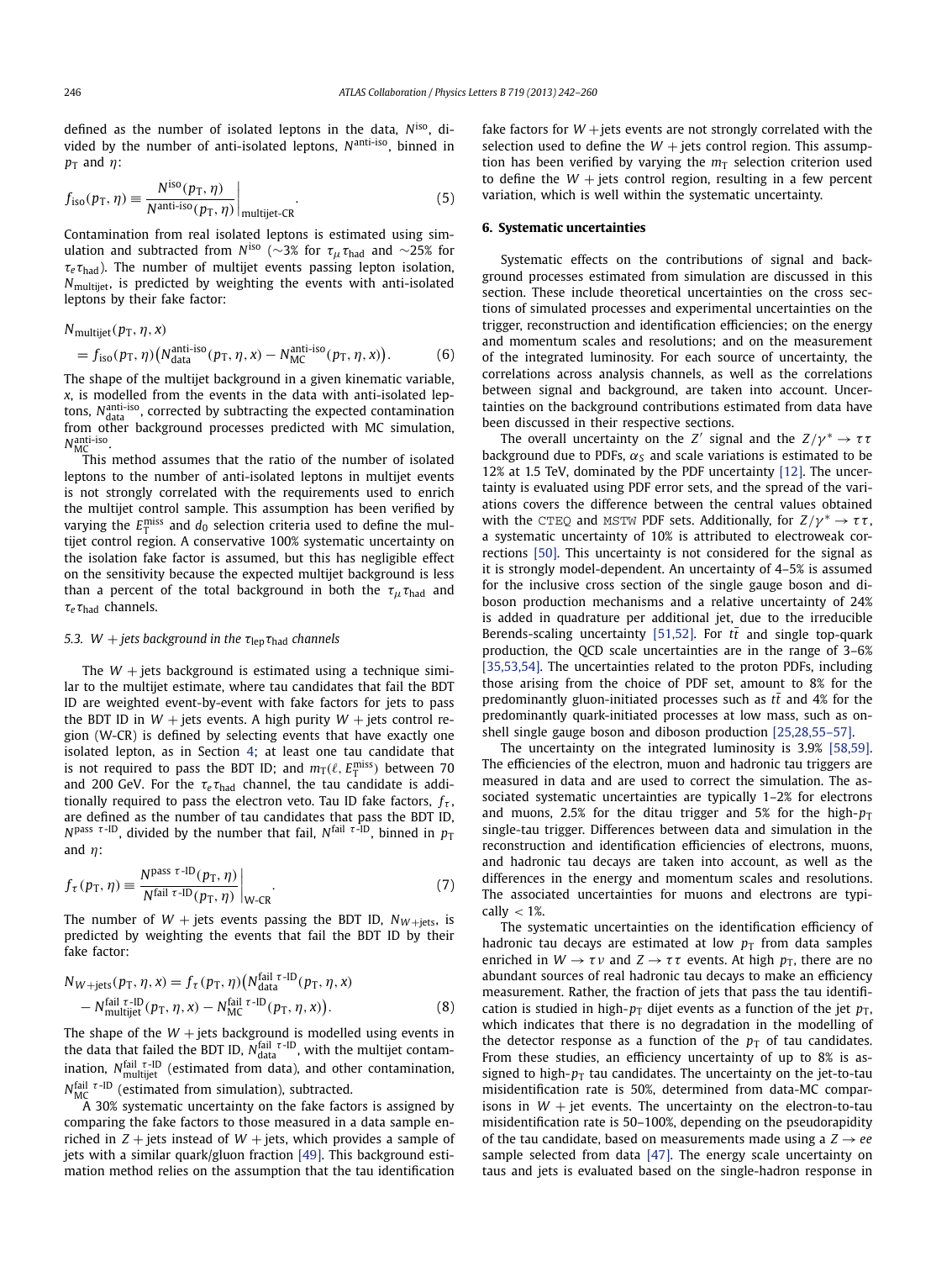defined as the number of isolated leptons in the data, $N^{\text{iso}}$, divided by the number of anti-isolated leptons, $N^{\text{anti-iso}}$, binned in $p_{\text{T}}$ and $\eta$:

$$f_{\text{iso}}(p_{\text{T}}, \eta) \equiv \left. \frac{N^{\text{iso}}(p_{\text{T}}, \eta)}{N^{\text{anti-iso}}(p_{\text{T}}, \eta)} \right|_{\text{multijet-CR}}. \quad (5)$$

Contamination from real isolated leptons is estimated using simulation and subtracted from $N^{\text{iso}}$ ($\sim$3% for $\tau_\mu \tau_{\text{had}}$ and $\sim$25% for $\tau_e \tau_{\text{had}}$). The number of multijet events passing lepton isolation, $N_{\text{multijet}}$, is predicted by weighting the events with anti-isolated leptons by their fake factor:

$$N_{\text{multijet}}(p_{\text{T}}, \eta, x) = f_{\text{iso}}(p_{\text{T}}, \eta)\big(N^{\text{anti-iso}}_{\text{data}}(p_{\text{T}}, \eta, x) - N^{\text{anti-iso}}_{\text{MC}}(p_{\text{T}}, \eta, x)\big). \quad (6)$$

The shape of the multijet background in a given kinematic variable, $x$, is modelled from the events in the data with anti-isolated leptons, $N^{\text{anti-iso}}_{\text{data}}$, corrected by subtracting the expected contamination from other background processes predicted with MC simulation, $N^{\text{anti-iso}}_{\text{MC}}$.

This method assumes that the ratio of the number of isolated leptons to the number of anti-isolated leptons in multijet events is not strongly correlated with the requirements used to enrich the multijet control sample. This assumption has been verified by varying the $E_{\text{T}}^{\text{miss}}$ and $d_0$ selection criteria used to define the multijet control region. A conservative 100% systematic uncertainty on the isolation fake factor is assumed, but this has negligible effect on the sensitivity because the expected multijet background is less than a percent of the total background in both the $\tau_\mu \tau_{\text{had}}$ and $\tau_e \tau_{\text{had}}$ channels.

### 5.3. $W$ + jets background in the $\tau_{\text{lep}} \tau_{\text{had}}$ channels

The $W$ + jets background is estimated using a technique similar to the multijet estimate, where tau candidates that fail the BDT ID are weighted event-by-event with fake factors for jets to pass the BDT ID in $W$ + jets events. A high purity $W$ + jets control region (W-CR) is defined by selecting events that have exactly one isolated lepton, as in Section 4; at least one tau candidate that is not required to pass the BDT ID; and $m_{\text{T}}(\ell, E_{\text{T}}^{\text{miss}})$ between 70 and 200 GeV. For the $\tau_e \tau_{\text{had}}$ channel, the tau candidate is additionally required to pass the electron veto. Tau ID fake factors, $f_\tau$, are defined as the number of tau candidates that pass the BDT ID, $N^{\text{pass } \tau\text{-ID}}$, divided by the number that fail, $N^{\text{fail } \tau\text{-ID}}$, binned in $p_{\text{T}}$ and $\eta$:

$$f_\tau(p_{\text{T}}, \eta) \equiv \left. \frac{N^{\text{pass } \tau\text{-ID}}(p_{\text{T}}, \eta)}{N^{\text{fail } \tau\text{-ID}}(p_{\text{T}}, \eta)} \right|_{\text{W-CR}}. \quad (7)$$

The number of $W$ + jets events passing the BDT ID, $N_{W+\text{jets}}$, is predicted by weighting the events that fail the BDT ID by their fake factor:

$$N_{W+\text{jets}}(p_{\text{T}}, \eta, x) = f_\tau(p_{\text{T}}, \eta)\big(N^{\text{fail } \tau\text{-ID}}_{\text{data}}(p_{\text{T}}, \eta, x) - N^{\text{fail } \tau\text{-ID}}_{\text{multijet}}(p_{\text{T}}, \eta, x) - N^{\text{fail } \tau\text{-ID}}_{\text{MC}}(p_{\text{T}}, \eta, x)\big). \quad (8)$$

The shape of the $W$ + jets background is modelled using events in the data that failed the BDT ID, $N^{\text{fail } \tau\text{-ID}}_{\text{data}}$, with the multijet contamination, $N^{\text{fail } \tau\text{-ID}}_{\text{multijet}}$ (estimated from data), and other contamination, $N^{\text{fail } \tau\text{-ID}}_{\text{MC}}$ (estimated from simulation), subtracted.

A 30% systematic uncertainty on the fake factors is assigned by comparing the fake factors to those measured in a data sample enriched in $Z$ + jets instead of $W$ + jets, which provides a sample of jets with a similar quark/gluon fraction [49]. This background estimation method relies on the assumption that the tau identification fake factors for $W$ + jets events are not strongly correlated with the selection used to define the $W$ + jets control region. This assumption has been verified by varying the $m_{\text{T}}$ selection criterion used to define the $W$ + jets control region, resulting in a few percent variation, which is well within the systematic uncertainty.

## 6. Systematic uncertainties

Systematic effects on the contributions of signal and background processes estimated from simulation are discussed in this section. These include theoretical uncertainties on the cross sections of simulated processes and experimental uncertainties on the trigger, reconstruction and identification efficiencies; on the energy and momentum scales and resolutions; and on the measurement of the integrated luminosity. For each source of uncertainty, the correlations across analysis channels, as well as the correlations between signal and background, are taken into account. Uncertainties on the background contributions estimated from data have been discussed in their respective sections.

The overall uncertainty on the $Z'$ signal and the $Z/\gamma^* \to \tau\tau$ background due to PDFs, $\alpha_S$ and scale variations is estimated to be 12% at 1.5 TeV, dominated by the PDF uncertainty [12]. The uncertainty is evaluated using PDF error sets, and the spread of the variations covers the difference between the central values obtained with the CTEQ and MSTW PDF sets. Additionally, for $Z/\gamma^* \to \tau\tau$, a systematic uncertainty of 10% is attributed to electroweak corrections [50]. This uncertainty is not considered for the signal as it is strongly model-dependent. An uncertainty of 4–5% is assumed for the inclusive cross section of the single gauge boson and diboson production mechanisms and a relative uncertainty of 24% is added in quadrature per additional jet, due to the irreducible Berends-scaling uncertainty [51,52]. For $t\bar{t}$ and single top-quark production, the QCD scale uncertainties are in the range of 3–6% [35,53,54]. The uncertainties related to the proton PDFs, including those arising from the choice of PDF set, amount to 8% for the predominantly gluon-initiated processes such as $t\bar{t}$ and 4% for the predominantly quark-initiated processes at low mass, such as on-shell single gauge boson and diboson production [25,28,55–57].

The uncertainty on the integrated luminosity is 3.9% [58,59]. The efficiencies of the electron, muon and hadronic tau triggers are measured in data and are used to correct the simulation. The associated systematic uncertainties are typically 1–2% for electrons and muons, 2.5% for the ditau trigger and 5% for the high-$p_{\text{T}}$ single-tau trigger. Differences between data and simulation in the reconstruction and identification efficiencies of electrons, muons, and hadronic tau decays are taken into account, as well as the differences in the energy and momentum scales and resolutions. The associated uncertainties for muons and electrons are typically $< 1$%.

The systematic uncertainties on the identification efficiency of hadronic tau decays are estimated at low $p_{\text{T}}$ from data samples enriched in $W \to \tau\nu$ and $Z \to \tau\tau$ events. At high $p_{\text{T}}$, there are no abundant sources of real hadronic tau decays to make an efficiency measurement. Rather, the fraction of jets that pass the tau identification is studied in high-$p_{\text{T}}$ dijet events as a function of the jet $p_{\text{T}}$, which indicates that there is no degradation in the modelling of the detector response as a function of the $p_{\text{T}}$ of tau candidates. From these studies, an efficiency uncertainty of up to 8% is assigned to high-$p_{\text{T}}$ tau candidates. The uncertainty on the jet-to-tau misidentification rate is 50%, determined from data-MC comparisons in $W$ + jet events. The uncertainty on the electron-to-tau misidentification rate is 50–100%, depending on the pseudorapidity of the tau candidate, based on measurements made using a $Z \to ee$ sample selected from data [47]. The energy scale uncertainty on taus and jets is evaluated based on the single-hadron response in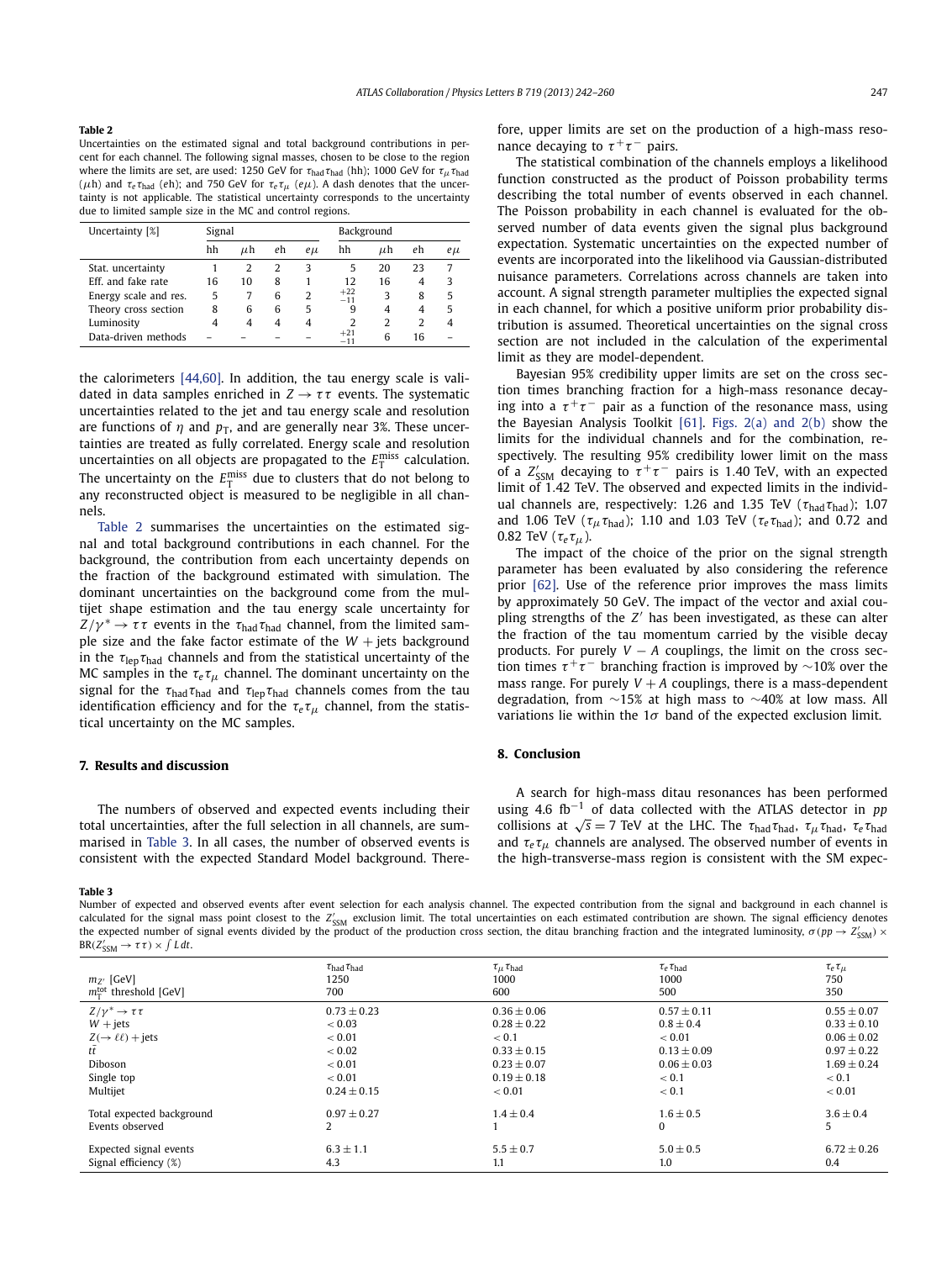**Table 2**
Uncertainties on the estimated signal and total background contributions in percent for each channel. The following signal masses, chosen to be close to the region where the limits are set, are used: 1250 GeV for $\tau_{had}\tau_{had}$ (hh); 1000 GeV for $\tau_{\mu}\tau_{had}$ ($\mu$h) and $\tau_{e}\tau_{had}$ (eh); and 750 GeV for $\tau_{e}\tau_{\mu}$ ($e\mu$). A dash denotes that the uncertainty is not applicable. The statistical uncertainty corresponds to the uncertainty due to limited sample size in the MC and control regions.

| Uncertainty [%] | Signal | | | | Background | | | |
|---|---|---|---|---|---|---|---|---|
| | hh | $\mu$h | eh | $e\mu$ | hh | $\mu$h | eh | $e\mu$ |
| Stat. uncertainty | 1 | 2 | 2 | 3 | 5 | 20 | 23 | 7 |
| Eff. and fake rate | 16 | 10 | 8 | 1 | 12 | 16 | 4 | 3 |
| Energy scale and res. | 5 | 7 | 6 | 2 | $^{+22}_{-11}$ | 3 | 8 | 5 |
| Theory cross section | 8 | 6 | 6 | 5 | 9 | 4 | 4 | 5 |
| Luminosity | 4 | 4 | 4 | 4 | 2 | 2 | 2 | 4 |
| Data-driven methods | – | – | – | – | $^{+21}_{-11}$ | 6 | 16 | – |

the calorimeters [44,60]. In addition, the tau energy scale is validated in data samples enriched in $Z \to \tau\tau$ events. The systematic uncertainties related to the jet and tau energy scale and resolution are functions of $\eta$ and $p_{\mathrm{T}}$, and are generally near 3%. These uncertainties are treated as fully correlated. Energy scale and resolution uncertainties on all objects are propagated to the $E_{\mathrm{T}}^{\mathrm{miss}}$ calculation. The uncertainty on the $E_{\mathrm{T}}^{\mathrm{miss}}$ due to clusters that do not belong to any reconstructed object is measured to be negligible in all channels.

Table 2 summarises the uncertainties on the estimated signal and total background contributions in each channel. For the background, the contribution from each uncertainty depends on the fraction of the background estimated with simulation. The dominant uncertainties on the background come from the multijet shape estimation and the tau energy scale uncertainty for $Z/\gamma^{*} \to \tau\tau$ events in the $\tau_{had}\tau_{had}$ channel, from the limited sample size and the fake factor estimate of the $W+$jets background in the $\tau_{lep}\tau_{had}$ channels and from the statistical uncertainty of the MC samples in the $\tau_{e}\tau_{\mu}$ channel. The dominant uncertainty on the signal for the $\tau_{had}\tau_{had}$ and $\tau_{lep}\tau_{had}$ channels comes from the tau identification efficiency and for the $\tau_{e}\tau_{\mu}$ channel, from the statistical uncertainty on the MC samples.

## 7. Results and discussion

The numbers of observed and expected events including their total uncertainties, after the full selection in all channels, are summarised in Table 3. In all cases, the number of observed events is consistent with the expected Standard Model background. Therefore, upper limits are set on the production of a high-mass resonance decaying to $\tau^{+}\tau^{-}$ pairs.

The statistical combination of the channels employs a likelihood function constructed as the product of Poisson probability terms describing the total number of events observed in each channel. The Poisson probability in each channel is evaluated for the observed number of data events given the signal plus background expectation. Systematic uncertainties on the expected number of events are incorporated into the likelihood via Gaussian-distributed nuisance parameters. Correlations across channels are taken into account. A signal strength parameter multiplies the expected signal in each channel, for which a positive uniform prior probability distribution is assumed. Theoretical uncertainties on the signal cross section are not included in the calculation of the experimental limit as they are model-dependent.

Bayesian 95% credibility upper limits are set on the cross section times branching fraction for a high-mass resonance decaying into a $\tau^{+}\tau^{-}$ pair as a function of the resonance mass, using the Bayesian Analysis Toolkit [61]. Figs. 2(a) and 2(b) show the limits for the individual channels and for the combination, respectively. The resulting 95% credibility lower limit on the mass of a $Z'_{\mathrm{SSM}}$ decaying to $\tau^{+}\tau^{-}$ pairs is 1.40 TeV, with an expected limit of 1.42 TeV. The observed and expected limits in the individual channels are, respectively: 1.26 and 1.35 TeV ($\tau_{had}\tau_{had}$); 1.07 and 1.06 TeV ($\tau_{\mu}\tau_{had}$); 1.10 and 1.03 TeV ($\tau_{e}\tau_{had}$); and 0.72 and 0.82 TeV ($\tau_{e}\tau_{\mu}$).

The impact of the choice of the prior on the signal strength parameter has been evaluated by also considering the reference prior [62]. Use of the reference prior improves the mass limits by approximately 50 GeV. The impact of the vector and axial coupling strengths of the $Z'$ has been investigated, as these can alter the fraction of the tau momentum carried by the visible decay products. For purely $V-A$ couplings, the limit on the cross section times $\tau^{+}\tau^{-}$ branching fraction is improved by ~10% over the mass range. For purely $V+A$ couplings, there is a mass-dependent degradation, from ~15% at high mass to ~40% at low mass. All variations lie within the $1\sigma$ band of the expected exclusion limit.

## 8. Conclusion

A search for high-mass ditau resonances has been performed using 4.6 fb$^{-1}$ of data collected with the ATLAS detector in $pp$ collisions at $\sqrt{s} = 7$ TeV at the LHC. The $\tau_{had}\tau_{had}$, $\tau_{\mu}\tau_{had}$, $\tau_{e}\tau_{had}$ and $\tau_{e}\tau_{\mu}$ channels are analysed. The observed number of events in the high-transverse-mass region is consistent with the SM expec-

**Table 3**
Number of expected and observed events after event selection for each analysis channel. The expected contribution from the signal and background in each channel is calculated for the signal mass point closest to the $Z'_{\mathrm{SSM}}$ exclusion limit. The total uncertainties on each estimated contribution are shown. The signal efficiency denotes the expected number of signal events divided by the product of the production cross section, the ditau branching fraction and the integrated luminosity, $\sigma(pp \to Z'_{\mathrm{SSM}}) \times \mathrm{BR}(Z'_{\mathrm{SSM}} \to \tau\tau) \times \int L\,dt$.

| | $\tau_{had}\tau_{had}$ | $\tau_{\mu}\tau_{had}$ | $\tau_{e}\tau_{had}$ | $\tau_{e}\tau_{\mu}$ |
|---|---|---|---|---|
| $m_{Z'}$ [GeV] | 1250 | 1000 | 1000 | 750 |
| $m_{\mathrm{T}}^{\mathrm{tot}}$ threshold [GeV] | 700 | 600 | 500 | 350 |
| $Z/\gamma^{*} \to \tau\tau$ | $0.73 \pm 0.23$ | $0.36 \pm 0.06$ | $0.57 \pm 0.11$ | $0.55 \pm 0.07$ |
| $W+$jets | $< 0.03$ | $0.28 \pm 0.22$ | $0.8 \pm 0.4$ | $0.33 \pm 0.10$ |
| $Z(\to \ell\ell)+$jets | $< 0.01$ | $< 0.1$ | $< 0.01$ | $0.06 \pm 0.02$ |
| $t\bar{t}$ | $< 0.02$ | $0.33 \pm 0.15$ | $0.13 \pm 0.09$ | $0.97 \pm 0.22$ |
| Diboson | $< 0.01$ | $0.23 \pm 0.07$ | $0.06 \pm 0.03$ | $1.69 \pm 0.24$ |
| Single top | $< 0.01$ | $0.19 \pm 0.18$ | $< 0.1$ | $< 0.1$ |
| Multijet | $0.24 \pm 0.15$ | $< 0.01$ | $< 0.1$ | $< 0.01$ |
| Total expected background | $0.97 \pm 0.27$ | $1.4 \pm 0.4$ | $1.6 \pm 0.5$ | $3.6 \pm 0.4$ |
| Events observed | 2 | 1 | 0 | 5 |
| Expected signal events | $6.3 \pm 1.1$ | $5.5 \pm 0.7$ | $5.0 \pm 0.5$ | $6.72 \pm 0.26$ |
| Signal efficiency (%) | 4.3 | 1.1 | 1.0 | 0.4 |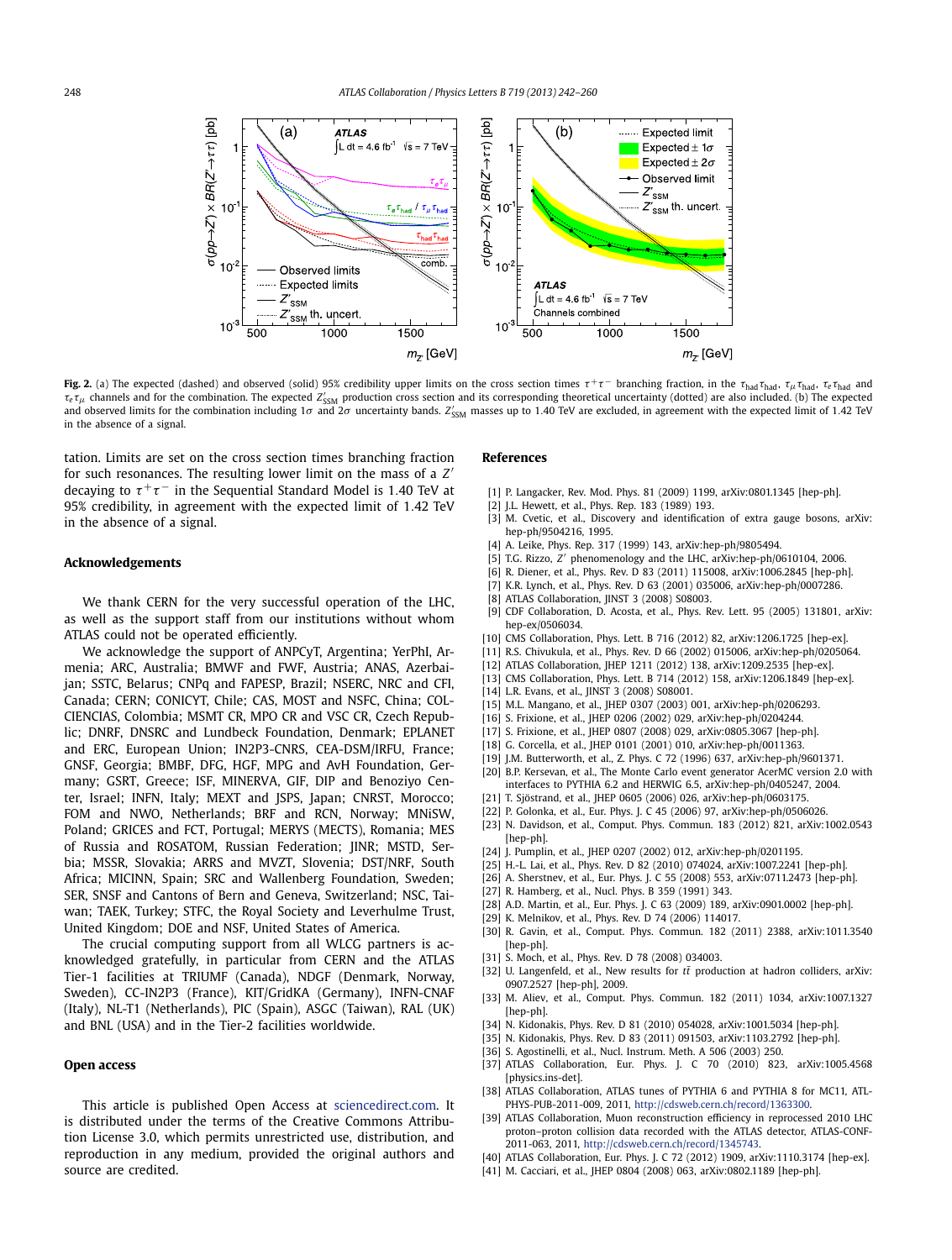**Fig. 2.** (a) The expected (dashed) and observed (solid) 95% credibility upper limits on the cross section times $\tau^+\tau^-$ branching fraction, in the $\tau_{had}\tau_{had}$, $\tau_\mu\tau_{had}$, $\tau_e\tau_{had}$ and $\tau_e\tau_\mu$ channels and for the combination. The expected $Z'_{SSM}$ production cross section and its corresponding theoretical uncertainty (dotted) are also included. (b) The expected and observed limits for the combination including $1\sigma$ and $2\sigma$ uncertainty bands. $Z'_{SSM}$ masses up to 1.40 TeV are excluded, in agreement with the expected limit of 1.42 TeV in the absence of a signal.

tation. Limits are set on the cross section times branching fraction for such resonances. The resulting lower limit on the mass of a $Z'$ decaying to $\tau^+\tau^-$ in the Sequential Standard Model is 1.40 TeV at 95% credibility, in agreement with the expected limit of 1.42 TeV in the absence of a signal.

## Acknowledgements

We thank CERN for the very successful operation of the LHC, as well as the support staff from our institutions without whom ATLAS could not be operated efficiently.

We acknowledge the support of ANPCyT, Argentina; YerPhI, Armenia; ARC, Australia; BMWF and FWF, Austria; ANAS, Azerbaijan; SSTC, Belarus; CNPq and FAPESP, Brazil; NSERC, NRC and CFI, Canada; CERN; CONICYT, Chile; CAS, MOST and NSFC, China; COLCIENCIAS, Colombia; MSMT CR, MPO CR and VSC CR, Czech Republic; DNRF, DNSRC and Lundbeck Foundation, Denmark; EPLANET and ERC, European Union; IN2P3-CNRS, CEA-DSM/IRFU, France; GNSF, Georgia; BMBF, DFG, HGF, MPG and AvH Foundation, Germany; GSRT, Greece; ISF, MINERVA, GIF, DIP and Benoziyo Center, Israel; INFN, Italy; MEXT and JSPS, Japan; CNRST, Morocco; FOM and NWO, Netherlands; BRF and RCN, Norway; MNiSW, Poland; GRICES and FCT, Portugal; MERYS (MECTS), Romania; MES of Russia and ROSATOM, Russian Federation; JINR; MSTD, Serbia; MSSR, Slovakia; ARRS and MVZT, Slovenia; DST/NRF, South Africa; MICINN, Spain; SRC and Wallenberg Foundation, Sweden; SER, SNSF and Cantons of Bern and Geneva, Switzerland; NSC, Taiwan; TAEK, Turkey; STFC, the Royal Society and Leverhulme Trust, United Kingdom; DOE and NSF, United States of America.

The crucial computing support from all WLCG partners is acknowledged gratefully, in particular from CERN and the ATLAS Tier-1 facilities at TRIUMF (Canada), NDGF (Denmark, Norway, Sweden), CC-IN2P3 (France), KIT/GridKA (Germany), INFN-CNAF (Italy), NL-T1 (Netherlands), PIC (Spain), ASGC (Taiwan), RAL (UK) and BNL (USA) and in the Tier-2 facilities worldwide.

## Open access

This article is published Open Access at sciencedirect.com. It is distributed under the terms of the Creative Commons Attribution License 3.0, which permits unrestricted use, distribution, and reproduction in any medium, provided the original authors and source are credited.

## References

[1] P. Langacker, Rev. Mod. Phys. 81 (2009) 1199, arXiv:0801.1345 [hep-ph].
[2] J.L. Hewett, et al., Phys. Rep. 183 (1989) 193.
[3] M. Cvetic, et al., Discovery and identification of extra gauge bosons, arXiv: hep-ph/9504216, 1995.
[4] A. Leike, Phys. Rep. 317 (1999) 143, arXiv:hep-ph/9805494.
[5] T.G. Rizzo, $Z'$ phenomenology and the LHC, arXiv:hep-ph/0610104, 2006.
[6] R. Diener, et al., Phys. Rev. D 83 (2011) 115008, arXiv:1006.2845 [hep-ph].
[7] K.R. Lynch, et al., Phys. Rev. D 63 (2001) 035006, arXiv:hep-ph/0007286.
[8] ATLAS Collaboration, JINST 3 (2008) S08003.
[9] CDF Collaboration, D. Acosta, et al., Phys. Rev. Lett. 95 (2005) 131801, arXiv: hep-ex/0506034.
[10] CMS Collaboration, Phys. Lett. B 716 (2012) 82, arXiv:1206.1725 [hep-ex].
[11] R.S. Chivukula, et al., Phys. Rev. D 66 (2002) 015006, arXiv:hep-ph/0205064.
[12] ATLAS Collaboration, JHEP 1211 (2012) 138, arXiv:1209.2535 [hep-ex].
[13] CMS Collaboration, Phys. Lett. B 714 (2012) 158, arXiv:1206.1849 [hep-ex].
[14] L.R. Evans, et al., JINST 3 (2008) S08001.
[15] M.L. Mangano, et al., JHEP 0307 (2003) 001, arXiv:hep-ph/0206293.
[16] S. Frixione, et al., JHEP 0206 (2002) 029, arXiv:hep-ph/0204244.
[17] S. Frixione, et al., JHEP 0807 (2008) 029, arXiv:0805.3067 [hep-ph].
[18] G. Corcella, et al., JHEP 0101 (2001) 010, arXiv:hep-ph/0011363.
[19] J.M. Butterworth, et al., Z. Phys. C 72 (1996) 637, arXiv:hep-ph/9601371.
[20] B.P. Kersevan, et al., The Monte Carlo event generator AcerMC version 2.0 with interfaces to PYTHIA 6.2 and HERWIG 6.5, arXiv:hep-ph/0405247, 2004.
[21] T. Sjöstrand, et al., JHEP 0605 (2006) 026, arXiv:hep-ph/0603175.
[22] P. Golonka, et al., Eur. Phys. J. C 45 (2006) 97, arXiv:hep-ph/0506026.
[23] N. Davidson, et al., Comput. Phys. Commun. 183 (2012) 821, arXiv:1002.0543 [hep-ph].
[24] J. Pumplin, et al., JHEP 0207 (2002) 012, arXiv:hep-ph/0201195.
[25] H.-L. Lai, et al., Phys. Rev. D 82 (2010) 074024, arXiv:1007.2241 [hep-ph].
[26] A. Sherstnev, et al., Eur. Phys. J. C 55 (2008) 553, arXiv:0711.2473 [hep-ph].
[27] R. Hamberg, et al., Nucl. Phys. B 359 (1991) 343.
[28] A.D. Martin, et al., Eur. Phys. J. C 63 (2009) 189, arXiv:0901.0002 [hep-ph].
[29] K. Melnikov, et al., Phys. Rev. D 74 (2006) 114017.
[30] R. Gavin, et al., Comput. Phys. Commun. 182 (2011) 2388, arXiv:1011.3540 [hep-ph].
[31] S. Moch, et al., Phys. Rev. D 78 (2008) 034003.
[32] U. Langenfeld, et al., New results for $t\bar{t}$ production at hadron colliders, arXiv: 0907.2527 [hep-ph], 2009.
[33] M. Aliev, et al., Comput. Phys. Commun. 182 (2011) 1034, arXiv:1007.1327 [hep-ph].
[34] N. Kidonakis, Phys. Rev. D 81 (2010) 054028, arXiv:1001.5034 [hep-ph].
[35] N. Kidonakis, Phys. Rev. D 83 (2011) 091503, arXiv:1103.2792 [hep-ph].
[36] S. Agostinelli, et al., Nucl. Instrum. Meth. A 506 (2003) 250.
[37] ATLAS Collaboration, Eur. Phys. J. C 70 (2010) 823, arXiv:1005.4568 [physics.ins-det].
[38] ATLAS Collaboration, ATLAS tunes of PYTHIA 6 and PYTHIA 8 for MC11, ATL-PHYS-PUB-2011-009, 2011, http://cdsweb.cern.ch/record/1363300.
[39] ATLAS Collaboration, Muon reconstruction efficiency in reprocessed 2010 LHC proton–proton collision data recorded with the ATLAS detector, ATLAS-CONF-2011-063, 2011, http://cdsweb.cern.ch/record/1345743.
[40] ATLAS Collaboration, Eur. Phys. J. C 72 (2012) 1909, arXiv:1110.3174 [hep-ex].
[41] M. Cacciari, et al., JHEP 0804 (2008) 063, arXiv:0802.1189 [hep-ph].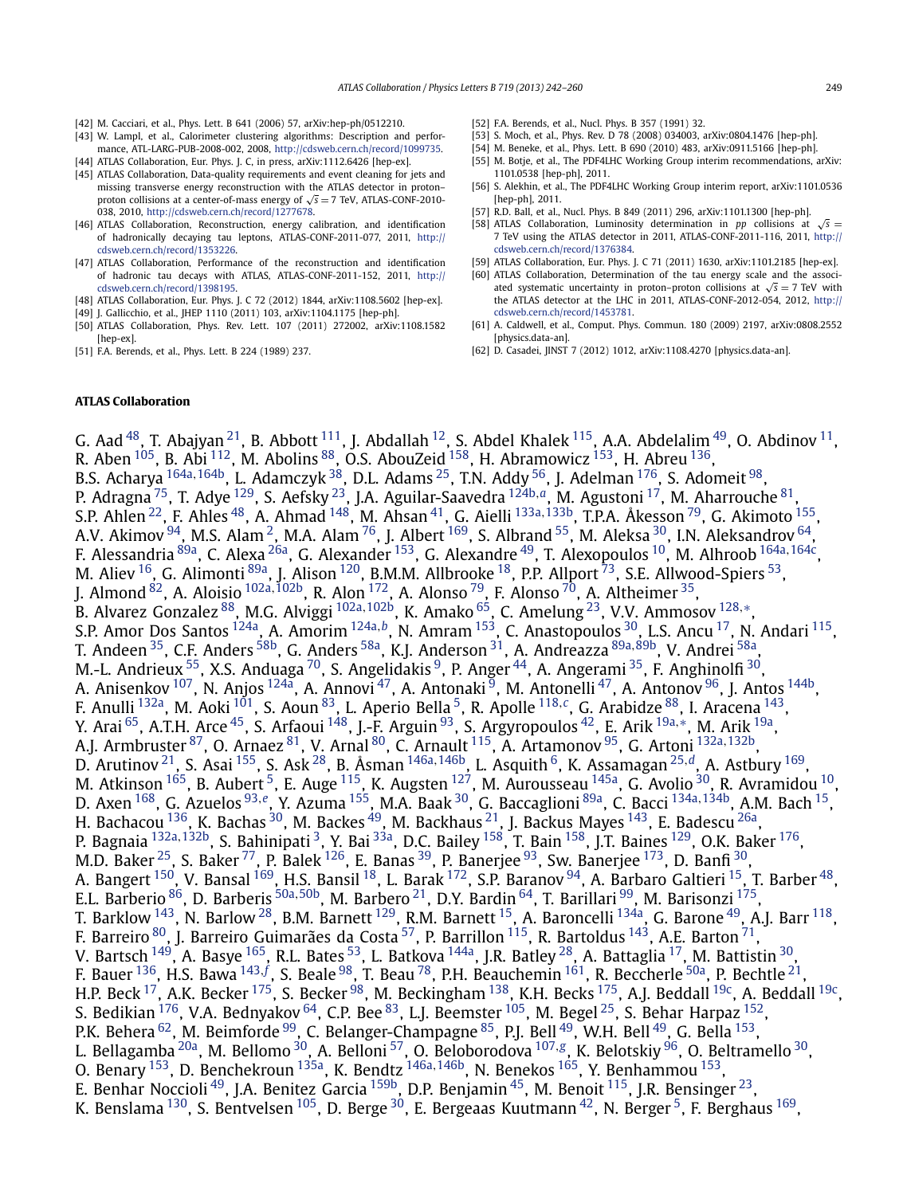[42] M. Cacciari, et al., Phys. Lett. B 641 (2006) 57, arXiv:hep-ph/0512210.

[43] W. Lampl, et al., Calorimeter clustering algorithms: Description and performance, ATL-LARG-PUB-2008-002, 2008, http://cdsweb.cern.ch/record/1099735.

[44] ATLAS Collaboration, Eur. Phys. J. C, in press, arXiv:1112.6426 [hep-ex].

[45] ATLAS Collaboration, Data-quality requirements and event cleaning for jets and missing transverse energy reconstruction with the ATLAS detector in proton–proton collisions at a center-of-mass energy of $\sqrt{s} = 7$ TeV, ATLAS-CONF-2010-038, 2010, http://cdsweb.cern.ch/record/1277678.

[46] ATLAS Collaboration, Reconstruction, energy calibration, and identification of hadronically decaying tau leptons, ATLAS-CONF-2011-077, 2011, http://cdsweb.cern.ch/record/1353226.

[47] ATLAS Collaboration, Performance of the reconstruction and identification of hadronic tau decays with ATLAS, ATLAS-CONF-2011-152, 2011, http://cdsweb.cern.ch/record/1398195.

[48] ATLAS Collaboration, Eur. Phys. J. C 72 (2012) 1844, arXiv:1108.5602 [hep-ex].

[49] J. Gallicchio, et al., JHEP 1110 (2011) 103, arXiv:1104.1175 [hep-ph].

[50] ATLAS Collaboration, Phys. Rev. Lett. 107 (2011) 272002, arXiv:1108.1582 [hep-ex].

[51] F.A. Berends, et al., Phys. Lett. B 224 (1989) 237.

[52] F.A. Berends, et al., Nucl. Phys. B 357 (1991) 32.

[53] S. Moch, et al., Phys. Rev. D 78 (2008) 034003, arXiv:0804.1476 [hep-ph].

[54] M. Beneke, et al., Phys. Lett. B 690 (2010) 483, arXiv:0911.5166 [hep-ph].

[55] M. Botje, et al., The PDF4LHC Working Group interim recommendations, arXiv:1101.0538 [hep-ph], 2011.

[56] S. Alekhin, et al., The PDF4LHC Working Group interim report, arXiv:1101.0536 [hep-ph], 2011.

[57] R.D. Ball, et al., Nucl. Phys. B 849 (2011) 296, arXiv:1101.1300 [hep-ph].

[58] ATLAS Collaboration, Luminosity determination in $pp$ collisions at $\sqrt{s} = 7$ TeV using the ATLAS detector in 2011, ATLAS-CONF-2011-116, 2011, http://cdsweb.cern.ch/record/1376384.

[59] ATLAS Collaboration, Eur. Phys. J. C 71 (2011) 1630, arXiv:1101.2185 [hep-ex].

[60] ATLAS Collaboration, Determination of the tau energy scale and the associated systematic uncertainty in proton–proton collisions at $\sqrt{s} = 7$ TeV with the ATLAS detector at the LHC in 2011, ATLAS-CONF-2012-054, 2012, http://cdsweb.cern.ch/record/1453781.

[61] A. Caldwell, et al., Comput. Phys. Commun. 180 (2009) 2197, arXiv:0808.2552 [physics.data-an].

[62] D. Casadei, JINST 7 (2012) 1012, arXiv:1108.4270 [physics.data-an].

## ATLAS Collaboration

G. Aad [48], T. Abajyan [21], B. Abbott [111], J. Abdallah [12], S. Abdel Khalek [115], A.A. Abdelalim [49], O. Abdinov [11], R. Aben [105], B. Abi [112], M. Abolins [88], O.S. AbouZeid [158], H. Abramowicz [153], H. Abreu [136], B.S. Acharya [164a,164b], L. Adamczyk [38], D.L. Adams [25], T.N. Addy [56], J. Adelman [176], S. Adomeit [98], P. Adragna [75], T. Adye [129], S. Aefsky [23], J.A. Aguilar-Saavedra [124b,a], M. Agustoni [17], M. Aharrouche [81], S.P. Ahlen [22], F. Ahles [48], A. Ahmad [148], M. Ahsan [41], G. Aielli [133a,133b], T.P.A. Åkesson [79], G. Akimoto [155], A.V. Akimov [94], M.S. Alam [2], M.A. Alam [76], J. Albert [169], S. Albrand [55], M. Aleksa [30], I.N. Aleksandrov [64], F. Alessandria [89a], C. Alexa [26a], G. Alexander [153], G. Alexandre [49], T. Alexopoulos [10], M. Alhroob [164a,164c], M. Aliev [16], G. Alimonti [89a], J. Alison [120], B.M.M. Allbrooke [18], P.P. Allport [73], S.E. Allwood-Spiers [53], J. Almond [82], A. Aloisio [102a,102b], R. Alon [172], A. Alonso [79], F. Alonso [70], A. Altheimer [35], B. Alvarez Gonzalez [88], M.G. Alviggi [102a,102b], K. Amako [65], C. Amelung [23], V.V. Ammosov [128,*], S.P. Amor Dos Santos [124a], A. Amorim [124a,b], N. Amram [153], C. Anastopoulos [30], L.S. Ancu [17], N. Andari [115], T. Andeen [35], C.F. Anders [58b], G. Anders [58a], K.J. Anderson [31], A. Andreazza [89a,89b], V. Andrei [58a], M.-L. Andrieux [55], X.S. Anduaga [70], S. Angelidakis [9], P. Anger [44], A. Angerami [35], F. Anghinolfi [30], A. Anisenkov [107], N. Anjos [124a], A. Annovi [47], A. Antonaki [9], M. Antonelli [47], A. Antonov [96], J. Antos [144b], F. Anulli [132a], M. Aoki [101], S. Aoun [83], L. Aperio Bella [5], R. Apolle [118,c], G. Arabidze [88], I. Aracena [143], Y. Arai [65], A.T.H. Arce [45], S. Arfaoui [148], J.-F. Arguin [93], S. Argyropoulos [42], E. Arik [19a,*], M. Arik [19a], A.J. Armbruster [87], O. Arnaez [81], V. Arnal [80], C. Arnault [115], A. Artamonov [95], G. Artoni [132a,132b], D. Arutinov [21], S. Asai [155], S. Ask [28], B. Åsman [146a,146b], L. Asquith [6], K. Assamagan [25,d], A. Astbury [169], M. Atkinson [165], B. Aubert [5], E. Auge [115], K. Augsten [127], M. Aurousseau [145a], G. Avolio [30], R. Avramidou [10], D. Axen [168], G. Azuelos [93,e], Y. Azuma [155], M.A. Baak [30], G. Baccaglioni [89a], C. Bacci [134a,134b], A.M. Bach [15], H. Bachacou [136], K. Bachas [30], M. Backes [49], M. Backhaus [21], J. Backus Mayes [143], E. Badescu [26a], P. Bagnaia [132a,132b], S. Bahinipati [3], Y. Bai [33a], D.C. Bailey [158], T. Bain [158], J.T. Baines [129], O.K. Baker [176], M.D. Baker [25], S. Baker [77], P. Balek [126], E. Banas [39], P. Banerjee [93], Sw. Banerjee [173], D. Banfi [30], A. Bangert [150], V. Bansal [169], H.S. Bansil [18], L. Barak [172], S.P. Baranov [94], A. Barbaro Galtieri [15], T. Barber [48], E.L. Barberio [86], D. Barberis [50a,50b], M. Barbero [21], D.Y. Bardin [64], T. Barillari [99], M. Barisonzi [175], T. Barklow [143], N. Barlow [28], B.M. Barnett [129], R.M. Barnett [15], A. Baroncelli [134a], G. Barone [49], A.J. Barr [118], F. Barreiro [80], J. Barreiro Guimarães da Costa [57], P. Barrillon [115], R. Bartoldus [143], A.E. Barton [71], V. Bartsch [149], A. Basye [165], R.L. Bates [53], L. Batkova [144a], J.R. Batley [28], A. Battaglia [17], M. Battistin [30], F. Bauer [136], H.S. Bawa [143,f], S. Beale [98], T. Beau [78], P.H. Beauchemin [161], R. Beccherle [50a], P. Bechtle [21], H.P. Beck [17], A.K. Becker [175], S. Becker [98], M. Beckingham [138], K.H. Becks [175], A.J. Beddall [19c], A. Beddall [19c], S. Bedikian [176], V.A. Bednyakov [64], C.P. Bee [83], L.J. Beemster [105], M. Begel [25], S. Behar Harpaz [152], P.K. Behera [62], M. Beimforde [99], C. Belanger-Champagne [85], P.J. Bell [49], W.H. Bell [49], G. Bella [153], L. Bellagamba [20a], M. Bellomo [30], A. Belloni [57], O. Beloborodova [107,g], K. Belotskiy [96], O. Beltramello [30], O. Benary [153], D. Benchekroun [135a], K. Bendtz [146a,146b], N. Benekos [165], Y. Benhammou [153], E. Benhar Noccioli [49], J.A. Benitez Garcia [159b], D.P. Benjamin [45], M. Benoit [115], J.R. Bensinger [23], K. Benslama [130], S. Bentvelsen [105], D. Berge [30], E. Bergeaas Kuutmann [42], N. Berger [5], F. Berghaus [169],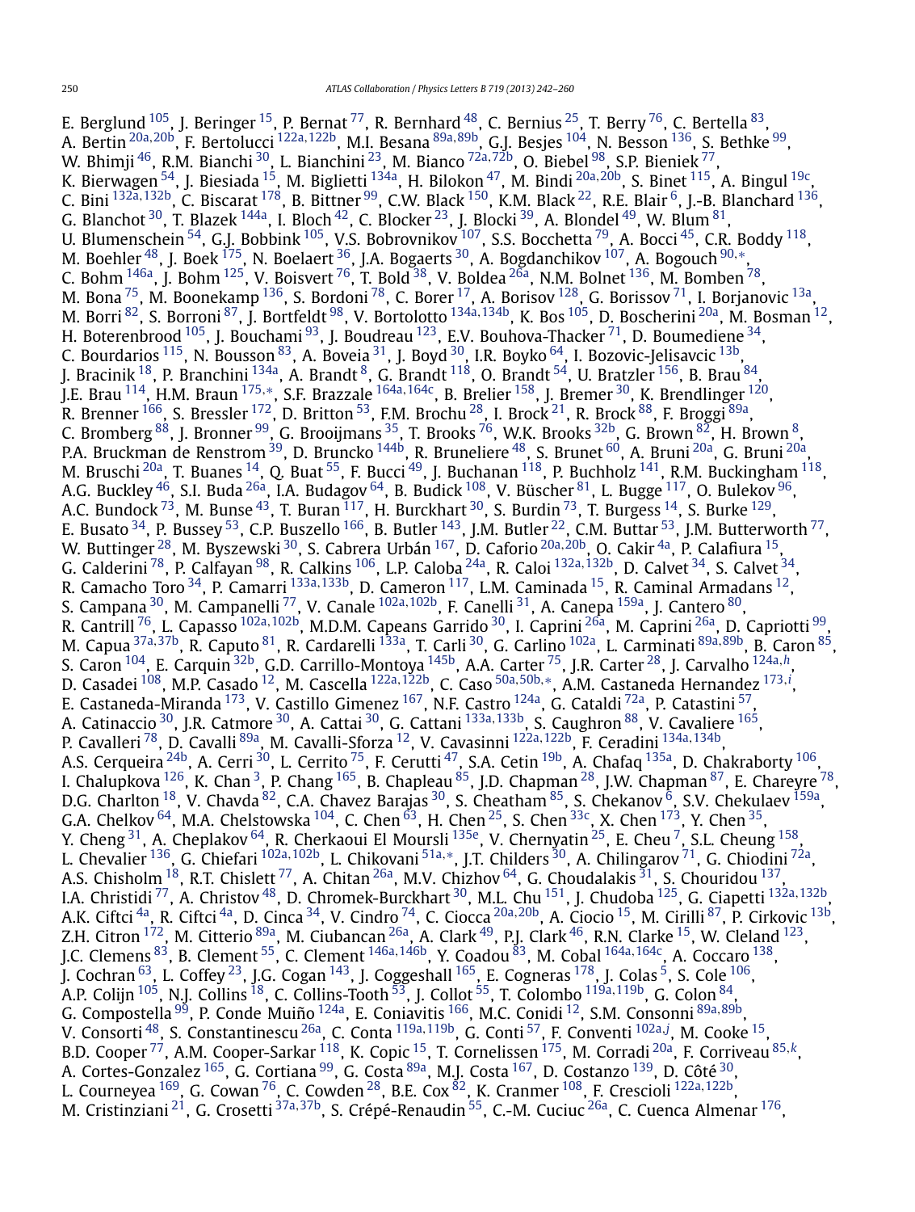E. Berglund [105], J. Beringer [15], P. Bernat [77], R. Bernhard [48], C. Bernius [25], T. Berry [76], C. Bertella [83], A. Bertin [20a,20b], F. Bertolucci [122a,122b], M.I. Besana [89a,89b], G.J. Besjes [104], N. Besson [136], S. Bethke [99], W. Bhimji [46], R.M. Bianchi [30], L. Bianchini [23], M. Bianco [72a,72b], O. Biebel [98], S.P. Bieniek [77], K. Bierwagen [54], J. Biesiada [15], M. Biglietti [134a], H. Bilokon [47], M. Bindi [20a,20b], S. Binet [115], A. Bingul [19c], C. Bini [132a,132b], C. Biscarat [178], B. Bittner [99], C.W. Black [150], K.M. Black [22], R.E. Blair [6], J.-B. Blanchard [136], G. Blanchot [30], T. Blazek [144a], I. Bloch [42], C. Blocker [23], J. Blocki [39], A. Blondel [49], W. Blum [81], U. Blumenschein [54], G.J. Bobbink [105], V.S. Bobrovnikov [107], S.S. Bocchetta [79], A. Bocci [45], C.R. Boddy [118], M. Boehler [48], J. Boek [175], N. Boelaert [36], J.A. Bogaerts [30], A. Bogdanchikov [107], A. Bogouch [90,*], C. Bohm [146a], J. Bohm [125], V. Boisvert [76], T. Bold [38], V. Boldea [26a], N.M. Bolnet [136], M. Bomben [78], M. Bona [75], M. Boonekamp [136], S. Bordoni [78], C. Borer [17], A. Borisov [128], G. Borissov [71], I. Borjanovic [13a], M. Borri [82], S. Borroni [87], J. Bortfeldt [98], V. Bortolotto [134a,134b], K. Bos [105], D. Boscherini [20a], M. Bosman [12], H. Boterenbrood [105], J. Bouchami [93], J. Boudreau [123], E.V. Bouhova-Thacker [71], D. Boumediene [34], C. Bourdarios [115], N. Bousson [83], A. Boveia [31], J. Boyd [30], I.R. Boyko [64], I. Bozovic-Jelisavcic [13b], J. Bracinik [18], P. Branchini [134a], A. Brandt [8], G. Brandt [118], O. Brandt [54], U. Bratzler [156], B. Brau [84], J.E. Brau [114], H.M. Braun [175,*], S.F. Brazzale [164a,164c], B. Brelier [158], J. Bremer [30], K. Brendlinger [120], R. Brenner [166], S. Bressler [172], D. Britton [53], F.M. Brochu [28], I. Brock [21], R. Brock [88], F. Broggi [89a], C. Bromberg [88], J. Bronner [99], G. Brooijmans [35], T. Brooks [76], W.K. Brooks [32b], G. Brown [82], H. Brown [8], P.A. Bruckman de Renstrom [39], D. Bruncko [144b], R. Bruneliere [48], S. Brunet [60], A. Bruni [20a], G. Bruni [20a], M. Bruschi [20a], T. Buanes [14], Q. Buat [55], F. Bucci [49], J. Buchanan [118], P. Buchholz [141], R.M. Buckingham [118], A.G. Buckley [46], S.I. Buda [26a], I.A. Budagov [64], B. Budick [108], V. Büscher [81], L. Bugge [117], O. Bulekov [96], A.C. Bundock [73], M. Bunse [43], T. Buran [117], H. Burckhart [30], S. Burdin [73], T. Burgess [14], S. Burke [129], E. Busato [34], P. Bussey [53], C.P. Buszello [166], B. Butler [143], J.M. Butler [22], C.M. Buttar [53], J.M. Butterworth [77], W. Buttinger [28], M. Byszewski [30], S. Cabrera Urbán [167], D. Caforio [20a,20b], O. Cakir [4a], P. Calafiura [15], G. Calderini [78], P. Calfayan [98], R. Calkins [106], L.P. Caloba [24a], R. Caloi [132a,132b], D. Calvet [34], S. Calvet [34], R. Camacho Toro [34], P. Camarri [133a,133b], D. Cameron [117], L.M. Caminada [15], R. Caminal Armadans [12], S. Campana [30], M. Campanelli [77], V. Canale [102a,102b], F. Canelli [31], A. Canepa [159a], J. Cantero [80], R. Cantrill [76], L. Capasso [102a,102b], M.D.M. Capeans Garrido [30], I. Caprini [26a], M. Caprini [26a], D. Capriotti [99], M. Capua [37a,37b], R. Caputo [81], R. Cardarelli [133a], T. Carli [30], G. Carlino [102a], L. Carminati [89a,89b], B. Caron [85], S. Caron [104], E. Carquin [32b], G.D. Carrillo-Montoya [145b], A.A. Carter [75], J.R. Carter [28], J. Carvalho [124a,h], D. Casadei [108], M.P. Casado [12], M. Cascella [122a,122b], C. Caso [50a,50b,*], A.M. Castaneda Hernandez [173,i], E. Castaneda-Miranda [173], V. Castillo Gimenez [167], N.F. Castro [124a], G. Cataldi [72a], P. Catastini [57], A. Catinaccio [30], J.R. Catmore [30], A. Cattai [30], G. Cattani [133a,133b], S. Caughron [88], V. Cavaliere [165], P. Cavalleri [78], D. Cavalli [89a], M. Cavalli-Sforza [12], V. Cavasinni [122a,122b], F. Ceradini [134a,134b], A.S. Cerqueira [24b], A. Cerri [30], L. Cerrito [75], F. Cerutti [47], S.A. Cetin [19b], A. Chafaq [135a], D. Chakraborty [106], I. Chalupkova [126], K. Chan [3], P. Chang [165], B. Chapleau [85], J.D. Chapman [28], J.W. Chapman [87], E. Chareyre [78], D.G. Charlton [18], V. Chavda [82], C.A. Chavez Barajas [30], S. Cheatham [85], S. Chekanov [6], S.V. Chekulaev [159a], G.A. Chelkov [64], M.A. Chelstowska [104], C. Chen [63], H. Chen [25], S. Chen [33c], X. Chen [173], Y. Chen [35], Y. Cheng [31], A. Cheplakov [64], R. Cherkaoui El Moursli [135e], V. Chernyatin [25], E. Cheu [7], S.L. Cheung [158], L. Chevalier [136], G. Chiefari [102a,102b], L. Chikovani [51a,*], J.T. Childers [30], A. Chilingarov [71], G. Chiodini [72a], A.S. Chisholm [18], R.T. Chislett [77], A. Chitan [26a], M.V. Chizhov [64], G. Choudalakis [31], S. Chouridou [137], I.A. Christidi [77], A. Christov [48], D. Chromek-Burckhart [30], M.L. Chu [151], J. Chudoba [125], G. Ciapetti [132a,132b], A.K. Ciftci [4a], R. Ciftci [4a], D. Cinca [34], V. Cindro [74], C. Ciocca [20a,20b], A. Ciocio [15], M. Cirilli [87], P. Cirkovic [13b], Z.H. Citron [172], M. Citterio [89a], M. Ciubancan [26a], A. Clark [49], P.J. Clark [46], R.N. Clarke [15], W. Cleland [123], J.C. Clemens [83], B. Clement [55], C. Clement [146a,146b], Y. Coadou [83], M. Cobal [164a,164c], A. Coccaro [138], J. Cochran [63], L. Coffey [23], J.G. Cogan [143], J. Coggeshall [165], E. Cogneras [178], J. Colas [5], S. Cole [106], A.P. Colijn [105], N.J. Collins [18], C. Collins-Tooth [53], J. Collot [55], T. Colombo [119a,119b], G. Colon [84], G. Compostella [99], P. Conde Muiño [124a], E. Coniavitis [166], M.C. Conidi [12], S.M. Consonni [89a,89b], V. Consorti [48], S. Constantinescu [26a], C. Conta [119a,119b], G. Conti [57], F. Conventi [102a,j], M. Cooke [15], B.D. Cooper [77], A.M. Cooper-Sarkar [118], K. Copic [15], T. Cornelissen [175], M. Corradi [20a], F. Corriveau [85,k], A. Cortes-Gonzalez [165], G. Cortiana [99], G. Costa [89a], M.J. Costa [167], D. Costanzo [139], D. Côté [30], L. Courneyea [169], G. Cowan [76], C. Cowden [28], B.E. Cox [82], K. Cranmer [108], F. Crescioli [122a,122b], M. Cristinziani [21], G. Crosetti [37a,37b], S. Crépé-Renaudin [55], C.-M. Cuciuc [26a], C. Cuenca Almenar [176],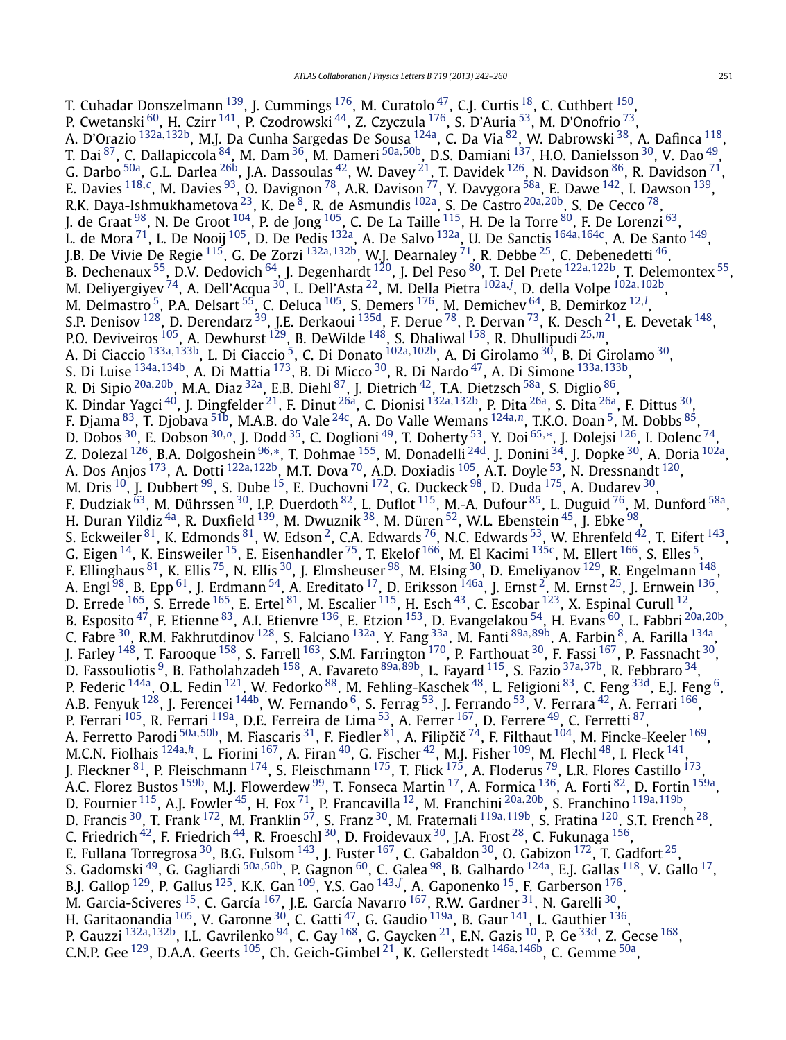T. Cuhadar Donszelmann [139], J. Cummings [176], M. Curatolo [47], C.J. Curtis [18], C. Cuthbert [150], P. Cwetanski [60], H. Czirr [141], P. Czodrowski [44], Z. Czyczula [176], S. D'Auria [53], M. D'Onofrio [73], A. D'Orazio [132a,132b], M.J. Da Cunha Sargedas De Sousa [124a], C. Da Via [82], W. Dabrowski [38], A. Dafinca [118], T. Dai [87], C. Dallapiccola [84], M. Dam [36], M. Dameri [50a,50b], D.S. Damiani [137], H.O. Danielsson [30], V. Dao [49], G. Darbo [50a], G.L. Darlea [26b], J.A. Dassoulas [42], W. Davey [21], T. Davidek [126], N. Davidson [86], R. Davidson [71], E. Davies [118,c], M. Davies [93], O. Davignon [78], A.R. Davison [77], Y. Davygora [58a], E. Dawe [142], I. Dawson [139], R.K. Daya-Ishmukhametova [23], K. De [8], R. de Asmundis [102a], S. De Castro [20a,20b], S. De Cecco [78], J. de Graat [98], N. De Groot [104], P. de Jong [105], C. De La Taille [115], H. De la Torre [80], F. De Lorenzi [63], L. de Mora [71], L. De Nooij [105], D. De Pedis [132a], A. De Salvo [132a], U. De Sanctis [164a,164c], A. De Santo [149], J.B. De Vivie De Regie [115], G. De Zorzi [132a,132b], W.J. Dearnaley [71], R. Debbe [25], C. Debenedetti [46], B. Dechenaux [55], D.V. Dedovich [64], J. Degenhardt [120], J. Del Peso [80], T. Del Prete [122a,122b], T. Delemontex [55], M. Deliyergiyev [74], A. Dell'Acqua [30], L. Dell'Asta [22], M. Della Pietra [102a,j], D. della Volpe [102a,102b], M. Delmastro [5], P.A. Delsart [55], C. Deluca [105], S. Demers [176], M. Demichev [64], B. Demirkoz [12,l], S.P. Denisov [128], D. Derendarz [39], J.E. Derkaoui [135d], F. Derue [78], P. Dervan [73], K. Desch [21], E. Devetak [148], P.O. Deviveiros [105], A. Dewhurst [129], B. DeWilde [148], S. Dhaliwal [158], R. Dhullipudi [25,m], A. Di Ciaccio [133a,133b], L. Di Ciaccio [5], C. Di Donato [102a,102b], A. Di Girolamo [30], B. Di Girolamo [30], S. Di Luise [134a,134b], A. Di Mattia [173], B. Di Micco [30], R. Di Nardo [47], A. Di Simone [133a,133b], R. Di Sipio [20a,20b], M.A. Diaz [32a], E.B. Diehl [87], J. Dietrich [42], T.A. Dietzsch [58a], S. Diglio [86], K. Dindar Yagci [40], J. Dingfelder [21], F. Dinut [26a], C. Dionisi [132a,132b], P. Dita [26a], S. Dita [26a], F. Dittus [30], F. Djama [83], T. Djobava [51b], M.A.B. do Vale [24c], A. Do Valle Wemans [124a,n], T.K.O. Doan [5], M. Dobbs [85], D. Dobos [30], E. Dobson [30,o], J. Dodd [35], C. Doglioni [49], T. Doherty [53], Y. Doi [65,*], J. Dolejsi [126], I. Dolenc [74], Z. Dolezal [126], B.A. Dolgoshein [96,*], T. Dohmae [155], M. Donadelli [24d], J. Donini [34], J. Dopke [30], A. Doria [102a], A. Dos Anjos [173], A. Dotti [122a,122b], M.T. Dova [70], A.D. Doxiadis [105], A.T. Doyle [53], N. Dressnandt [120], M. Dris [10], J. Dubbert [99], S. Dube [15], E. Duchovni [172], G. Duckeck [98], D. Duda [175], A. Dudarev [30], F. Dudziak [63], M. Dührssen [30], I.P. Duerdoth [82], L. Duflot [115], M.-A. Dufour [85], L. Duguid [76], M. Dunford [58a], H. Duran Yildiz [4a], R. Duxfield [139], M. Dwuznik [38], M. Düren [52], W.L. Ebenstein [45], J. Ebke [98], S. Eckweiler [81], K. Edmonds [81], W. Edson [2], C.A. Edwards [76], N.C. Edwards [53], W. Ehrenfeld [42], T. Eifert [143], G. Eigen [14], K. Einsweiler [15], E. Eisenhandler [75], T. Ekelof [166], M. El Kacimi [135c], M. Ellert [166], S. Elles [5], F. Ellinghaus [81], K. Ellis [75], N. Ellis [30], J. Elmsheuser [98], M. Elsing [30], D. Emeliyanov [129], R. Engelmann [148], A. Engl [98], B. Epp [61], J. Erdmann [54], A. Ereditato [17], D. Eriksson [146a], J. Ernst [2], M. Ernst [25], J. Ernwein [136], D. Errede [165], S. Errede [165], E. Ertel [81], M. Escalier [115], H. Esch [43], C. Escobar [123], X. Espinal Curull [12], B. Esposito [47], F. Etienne [83], A.I. Etienvre [136], E. Etzion [153], D. Evangelakou [54], H. Evans [60], L. Fabbri [20a,20b], C. Fabre [30], R.M. Fakhrutdinov [128], S. Falciano [132a], Y. Fang [33a], M. Fanti [89a,89b], A. Farbin [8], A. Farilla [134a], J. Farley [148], T. Farooque [158], S. Farrell [163], S.M. Farrington [170], P. Farthouat [30], F. Fassi [167], P. Fassnacht [30], D. Fassouliotis [9], B. Fatholahzadeh [158], A. Favareto [89a,89b], L. Fayard [115], S. Fazio [37a,37b], R. Febbraro [34], P. Federic [144a], O.L. Fedin [121], W. Fedorko [88], M. Fehling-Kaschek [48], L. Feligioni [83], C. Feng [33d], E.J. Feng [6], A.B. Fenyuk [128], J. Ferencei [144b], W. Fernando [6], S. Ferrag [53], J. Ferrando [53], V. Ferrara [42], A. Ferrari [166], P. Ferrari [105], R. Ferrari [119a], D.E. Ferreira de Lima [53], A. Ferrer [167], D. Ferrere [49], C. Ferretti [87], A. Ferretto Parodi [50a,50b], M. Fiascaris [31], F. Fiedler [81], A. Filipčič [74], F. Filthaut [104], M. Fincke-Keeler [169], M.C.N. Fiolhais [124a,h], L. Fiorini [167], A. Firan [40], G. Fischer [42], M.J. Fisher [109], M. Flechl [48], I. Fleck [141], J. Fleckner [81], P. Fleischmann [174], S. Fleischmann [175], T. Flick [175], A. Floderus [79], L.R. Flores Castillo [173], A.C. Florez Bustos [159b], M.J. Flowerdew [99], T. Fonseca Martin [17], A. Formica [136], A. Forti [82], D. Fortin [159a], D. Fournier [115], A.J. Fowler [45], H. Fox [71], P. Francavilla [12], M. Franchini [20a,20b], S. Franchino [119a,119b], D. Francis [30], T. Frank [172], M. Franklin [57], S. Franz [30], M. Fraternali [119a,119b], S. Fratina [120], S.T. French [28], C. Friedrich [42], F. Friedrich [44], R. Froeschl [30], D. Froidevaux [30], J.A. Frost [28], C. Fukunaga [156], E. Fullana Torregrosa [30], B.G. Fulsom [143], J. Fuster [167], C. Gabaldon [30], O. Gabizon [172], T. Gadfort [25], S. Gadomski [49], G. Gagliardi [50a,50b], P. Gagnon [60], C. Galea [98], B. Galhardo [124a], E.J. Gallas [118], V. Gallo [17], B.J. Gallop [129], P. Gallus [125], K.K. Gan [109], Y.S. Gao [143,f], A. Gaponenko [15], F. Garberson [176], M. Garcia-Sciveres [15], C. García [167], J.E. García Navarro [167], R.W. Gardner [31], N. Garelli [30], H. Garitaonandia [105], V. Garonne [30], C. Gatti [47], G. Gaudio [119a], B. Gaur [141], L. Gauthier [136], P. Gauzzi [132a,132b], I.L. Gavrilenko [94], C. Gay [168], G. Gaycken [21], E.N. Gazis [10], P. Ge [33d], Z. Gecse [168], C.N.P. Gee [129], D.A.A. Geerts [105], Ch. Geich-Gimbel [21], K. Gellerstedt [146a,146b], C. Gemme [50a],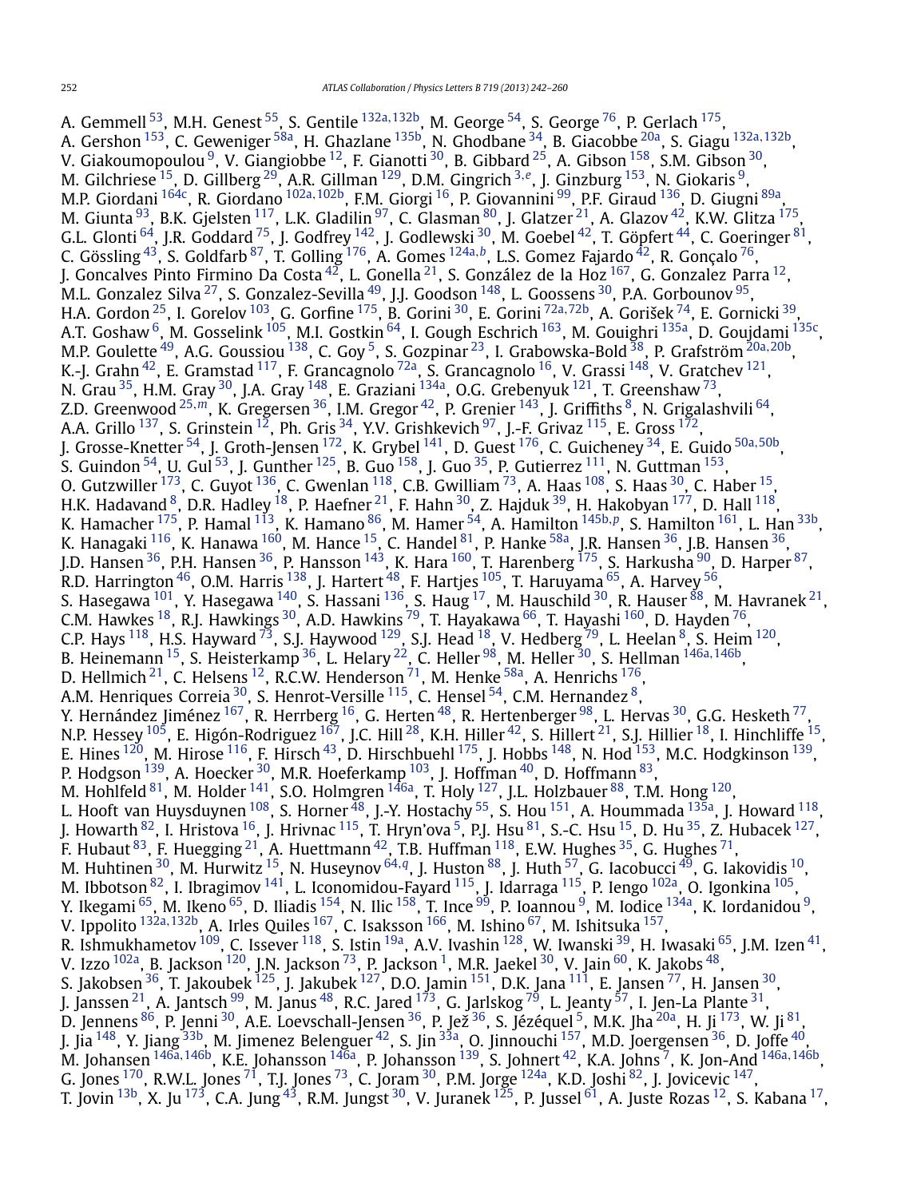A. Gemmell [53], M.H. Genest [55], S. Gentile [132a,132b], M. George [54], S. George [76], P. Gerlach [175], A. Gershon [153], C. Geweniger [58a], H. Ghazlane [135b], N. Ghodbane [34], B. Giacobbe [20a], S. Giagu [132a,132b], V. Giakoumopoulou [9], V. Giangiobbe [12], F. Gianotti [30], B. Gibbard [25], A. Gibson [158], S.M. Gibson [30], M. Gilchriese [15], D. Gillberg [29], A.R. Gillman [129], D.M. Gingrich [3,e], J. Ginzburg [153], N. Giokaris [9], M.P. Giordani [164c], R. Giordano [102a,102b], F.M. Giorgi [16], P. Giovannini [99], P.F. Giraud [136], D. Giugni [89a], M. Giunta [93], B.K. Gjelsten [117], L.K. Gladilin [97], C. Glasman [80], J. Glatzer [21], A. Glazov [42], K.W. Glitza [175], G.L. Glonti [64], J.R. Goddard [75], J. Godfrey [142], J. Godlewski [30], M. Goebel [42], T. Göpfert [44], C. Goeringer [81], C. Gössling [43], S. Goldfarb [87], T. Golling [176], A. Gomes [124a,b], L.S. Gomez Fajardo [42], R. Gonçalo [76], J. Goncalves Pinto Firmino Da Costa [42], L. Gonella [21], S. González de la Hoz [167], G. Gonzalez Parra [12], M.L. Gonzalez Silva [27], S. Gonzalez-Sevilla [49], J.J. Goodson [148], L. Goossens [30], P.A. Gorbounov [95], H.A. Gordon [25], I. Gorelov [103], G. Gorfine [175], B. Gorini [30], E. Gorini [72a,72b], A. Gorišek [74], E. Gornicki [39], A.T. Goshaw [6], M. Gosselink [105], M.I. Gostkin [64], I. Gough Eschrich [163], M. Gouighri [135a], D. Goujdami [135c], M.P. Goulette [49], A.G. Goussiou [138], C. Goy [5], S. Gozpinar [23], I. Grabowska-Bold [38], P. Grafström [20a,20b], K.-J. Grahn [42], E. Gramstad [117], F. Grancagnolo [72a], S. Grancagnolo [16], V. Grassi [148], V. Gratchev [121], N. Grau [35], H.M. Gray [30], J.A. Gray [148], E. Graziani [134a], O.G. Grebenyuk [121], T. Greenshaw [73], Z.D. Greenwood [25,m], K. Gregersen [36], I.M. Gregor [42], P. Grenier [143], J. Griffiths [8], N. Grigalashvili [64], A.A. Grillo [137], S. Grinstein [12], Ph. Gris [34], Y.V. Grishkevich [97], J.-F. Grivaz [115], E. Gross [172], J. Grosse-Knetter [54], J. Groth-Jensen [172], K. Grybel [141], D. Guest [176], C. Guicheney [34], E. Guido [50a,50b], S. Guindon [54], U. Gul [53], J. Gunther [125], B. Guo [158], J. Guo [35], P. Gutierrez [111], N. Guttman [153], O. Gutzwiller [173], C. Guyot [136], C. Gwenlan [118], C.B. Gwilliam [73], A. Haas [108], S. Haas [30], C. Haber [15], H.K. Hadavand [8], D.R. Hadley [18], P. Haefner [21], F. Hahn [30], Z. Hajduk [39], H. Hakobyan [177], D. Hall [118], K. Hamacher [175], P. Hamal [113], K. Hamano [86], M. Hamer [54], A. Hamilton [145b,p], S. Hamilton [161], L. Han [33b], K. Hanagaki [116], K. Hanawa [160], M. Hance [15], C. Handel [81], P. Hanke [58a], J.R. Hansen [36], J.B. Hansen [36], J.D. Hansen [36], P.H. Hansen [36], P. Hansson [143], K. Hara [160], T. Harenberg [175], S. Harkusha [90], D. Harper [87], R.D. Harrington [46], O.M. Harris [138], J. Hartert [48], F. Hartjes [105], T. Haruyama [65], A. Harvey [56], S. Hasegawa [101], Y. Hasegawa [140], S. Hassani [136], S. Haug [17], M. Hauschild [30], R. Hauser [88], M. Havranek [21], C.M. Hawkes [18], R.J. Hawkings [30], A.D. Hawkins [79], T. Hayakawa [66], T. Hayashi [160], D. Hayden [76], C.P. Hays [118], H.S. Hayward [73], S.J. Haywood [129], S.J. Head [18], V. Hedberg [79], L. Heelan [8], S. Heim [120], B. Heinemann [15], S. Heisterkamp [36], L. Helary [22], C. Heller [98], M. Heller [30], S. Hellman [146a,146b], D. Hellmich [21], C. Helsens [12], R.C.W. Henderson [71], M. Henke [58a], A. Henrichs [176], A.M. Henriques Correia [30], S. Henrot-Versille [115], C. Hensel [54], C.M. Hernandez [8], Y. Hernández Jiménez [167], R. Herrberg [16], G. Herten [48], R. Hertenberger [98], L. Hervas [30], G.G. Hesketh [77], N.P. Hessey [105], E. Higón-Rodriguez [167], J.C. Hill [28], K.H. Hiller [42], S. Hillert [21], S.J. Hillier [18], I. Hinchliffe [15], E. Hines [120], M. Hirose [116], F. Hirsch [43], D. Hirschbuehl [175], J. Hobbs [148], N. Hod [153], M.C. Hodgkinson [139], P. Hodgson [139], A. Hoecker [30], M.R. Hoeferkamp [103], J. Hoffman [40], D. Hoffmann [83], M. Hohlfeld [81], M. Holder [141], S.O. Holmgren [146a], T. Holy [127], J.L. Holzbauer [88], T.M. Hong [120], L. Hooft van Huysduynen [108], S. Horner [48], J.-Y. Hostachy [55], S. Hou [151], A. Hoummada [135a], J. Howard [118], J. Howarth [82], I. Hristova [16], J. Hrivnac [115], T. Hryn'ova [5], P.J. Hsu [81], S.-C. Hsu [15], D. Hu [35], Z. Hubacek [127], F. Hubaut [83], F. Huegging [21], A. Huettmann [42], T.B. Huffman [118], E.W. Hughes [35], G. Hughes [71], M. Huhtinen [30], M. Hurwitz [15], N. Huseynov [64,q], J. Huston [88], J. Huth [57], G. Iacobucci [49], G. Iakovidis [10], M. Ibbotson [82], I. Ibragimov [141], L. Iconomidou-Fayard [115], J. Idarraga [115], P. Iengo [102a], O. Igonkina [105], Y. Ikegami [65], M. Ikeno [65], D. Iliadis [154], N. Ilic [158], T. Ince [99], P. Ioannou [9], M. Iodice [134a], K. Iordanidou [9], V. Ippolito [132a,132b], A. Irles Quiles [167], C. Isaksson [166], M. Ishino [67], M. Ishitsuka [157], R. Ishmukhametov [109], C. Issever [118], S. Istin [19a], A.V. Ivashin [128], W. Iwanski [39], H. Iwasaki [65], J.M. Izen [41], V. Izzo [102a], B. Jackson [120], J.N. Jackson [73], P. Jackson [1], M.R. Jaekel [30], V. Jain [60], K. Jakobs [48], S. Jakobsen [36], T. Jakoubek [125], J. Jakubek [127], D.O. Jamin [151], D.K. Jana [111], E. Jansen [77], H. Jansen [30], J. Janssen [21], A. Jantsch [99], M. Janus [48], R.C. Jared [173], G. Jarlskog [79], L. Jeanty [57], I. Jen-La Plante [31], D. Jennens [86], P. Jenni [30], A.E. Loevschall-Jensen [36], P. Jež [36], S. Jézéquel [5], M.K. Jha [20a], H. Ji [173], W. Ji [81], J. Jia [148], Y. Jiang [33b], M. Jimenez Belenguer [42], S. Jin [33a], O. Jinnouchi [157], M.D. Joergensen [36], D. Joffe [40], M. Johansen [146a,146b], K.E. Johansson [146a], P. Johansson [139], S. Johnert [42], K.A. Johns [7], K. Jon-And [146a,146b], G. Jones [170], R.W.L. Jones [71], T.J. Jones [73], C. Joram [30], P.M. Jorge [124a], K.D. Joshi [82], J. Jovicevic [147], T. Jovin [13b], X. Ju [173], C.A. Jung [43], R.M. Jungst [30], V. Juranek [125], P. Jussel [61], A. Juste Rozas [12], S. Kabana [17],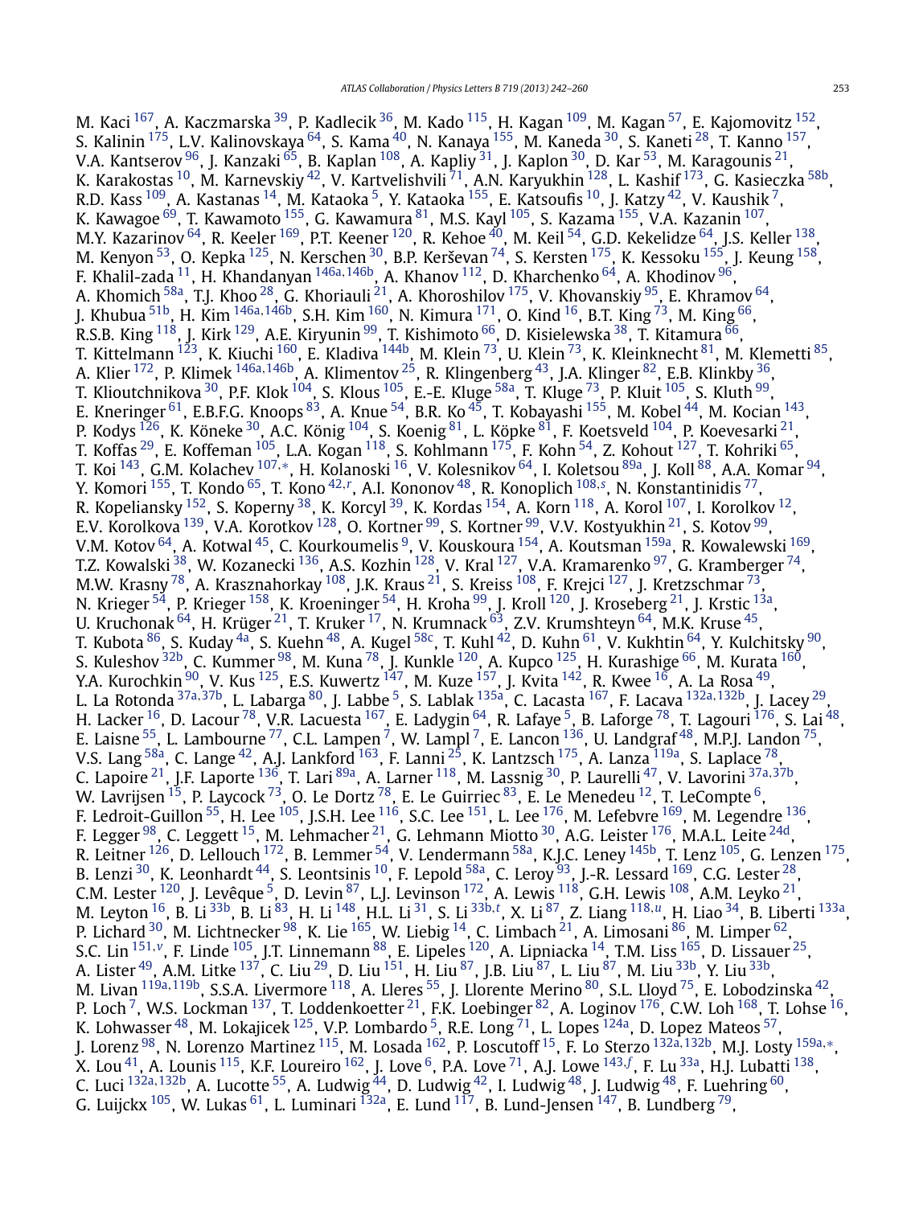M. Kaci [167], A. Kaczmarska [39], P. Kadlecik [36], M. Kado [115], H. Kagan [109], M. Kagan [57], E. Kajomovitz [152], S. Kalinin [175], L.V. Kalinovskaya [64], S. Kama [40], N. Kanaya [155], M. Kaneda [30], S. Kaneti [28], T. Kanno [157], V.A. Kantserov [96], J. Kanzaki [65], B. Kaplan [108], A. Kapliy [31], J. Kaplon [30], D. Kar [53], M. Karagounis [21], K. Karakostas [10], M. Karnevskiy [42], V. Kartvelishvili [71], A.N. Karyukhin [128], L. Kashif [173], G. Kasieczka [58b], R.D. Kass [109], A. Kastanas [14], M. Kataoka [5], Y. Kataoka [155], E. Katsoufis [10], J. Katzy [42], V. Kaushik [7], K. Kawagoe [69], T. Kawamoto [155], G. Kawamura [81], M.S. Kayl [105], S. Kazama [155], V.A. Kazanin [107], M.Y. Kazarinov [64], R. Keeler [169], P.T. Keener [120], R. Kehoe [40], M. Keil [54], G.D. Kekelidze [64], J.S. Keller [138], M. Kenyon [53], O. Kepka [125], N. Kerschen [30], B.P. Kerševan [74], S. Kersten [175], K. Kessoku [155], J. Keung [158], F. Khalil-zada [11], H. Khandanyan [146a,146b], A. Khanov [112], D. Kharchenko [64], A. Khodinov [96], A. Khomich [58a], T.J. Khoo [28], G. Khoriauli [21], A. Khoroshilov [175], V. Khovanskiy [95], E. Khramov [64], J. Khubua [51b], H. Kim [146a,146b], S.H. Kim [160], N. Kimura [171], O. Kind [16], B.T. King [73], M. King [66], R.S.B. King [118], J. Kirk [129], A.E. Kiryunin [99], T. Kishimoto [66], D. Kisielewska [38], T. Kitamura [66], T. Kittelmann [123], K. Kiuchi [160], E. Kladiva [144b], M. Klein [73], U. Klein [73], K. Kleinknecht [81], M. Klemetti [85], A. Klier [172], P. Klimek [146a,146b], A. Klimentov [25], R. Klingenberg [43], J.A. Klinger [82], E.B. Klinkby [36], T. Klioutchnikova [30], P.F. Klok [104], S. Klous [105], E.-E. Kluge [58a], T. Kluge [73], P. Kluit [105], S. Kluth [99], E. Kneringer [61], E.B.F.G. Knoops [83], A. Knue [54], B.R. Ko [45], T. Kobayashi [155], M. Kobel [44], M. Kocian [143], P. Kodys [126], K. Köneke [30], A.C. König [104], S. Koenig [81], L. Köpke [81], F. Koetsveld [104], P. Koevesarki [21], T. Koffas [29], E. Koffeman [105], L.A. Kogan [118], S. Kohlmann [175], F. Kohn [54], Z. Kohout [127], T. Kohriki [65], T. Koi [143], G.M. Kolachev [107,*], H. Kolanoski [16], V. Kolesnikov [64], I. Koletsou [89a], J. Koll [88], A.A. Komar [94], Y. Komori [155], T. Kondo [65], T. Kono [42,r], A.I. Kononov [48], R. Konoplich [108,s], N. Konstantinidis [77], R. Kopeliansky [152], S. Koperny [38], K. Korcyl [39], K. Kordas [154], A. Korn [118], A. Korol [107], I. Korolkov [12], E.V. Korolkova [139], V.A. Korotkov [128], O. Kortner [99], S. Kortner [99], V.V. Kostyukhin [21], S. Kotov [99], V.M. Kotov [64], A. Kotwal [45], C. Kourkoumelis [9], V. Kouskoura [154], A. Koutsman [159a], R. Kowalewski [169], T.Z. Kowalski [38], W. Kozanecki [136], A.S. Kozhin [128], V. Kral [127], V.A. Kramarenko [97], G. Kramberger [74], M.W. Krasny [78], A. Krasznahorkay [108], J.K. Kraus [21], S. Kreiss [108], F. Krejci [127], J. Kretzschmar [73], N. Krieger [54], P. Krieger [158], K. Kroeninger [54], H. Kroha [99], J. Kroll [120], J. Kroseberg [21], J. Krstic [13a], U. Kruchonak [64], H. Krüger [21], T. Kruker [17], N. Krumnack [63], Z.V. Krumshteyn [64], M.K. Kruse [45], T. Kubota [86], S. Kuday [4a], S. Kuehn [48], A. Kugel [58c], T. Kuhl [42], D. Kuhn [61], V. Kukhtin [64], Y. Kulchitsky [90], S. Kuleshov [32b], C. Kummer [98], M. Kuna [78], J. Kunkle [120], A. Kupco [125], H. Kurashige [66], M. Kurata [160], Y.A. Kurochkin [90], V. Kus [125], E.S. Kuwertz [147], M. Kuze [157], J. Kvita [142], R. Kwee [16], A. La Rosa [49], L. La Rotonda [37a,37b], L. Labarga [80], J. Labbe [5], S. Lablak [135a], C. Lacasta [167], F. Lacava [132a,132b], J. Lacey [29], H. Lacker [16], D. Lacour [78], V.R. Lacuesta [167], E. Ladygin [64], R. Lafaye [5], B. Laforge [78], T. Lagouri [176], S. Lai [48], E. Laisne [55], L. Lambourne [77], C.L. Lampen [7], W. Lampl [7], E. Lancon [136], U. Landgraf [48], M.P.J. Landon [75], V.S. Lang [58a], C. Lange [42], A.J. Lankford [163], F. Lanni [25], K. Lantzsch [175], A. Lanza [119a], S. Laplace [78], C. Lapoire [21], J.F. Laporte [136], T. Lari [89a], A. Larner [118], M. Lassnig [30], P. Laurelli [47], V. Lavorini [37a,37b], W. Lavrijsen [15], P. Laycock [73], O. Le Dortz [78], E. Le Guirriec [83], E. Le Menedeu [12], T. LeCompte [6], F. Ledroit-Guillon [55], H. Lee [105], J.S.H. Lee [116], S.C. Lee [151], L. Lee [176], M. Lefebvre [169], M. Legendre [136], F. Legger [98], C. Leggett [15], M. Lehmacher [21], G. Lehmann Miotto [30], A.G. Leister [176], M.A.L. Leite [24d], R. Leitner [126], D. Lellouch [172], B. Lemmer [54], V. Lendermann [58a], K.J.C. Leney [145b], T. Lenz [105], G. Lenzen [175], B. Lenzi [30], K. Leonhardt [44], S. Leontsinis [10], F. Lepold [58a], C. Leroy [93], J.-R. Lessard [169], C.G. Lester [28], C.M. Lester [120], J. Levêque [5], D. Levin [87], L.J. Levinson [172], A. Lewis [118], G.H. Lewis [108], A.M. Leyko [21], M. Leyton [16], B. Li [33b], B. Li [83], H. Li [148], H.L. Li [31], S. Li [33b,t], X. Li [87], Z. Liang [118,u], H. Liao [34], B. Liberti [133a], P. Lichard [30], M. Lichtnecker [98], K. Lie [165], W. Liebig [14], C. Limbach [21], A. Limosani [86], M. Limper [62], S.C. Lin [151,v], F. Linde [105], J.T. Linnemann [88], E. Lipeles [120], A. Lipniacka [14], T.M. Liss [165], D. Lissauer [25], A. Lister [49], A.M. Litke [137], C. Liu [29], D. Liu [151], H. Liu [87], J.B. Liu [87], L. Liu [87], M. Liu [33b], Y. Liu [33b], M. Livan [119a,119b], S.S.A. Livermore [118], A. Lleres [55], J. Llorente Merino [80], S.L. Lloyd [75], E. Lobodzinska [42], P. Loch [7], W.S. Lockman [137], T. Loddenkoetter [21], F.K. Loebinger [82], A. Loginov [176], C.W. Loh [168], T. Lohse [16], K. Lohwasser [48], M. Lokajicek [125], V.P. Lombardo [5], R.E. Long [71], L. Lopes [124a], D. Lopez Mateos [57], J. Lorenz [98], N. Lorenzo Martinez [115], M. Losada [162], P. Loscutoff [15], F. Lo Sterzo [132a,132b], M.J. Losty [159a,*], X. Lou [41], A. Lounis [115], K.F. Loureiro [162], J. Love [6], P.A. Love [71], A.J. Lowe [143,f], F. Lu [33a], H.J. Lubatti [138], C. Luci [132a,132b], A. Lucotte [55], A. Ludwig [44], D. Ludwig [42], I. Ludwig [48], J. Ludwig [48], F. Luehring [60], G. Luijckx [105], W. Lukas [61], L. Luminari [132a], E. Lund [117], B. Lund-Jensen [147], B. Lundberg [79],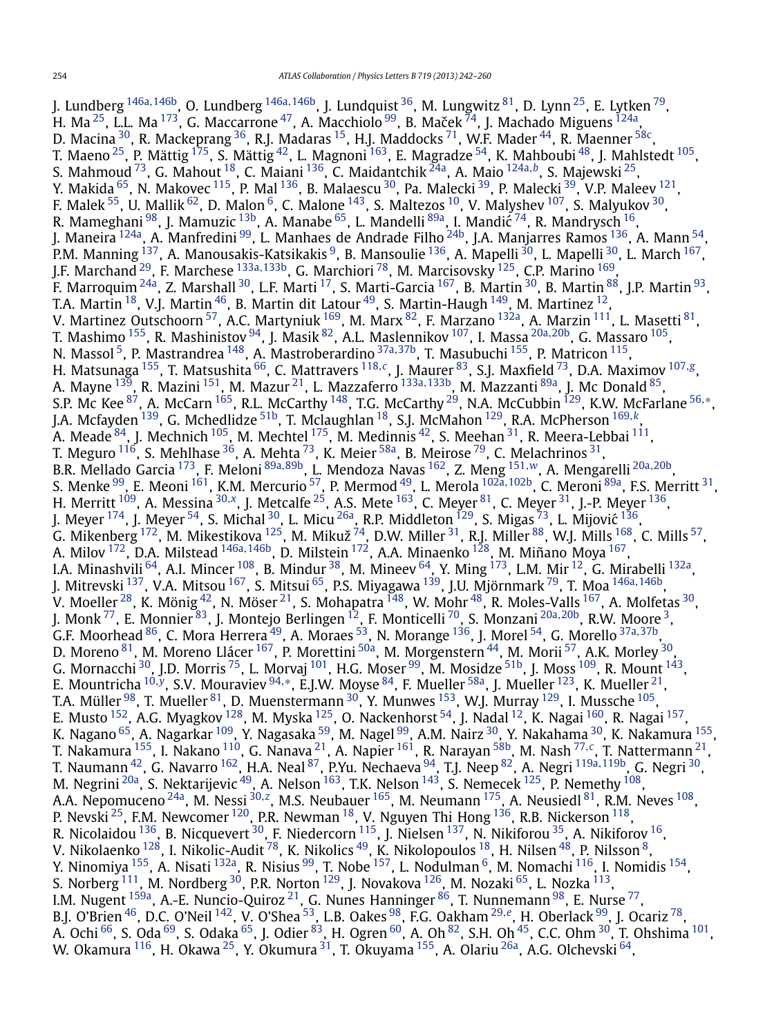J. Lundberg [146a,146b], O. Lundberg [146a,146b], J. Lundquist [36], M. Lungwitz [81], D. Lynn [25], E. Lytken [79], H. Ma [25], L.L. Ma [173], G. Maccarrone [47], A. Macchiolo [99], B. Maček [74], J. Machado Miguens [124a], D. Macina [30], R. Mackeprang [36], R.J. Madaras [15], H.J. Maddocks [71], W.F. Mader [44], R. Maenner [58c], T. Maeno [25], P. Mättig [175], S. Mättig [42], L. Magnoni [163], E. Magradze [54], K. Mahboubi [48], J. Mahlstedt [105], S. Mahmoud [73], G. Mahout [18], C. Maiani [136], C. Maidantchik [24a], A. Maio [124a,b], S. Majewski [25], Y. Makida [65], N. Makovec [115], P. Mal [136], B. Malaescu [30], Pa. Malecki [39], P. Malecki [39], V.P. Maleev [121], F. Malek [55], U. Mallik [62], D. Malon [6], C. Malone [143], S. Maltezos [10], V. Malyshev [107], S. Malyukov [30], R. Mameghani [98], J. Mamuzic [13b], A. Manabe [65], L. Mandelli [89a], I. Mandić [74], R. Mandrysch [16], J. Maneira [124a], A. Manfredini [99], L. Manhaes de Andrade Filho [24b], J.A. Manjarres Ramos [136], A. Mann [54], P.M. Manning [137], A. Manousakis-Katsikakis [9], B. Mansoulie [136], A. Mapelli [30], L. Mapelli [30], L. March [167], J.F. Marchand [29], F. Marchese [133a,133b], G. Marchiori [78], M. Marcisovsky [125], C.P. Marino [169], F. Marroquim [24a], Z. Marshall [30], L.F. Marti [17], S. Marti-Garcia [167], B. Martin [30], B. Martin [88], J.P. Martin [93], T.A. Martin [18], V.J. Martin [46], B. Martin dit Latour [49], S. Martin-Haugh [149], M. Martinez [12], V. Martinez Outschoorn [57], A.C. Martyniuk [169], M. Marx [82], F. Marzano [132a], A. Marzin [111], L. Masetti [81], T. Mashimo [155], R. Mashinistov [94], J. Masik [82], A.L. Maslennikov [107], I. Massa [20a,20b], G. Massaro [105], N. Massol [5], P. Mastrandrea [148], A. Mastroberardino [37a,37b], T. Masubuchi [155], P. Matricon [115], H. Matsunaga [155], T. Matsushita [66], C. Mattravers [118,c], J. Maurer [83], S.J. Maxfield [73], D.A. Maximov [107,g], A. Mayne [139], R. Mazini [151], M. Mazur [21], L. Mazzaferro [133a,133b], M. Mazzanti [89a], J. Mc Donald [85], S.P. Mc Kee [87], A. McCarn [165], R.L. McCarthy [148], T.G. McCarthy [29], N.A. McCubbin [129], K.W. McFarlane [56,*], J.A. Mcfayden [139], G. Mchedlidze [51b], T. Mclaughlan [18], S.J. McMahon [129], R.A. McPherson [169,k], A. Meade [84], J. Mechnich [105], M. Mechtel [175], M. Medinnis [42], S. Meehan [31], R. Meera-Lebbai [111], T. Meguro [116], S. Mehlhase [36], A. Mehta [73], K. Meier [58a], B. Meirose [79], C. Melachrinos [31], B.R. Mellado Garcia [173], F. Meloni [89a,89b], L. Mendoza Navas [162], Z. Meng [151,w], A. Mengarelli [20a,20b], S. Menke [99], E. Meoni [161], K.M. Mercurio [57], P. Mermod [49], L. Merola [102a,102b], C. Meroni [89a], F.S. Merritt [31], H. Merritt [109], A. Messina [30,x], J. Metcalfe [25], A.S. Mete [163], C. Meyer [81], C. Meyer [31], J.-P. Meyer [136], J. Meyer [174], J. Meyer [54], S. Michal [30], L. Micu [26a], R.P. Middleton [129], S. Migas [73], L. Mijović [136], G. Mikenberg [172], M. Mikestikova [125], M. Mikuž [74], D.W. Miller [31], R.J. Miller [88], W.J. Mills [168], C. Mills [57], A. Milov [172], D.A. Milstead [146a,146b], D. Milstein [172], A.A. Minaenko [128], M. Miñano Moya [167], I.A. Minashvili [64], A.I. Mincer [108], B. Mindur [38], M. Mineev [64], Y. Ming [173], L.M. Mir [12], G. Mirabelli [132a], J. Mitrevski [137], V.A. Mitsou [167], S. Mitsui [65], P.S. Miyagawa [139], J.U. Mjörnmark [79], T. Moa [146a,146b], V. Moeller [28], K. Mönig [42], N. Möser [21], S. Mohapatra [148], W. Mohr [48], R. Moles-Valls [167], A. Molfetas [30], J. Monk [77], E. Monnier [83], J. Montejo Berlingen [12], F. Monticelli [70], S. Monzani [20a,20b], R.W. Moore [3], G.F. Moorhead [86], C. Mora Herrera [49], A. Moraes [53], N. Morange [136], J. Morel [54], G. Morello [37a,37b], D. Moreno [81], M. Moreno Llácer [167], P. Morettini [50a], M. Morgenstern [44], M. Morii [57], A.K. Morley [30], G. Mornacchi [30], J.D. Morris [75], L. Morvaj [101], H.G. Moser [99], M. Mosidze [51b], J. Moss [109], R. Mount [143], E. Mountricha [10,y], S.V. Mouraviev [94,*], E.J.W. Moyse [84], F. Mueller [58a], J. Mueller [123], K. Mueller [21], T.A. Müller [98], T. Mueller [81], D. Muenstermann [30], Y. Munwes [153], W.J. Murray [129], I. Mussche [105], E. Musto [152], A.G. Myagkov [128], M. Myska [125], O. Nackenhorst [54], J. Nadal [12], K. Nagai [160], R. Nagai [157], K. Nagano [65], A. Nagarkar [109], Y. Nagasaka [59], M. Nagel [99], A.M. Nairz [30], Y. Nakahama [30], K. Nakamura [155], T. Nakamura [155], I. Nakano [110], G. Nanava [21], A. Napier [161], R. Narayan [58b], M. Nash [77,c], T. Nattermann [21], T. Naumann [42], G. Navarro [162], H.A. Neal [87], P.Yu. Nechaeva [94], T.J. Neep [82], A. Negri [119a,119b], G. Negri [30], M. Negrini [20a], S. Nektarijevic [49], A. Nelson [163], T.K. Nelson [143], S. Nemecek [125], P. Nemethy [108], A.A. Nepomuceno [24a], M. Nessi [30,z], M.S. Neubauer [165], M. Neumann [175], A. Neusiedl [81], R.M. Neves [108], P. Nevski [25], F.M. Newcomer [120], P.R. Newman [18], V. Nguyen Thi Hong [136], R.B. Nickerson [118], R. Nicolaidou [136], B. Nicquevert [30], F. Niedercorn [115], J. Nielsen [137], N. Nikiforou [35], A. Nikiforov [16], V. Nikolaenko [128], I. Nikolic-Audit [78], K. Nikolics [49], K. Nikolopoulos [18], H. Nilsen [48], P. Nilsson [8], Y. Ninomiya [155], A. Nisati [132a], R. Nisius [99], T. Nobe [157], L. Nodulman [6], M. Nomachi [116], I. Nomidis [154], S. Norberg [111], M. Nordberg [30], P.R. Norton [129], J. Novakova [126], M. Nozaki [65], L. Nozka [113], I.M. Nugent [159a], A.-E. Nuncio-Quiroz [21], G. Nunes Hanninger [86], T. Nunnemann [98], E. Nurse [77], B.J. O'Brien [46], D.C. O'Neil [142], V. O'Shea [53], L.B. Oakes [98], F.G. Oakham [29,e], H. Oberlack [99], J. Ocariz [78], A. Ochi [66], S. Oda [69], S. Odaka [65], J. Odier [83], H. Ogren [60], A. Oh [82], S.H. Oh [45], C.C. Ohm [30], T. Ohshima [101], W. Okamura [116], H. Okawa [25], Y. Okumura [31], T. Okuyama [155], A. Olariu [26a], A.G. Olchevski [64],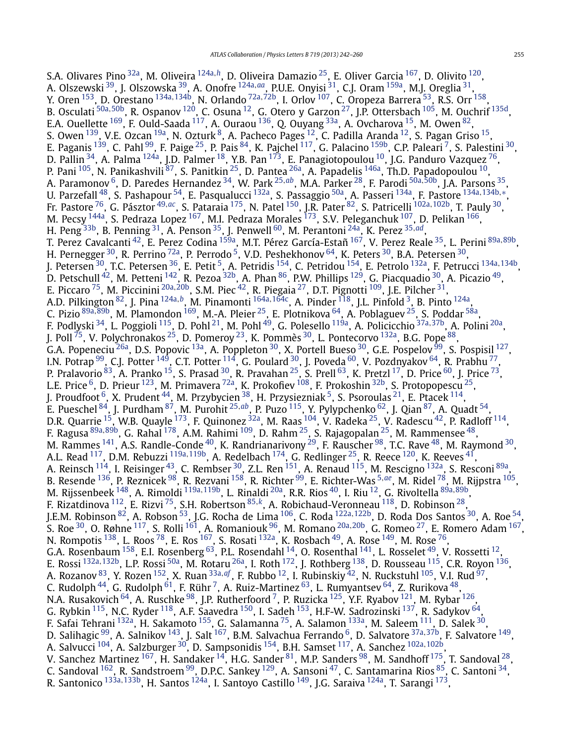S.A. Olivares Pino [32a], M. Oliveira [124a,h], D. Oliveira Damazio [25], E. Oliver Garcia [167], D. Olivito [120], A. Olszewski [39], J. Olszowska [39], A. Onofre [124a,aa], P.U.E. Onyisi [31], C.J. Oram [159a], M.J. Oreglia [31], Y. Oren [153], D. Orestano [134a,134b], N. Orlando [72a,72b], I. Orlov [107], C. Oropeza Barrera [53], R.S. Orr [158], B. Osculati [50a,50b], R. Ospanov [120], C. Osuna [12], G. Otero y Garzon [27], J.P. Ottersbach [105], M. Ouchrif [135d], E.A. Ouellette [169], F. Ould-Saada [117], A. Ouraou [136], Q. Ouyang [33a], A. Ovcharova [15], M. Owen [82], S. Owen [139], V.E. Ozcan [19a], N. Ozturk [8], A. Pacheco Pages [12], C. Padilla Aranda [12], S. Pagan Griso [15], E. Paganis [139], C. Pahl [99], F. Paige [25], P. Pais [84], K. Pajchel [117], G. Palacino [159b], C.P. Paleari [7], S. Palestini [30], D. Pallin [34], A. Palma [124a], J.D. Palmer [18], Y.B. Pan [173], E. Panagiotopoulou [10], J.G. Panduro Vazquez [76], P. Pani [105], N. Panikashvili [87], S. Panitkin [25], D. Pantea [26a], A. Papadelis [146a], Th.D. Papadopoulou [10], A. Paramonov [6], D. Paredes Hernandez [34], W. Park [25,ab], M.A. Parker [28], F. Parodi [50a,50b], J.A. Parsons [35], U. Parzefall [48], S. Pashapour [54], E. Pasqualucci [132a], S. Passaggio [50a], A. Passeri [134a], F. Pastore [134a,134b,*], Fr. Pastore [76], G. Pásztor [49,ac], S. Pataraia [175], N. Patel [150], J.R. Pater [82], S. Patricelli [102a,102b], T. Pauly [30], M. Pecsy [144a], S. Pedraza Lopez [167], M.I. Pedraza Morales [173], S.V. Peleganchuk [107], D. Pelikan [166], H. Peng [33b], B. Penning [31], A. Penson [35], J. Penwell [60], M. Perantoni [24a], K. Perez [35,ad], T. Perez Cavalcanti [42], E. Perez Codina [159a], M.T. Pérez García-Estañ [167], V. Perez Reale [35], L. Perini [89a,89b], H. Pernegger [30], R. Perrino [72a], P. Perrodo [5], V.D. Peshekhonov [64], K. Peters [30], B.A. Petersen [30], J. Petersen [30], T.C. Petersen [36], E. Petit [5], A. Petridis [154], C. Petridou [154], E. Petrolo [132a], F. Petrucci [134a,134b], D. Petschull [42], M. Petteni [142], R. Pezoa [32b], A. Phan [86], P.W. Phillips [129], G. Piacquadio [30], A. Picazio [49], E. Piccaro [75], M. Piccinini [20a,20b], S.M. Piec [42], R. Piegaia [27], D.T. Pignotti [109], J.E. Pilcher [31], A.D. Pilkington [82], J. Pina [124a,b], M. Pinamonti [164a,164c], A. Pinder [118], J.L. Pinfold [3], B. Pinto [124a], C. Pizio [89a,89b], M. Plamondon [169], M.-A. Pleier [25], E. Plotnikova [64], A. Poblaguev [25], S. Poddar [58a], F. Podlyski [34], L. Poggioli [115], D. Pohl [21], M. Pohl [49], G. Polesello [119a], A. Policicchio [37a,37b], A. Polini [20a], J. Poll [75], V. Polychronakos [25], D. Pomeroy [23], K. Pommès [30], L. Pontecorvo [132a], B.G. Pope [88], G.A. Popeneciu [26a], D.S. Popovic [13a], A. Poppleton [30], X. Portell Bueso [30], G.E. Pospelov [99], S. Pospisil [127], I.N. Potrap [99], C.J. Potter [149], C.T. Potter [114], G. Poulard [30], J. Poveda [60], V. Pozdnyakov [64], R. Prabhu [77], P. Pralavorio [83], A. Pranko [15], S. Prasad [30], R. Pravahan [25], S. Prell [63], K. Pretzl [17], D. Price [60], J. Price [73], L.E. Price [6], D. Prieur [123], M. Primavera [72a], K. Prokofiev [108], F. Prokoshin [32b], S. Protopopescu [25], J. Proudfoot [6], X. Prudent [44], M. Przybycien [38], H. Przysiezniak [5], S. Psoroulas [21], E. Ptacek [114], E. Pueschel [84], J. Purdham [87], M. Purohit [25,ab], P. Puzo [115], Y. Pylypchenko [62], J. Qian [87], A. Quadt [54], D.R. Quarrie [15], W.B. Quayle [173], F. Quinonez [32a], M. Raas [104], V. Radeka [25], V. Radescu [42], P. Radloff [114], F. Ragusa [89a,89b], G. Rahal [178], A.M. Rahimi [109], D. Rahm [25], S. Rajagopalan [25], M. Rammensee [48], M. Rammes [141], A.S. Randle-Conde [40], K. Randrianarivony [29], F. Rauscher [98], T.C. Rave [48], M. Raymond [30], A.L. Read [117], D.M. Rebuzzi [119a,119b], A. Redelbach [174], G. Redlinger [25], R. Reece [120], K. Reeves [41], A. Reinsch [114], I. Reisinger [43], C. Rembser [30], Z.L. Ren [151], A. Renaud [115], M. Rescigno [132a], S. Resconi [89a], B. Resende [136], P. Reznicek [98], R. Rezvani [158], R. Richter [99], E. Richter-Was [5,ae], M. Ridel [78], M. Rijpstra [105], M. Rijssenbeek [148], A. Rimoldi [119a,119b], L. Rinaldi [20a], R.R. Rios [40], I. Riu [12], G. Rivoltella [89a,89b], F. Rizatdinova [112], E. Rizvi [75], S.H. Robertson [85,k], A. Robichaud-Veronneau [118], D. Robinson [28], J.E.M. Robinson [82], A. Robson [53], J.G. Rocha de Lima [106], C. Roda [122a,122b], D. Roda Dos Santos [30], A. Roe [54], S. Roe [30], O. Røhne [117], S. Rolli [161], A. Romaniouk [96], M. Romano [20a,20b], G. Romeo [27], E. Romero Adam [167], N. Rompotis [138], L. Roos [78], E. Ros [167], S. Rosati [132a], K. Rosbach [49], A. Rose [149], M. Rose [76], G.A. Rosenbaum [158], E.I. Rosenberg [63], P.L. Rosendahl [14], O. Rosenthal [141], L. Rosselet [49], V. Rossetti [12], E. Rossi [132a,132b], L.P. Rossi [50a], M. Rotaru [26a], I. Roth [172], J. Rothberg [138], D. Rousseau [115], C.R. Royon [136], A. Rozanov [83], Y. Rozen [152], X. Ruan [33a,af], F. Rubbo [12], I. Rubinskiy [42], N. Ruckstuhl [105], V.I. Rud [97], C. Rudolph [44], G. Rudolph [61], F. Rühr [7], A. Ruiz-Martinez [63], L. Rumyantsev [64], Z. Rurikova [48], N.A. Rusakovich [64], A. Ruschke [98], J.P. Rutherfoord [7], P. Ruzicka [125], Y.F. Ryabov [121], M. Rybar [126], G. Rybkin [115], N.C. Ryder [118], A.F. Saavedra [150], I. Sadeh [153], H.F-W. Sadrozinski [137], R. Sadykov [64], F. Safai Tehrani [132a], H. Sakamoto [155], G. Salamanna [75], A. Salamon [133a], M. Saleem [111], D. Salek [30], D. Salihagic [99], A. Salnikov [143], J. Salt [167], B.M. Salvachua Ferrando [6], D. Salvatore [37a,37b], F. Salvatore [149], A. Salvucci [104], A. Salzburger [30], D. Sampsonidis [154], B.H. Samset [117], A. Sanchez [102a,102b], V. Sanchez Martinez [167], H. Sandaker [14], H.G. Sander [81], M.P. Sanders [98], M. Sandhoff [175], T. Sandoval [28], C. Sandoval [162], R. Sandstroem [99], D.P.C. Sankey [129], A. Sansoni [47], C. Santamarina Rios [85], C. Santoni [34], R. Santonico [133a,133b], H. Santos [124a], I. Santoyo Castillo [149], J.G. Saraiva [124a], T. Sarangi [173],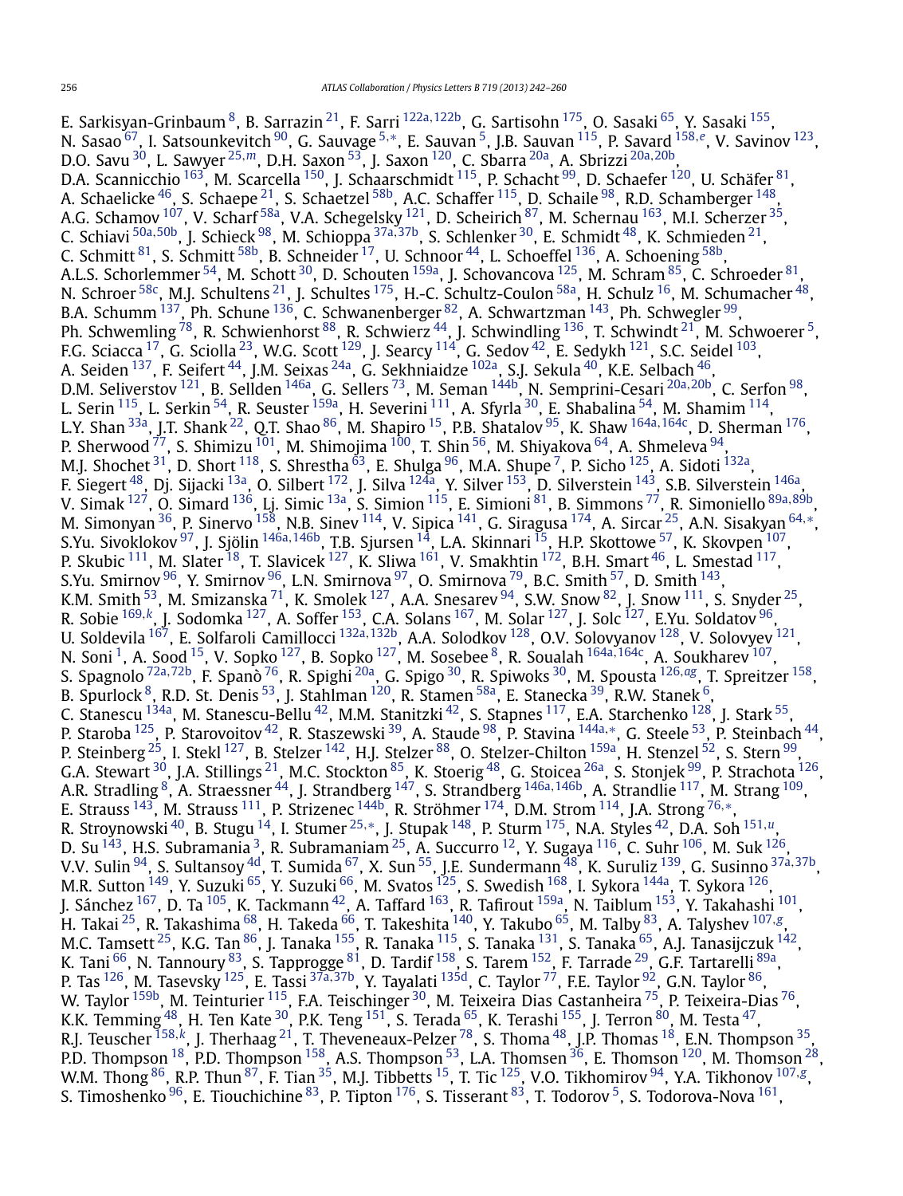E. Sarkisyan-Grinbaum [8], B. Sarrazin [21], F. Sarri [122a,122b], G. Sartisohn [175], O. Sasaki [65], Y. Sasaki [155], N. Sasao [67], I. Satsounkevitch [90], G. Sauvage [5,*], E. Sauvan [5], J.B. Sauvan [115], P. Savard [158,e], V. Savinov [123], D.O. Savu [30], L. Sawyer [25,m], D.H. Saxon [53], J. Saxon [120], C. Sbarra [20a], A. Sbrizzi [20a,20b], D.A. Scannicchio [163], M. Scarcella [150], J. Schaarschmidt [115], P. Schacht [99], D. Schaefer [120], U. Schäfer [81], A. Schaelicke [46], S. Schaepe [21], S. Schaetzel [58b], A.C. Schaffer [115], D. Schaile [98], R.D. Schamberger [148], A.G. Schamov [107], V. Scharf [58a], V.A. Schegelsky [121], D. Scheirich [87], M. Schernau [163], M.I. Scherzer [35], C. Schiavi [50a,50b], J. Schieck [98], M. Schioppa [37a,37b], S. Schlenker [30], E. Schmidt [48], K. Schmieden [21], C. Schmitt [81], S. Schmitt [58b], B. Schneider [17], U. Schnoor [44], L. Schoeffel [136], A. Schoening [58b], A.L.S. Schorlemmer [54], M. Schott [30], D. Schouten [159a], J. Schovancova [125], M. Schram [85], C. Schroeder [81], N. Schroer [58c], M.J. Schultens [21], J. Schultes [175], H.-C. Schultz-Coulon [58a], H. Schulz [16], M. Schumacher [48], B.A. Schumm [137], Ph. Schune [136], C. Schwanenberger [82], A. Schwartzman [143], Ph. Schwegler [99], Ph. Schwemling [78], R. Schwienhorst [88], R. Schwierz [44], J. Schwindling [136], T. Schwindt [21], M. Schwoerer [5], F.G. Sciacca [17], G. Sciolla [23], W.G. Scott [129], J. Searcy [114], G. Sedov [42], E. Sedykh [121], S.C. Seidel [103], A. Seiden [137], F. Seifert [44], J.M. Seixas [24a], G. Sekhniaidze [102a], S.J. Sekula [40], K.E. Selbach [46], D.M. Seliverstov [121], B. Sellden [146a], G. Sellers [73], M. Seman [144b], N. Semprini-Cesari [20a,20b], C. Serfon [98], L. Serin [115], L. Serkin [54], R. Seuster [159a], H. Severini [111], A. Sfyrla [30], E. Shabalina [54], M. Shamim [114], L.Y. Shan [33a], J.T. Shank [22], Q.T. Shao [86], M. Shapiro [15], P.B. Shatalov [95], K. Shaw [164a,164c], D. Sherman [176], P. Sherwood [77], S. Shimizu [101], M. Shimojima [100], T. Shin [56], M. Shiyakova [64], A. Shmeleva [94], M.J. Shochet [31], D. Short [118], S. Shrestha [63], E. Shulga [96], M.A. Shupe [7], P. Sicho [125], A. Sidoti [132a], F. Siegert [48], Dj. Sijacki [13a], O. Silbert [172], J. Silva [124a], Y. Silver [153], D. Silverstein [143], S.B. Silverstein [146a], V. Simak [127], O. Simard [136], Lj. Simic [13a], S. Simion [115], E. Simioni [81], B. Simmons [77], R. Simoniello [89a,89b], M. Simonyan [36], P. Sinervo [158], N.B. Sinev [114], V. Sipica [141], G. Siragusa [174], A. Sircar [25], A.N. Sisakyan [64,*], S.Yu. Sivoklokov [97], J. Sjölin [146a,146b], T.B. Sjursen [14], L.A. Skinnari [15], H.P. Skottowe [57], K. Skovpen [107], P. Skubic [111], M. Slater [18], T. Slavicek [127], K. Sliwa [161], V. Smakhtin [172], B.H. Smart [46], L. Smestad [117], S.Yu. Smirnov [96], Y. Smirnov [96], L.N. Smirnova [97], O. Smirnova [79], B.C. Smith [57], D. Smith [143], K.M. Smith [53], M. Smizanska [71], K. Smolek [127], A.A. Snesarev [94], S.W. Snow [82], J. Snow [111], S. Snyder [25], R. Sobie [169,k], J. Sodomka [127], A. Soffer [153], C.A. Solans [167], M. Solar [127], J. Solc [127], E.Yu. Soldatov [96], U. Soldevila [167], E. Solfaroli Camillocci [132a,132b], A.A. Solodkov [128], O.V. Solovyanov [128], V. Solovyev [121], N. Soni [1], A. Sood [15], V. Sopko [127], B. Sopko [127], M. Sosebee [8], R. Soualah [164a,164c], A. Soukharev [107], S. Spagnolo [72a,72b], F. Spanò [76], R. Spighi [20a], G. Spigo [30], R. Spiwoks [30], M. Spousta [126,ag], T. Spreitzer [158], B. Spurlock [8], R.D. St. Denis [53], J. Stahlman [120], R. Stamen [58a], E. Stanecka [39], R.W. Stanek [6], C. Stanescu [134a], M. Stanescu-Bellu [42], M.M. Stanitzki [42], S. Stapnes [117], E.A. Starchenko [128], J. Stark [55], P. Staroba [125], P. Starovoitov [42], R. Staszewski [39], A. Staude [98], P. Stavina [144a,*], G. Steele [53], P. Steinbach [44], P. Steinberg [25], I. Stekl [127], B. Stelzer [142], H.J. Stelzer [88], O. Stelzer-Chilton [159a], H. Stenzel [52], S. Stern [99], G.A. Stewart [30], J.A. Stillings [21], M.C. Stockton [85], K. Stoerig [48], G. Stoicea [26a], S. Stonjek [99], P. Strachota [126], A.R. Stradling [8], A. Straessner [44], J. Strandberg [147], S. Strandberg [146a,146b], A. Strandlie [117], M. Strang [109], E. Strauss [143], M. Strauss [111], P. Strizenec [144b], R. Ströhmer [174], D.M. Strom [114], J.A. Strong [76,*], R. Stroynowski [40], B. Stugu [14], I. Stumer [25,*], J. Stupak [148], P. Sturm [175], N.A. Styles [42], D.A. Soh [151,u], D. Su [143], H.S. Subramania [3], R. Subramaniam [25], A. Succurro [12], Y. Sugaya [116], C. Suhr [106], M. Suk [126], V.V. Sulin [94], S. Sultansoy [4d], T. Sumida [67], X. Sun [55], J.E. Sundermann [48], K. Suruliz [139], G. Susinno [37a,37b], M.R. Sutton [149], Y. Suzuki [65], Y. Suzuki [66], M. Svatos [125], S. Swedish [168], I. Sykora [144a], T. Sykora [126], J. Sánchez [167], D. Ta [105], K. Tackmann [42], A. Taffard [163], R. Tafirout [159a], N. Taiblum [153], Y. Takahashi [101], H. Takai [25], R. Takashima [68], H. Takeda [66], T. Takeshita [140], Y. Takubo [65], M. Talby [83], A. Talyshev [107,g], M.C. Tamsett [25], K.G. Tan [86], J. Tanaka [155], R. Tanaka [115], S. Tanaka [131], S. Tanaka [65], A.J. Tanasijczuk [142], K. Tani [66], N. Tannoury [83], S. Tapprogge [81], D. Tardif [158], S. Tarem [152], F. Tarrade [29], G.F. Tartarelli [89a], P. Tas [126], M. Tasevsky [125], E. Tassi [37a,37b], Y. Tayalati [135d], C. Taylor [77], F.E. Taylor [92], G.N. Taylor [86], W. Taylor [159b], M. Teinturier [115], F.A. Teischinger [30], M. Teixeira Dias Castanheira [75], P. Teixeira-Dias [76], K.K. Temming [48], H. Ten Kate [30], P.K. Teng [151], S. Terada [65], K. Terashi [155], J. Terron [80], M. Testa [47], R.J. Teuscher [158,k], J. Therhaag [21], T. Theveneaux-Pelzer [78], S. Thoma [48], J.P. Thomas [18], E.N. Thompson [35], P.D. Thompson [18], P.D. Thompson [158], A.S. Thompson [53], L.A. Thomsen [36], E. Thomson [120], M. Thomson [28], W.M. Thong [86], R.P. Thun [87], F. Tian [35], M.J. Tibbetts [15], T. Tic [125], V.O. Tikhomirov [94], Y.A. Tikhonov [107,g], S. Timoshenko [96], E. Tiouchichine [83], P. Tipton [176], S. Tisserant [83], T. Todorov [5], S. Todorova-Nova [161],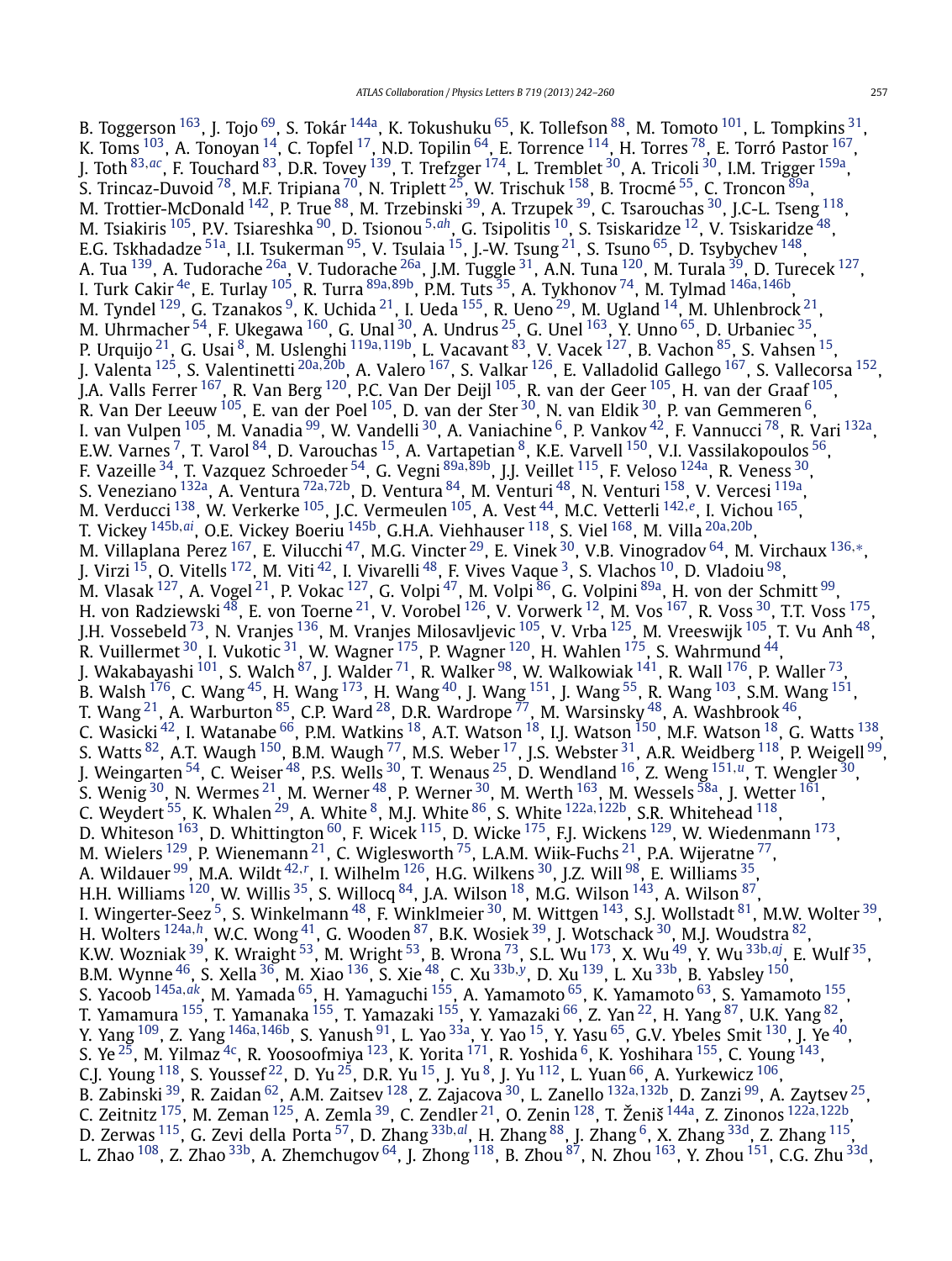B. Toggerson[163], J. Tojo[69], S. Tokár[144a], K. Tokushuku[65], K. Tollefson[88], M. Tomoto[101], L. Tompkins[31], K. Toms[103], A. Tonoyan[14], C. Topfel[17], N.D. Topilin[64], E. Torrence[114], H. Torres[78], E. Torró Pastor[167], J. Toth[83,ac], F. Touchard[83], D.R. Tovey[139], T. Trefzger[174], L. Tremblet[30], A. Tricoli[30], I.M. Trigger[159a], S. Trincaz-Duvoid[78], M.F. Tripiana[70], N. Triplett[25], W. Trischuk[158], B. Trocmé[55], C. Troncon[89a], M. Trottier-McDonald[142], P. True[88], M. Trzebinski[39], A. Trzupek[39], C. Tsarouchas[30], J.C-L. Tseng[118], M. Tsiakiris[105], P.V. Tsiareshka[90], D. Tsionou[5,ah], G. Tsipolitis[10], S. Tsiskaridze[12], V. Tsiskaridze[48], E.G. Tskhadadze[51a], I.I. Tsukerman[95], V. Tsulaia[15], J.-W. Tsung[21], S. Tsuno[65], D. Tsybychev[148], A. Tua[139], A. Tudorache[26a], V. Tudorache[26a], J.M. Tuggle[31], A.N. Tuna[120], M. Turala[39], D. Turecek[127], I. Turk Cakir[4e], E. Turlay[105], R. Turra[89a,89b], P.M. Tuts[35], A. Tykhonov[74], M. Tylmad[146a,146b], M. Tyndel[129], G. Tzanakos[9], K. Uchida[21], I. Ueda[155], R. Ueno[29], M. Ugland[14], M. Uhlenbrock[21], M. Uhrmacher[54], F. Ukegawa[160], G. Unal[30], A. Undrus[25], G. Unel[163], Y. Unno[65], D. Urbaniec[35], P. Urquijo[21], G. Usai[8], M. Uslenghi[119a,119b], L. Vacavant[83], V. Vacek[127], B. Vachon[85], S. Vahsen[15], J. Valenta[125], S. Valentinetti[20a,20b], A. Valero[167], S. Valkar[126], E. Valladolid Gallego[167], S. Vallecorsa[152], J.A. Valls Ferrer[167], R. Van Berg[120], P.C. Van Der Deijl[105], R. van der Geer[105], H. van der Graaf[105], R. Van Der Leeuw[105], E. van der Poel[105], D. van der Ster[30], N. van Eldik[30], P. van Gemmeren[6], I. van Vulpen[105], M. Vanadia[99], W. Vandelli[30], A. Vaniachine[6], P. Vankov[42], F. Vannucci[78], R. Vari[132a], E.W. Varnes[7], T. Varol[84], D. Varouchas[15], A. Vartapetian[8], K.E. Varvell[150], V.I. Vassilakopoulos[56], F. Vazeille[34], T. Vazquez Schroeder[54], G. Vegni[89a,89b], J.J. Veillet[115], F. Veloso[124a], R. Veness[30], S. Veneziano[132a], A. Ventura[72a,72b], D. Ventura[84], M. Venturi[48], N. Venturi[158], V. Vercesi[119a], M. Verducci[138], W. Verkerke[105], J.C. Vermeulen[105], A. Vest[44], M.C. Vetterli[142,e], I. Vichou[165], T. Vickey[145b,ai], O.E. Vickey Boeriu[145b], G.H.A. Viehhauser[118], S. Viel[168], M. Villa[20a,20b], M. Villaplana Perez[167], E. Vilucchi[47], M.G. Vincter[29], E. Vinek[30], V.B. Vinogradov[64], M. Virchaux[136,*], J. Virzi[15], O. Vitells[172], M. Viti[42], I. Vivarelli[48], F. Vives Vaque[3], S. Vlachos[10], D. Vladoiu[98], M. Vlasak[127], A. Vogel[21], P. Vokac[127], G. Volpi[47], M. Volpi[86], G. Volpini[89a], H. von der Schmitt[99], H. von Radziewski[48], E. von Toerne[21], V. Vorobel[126], V. Vorwerk[12], M. Vos[167], R. Voss[30], T.T. Voss[175], J.H. Vossebeld[73], N. Vranjes[136], M. Vranjes Milosavljevic[105], V. Vrba[125], M. Vreeswijk[105], T. Vu Anh[48], R. Vuillermet[30], I. Vukotic[31], W. Wagner[175], P. Wagner[120], H. Wahlen[175], S. Wahrmund[44], J. Wakabayashi[101], S. Walch[87], J. Walder[71], R. Walker[98], W. Walkowiak[141], R. Wall[176], P. Waller[73], B. Walsh[176], C. Wang[45], H. Wang[173], H. Wang[40], J. Wang[151], J. Wang[55], R. Wang[103], S.M. Wang[151], T. Wang[21], A. Warburton[85], C.P. Ward[28], D.R. Wardrope[77], M. Warsinsky[48], A. Washbrook[46], C. Wasicki[42], I. Watanabe[66], P.M. Watkins[18], A.T. Watson[18], I.J. Watson[150], M.F. Watson[18], G. Watts[138], S. Watts[82], A.T. Waugh[150], B.M. Waugh[77], M.S. Weber[17], J.S. Webster[31], A.R. Weidberg[118], P. Weigell[99], J. Weingarten[54], C. Weiser[48], P.S. Wells[30], T. Wenaus[25], D. Wendland[16], Z. Weng[151,u], T. Wengler[30], S. Wenig[30], N. Wermes[21], M. Werner[48], P. Werner[30], M. Werth[163], M. Wessels[58a], J. Wetter[161], C. Weydert[55], K. Whalen[29], A. White[8], M.J. White[86], S. White[122a,122b], S.R. Whitehead[118], D. Whiteson[163], D. Whittington[60], F. Wicek[115], D. Wicke[175], F.J. Wickens[129], W. Wiedenmann[173], M. Wielers[129], P. Wienemann[21], C. Wiglesworth[75], L.A.M. Wiik-Fuchs[21], P.A. Wijeratne[77], A. Wildauer[99], M.A. Wildt[42,r], I. Wilhelm[126], H.G. Wilkens[30], J.Z. Will[98], E. Williams[35], H.H. Williams[120], W. Willis[35], S. Willocq[84], J.A. Wilson[18], M.G. Wilson[143], A. Wilson[87], I. Wingerter-Seez[5], S. Winkelmann[48], F. Winklmeier[30], M. Wittgen[143], S.J. Wollstadt[81], M.W. Wolter[39], H. Wolters[124a,h], W.C. Wong[41], G. Wooden[87], B.K. Wosiek[39], J. Wotschack[30], M.J. Woudstra[82], K.W. Wozniak[39], K. Wraight[53], M. Wright[53], B. Wrona[73], S.L. Wu[173], X. Wu[49], Y. Wu[33b,aj], E. Wulf[35], B.M. Wynne[46], S. Xella[36], M. Xiao[136], S. Xie[48], C. Xu[33b,y], D. Xu[139], L. Xu[33b], B. Yabsley[150], S. Yacoob[145a,ak], M. Yamada[65], H. Yamaguchi[155], A. Yamamoto[65], K. Yamamoto[63], S. Yamamoto[155], T. Yamamura[155], T. Yamanaka[155], T. Yamazaki[155], Y. Yamazaki[66], Z. Yan[22], H. Yang[87], U.K. Yang[82], Y. Yang[109], Z. Yang[146a,146b], S. Yanush[91], L. Yao[33a], Y. Yao[15], Y. Yasu[65], G.V. Ybeles Smit[130], J. Ye[40], S. Ye[25], M. Yilmaz[4c], R. Yoosoofmiya[123], K. Yorita[171], R. Yoshida[6], K. Yoshihara[155], C. Young[143], C.J. Young[118], S. Youssef[22], D. Yu[25], D.R. Yu[15], J. Yu[8], J. Yu[112], L. Yuan[66], A. Yurkewicz[106], B. Zabinski[39], R. Zaidan[62], A.M. Zaitsev[128], Z. Zajacova[30], L. Zanello[132a,132b], D. Zanzi[99], A. Zaytsev[25], C. Zeitnitz[175], M. Zeman[125], A. Zemla[39], C. Zendler[21], O. Zenin[128], T. Ženiš[144a], Z. Zinonos[122a,122b], D. Zerwas[115], G. Zevi della Porta[57], D. Zhang[33b,al], H. Zhang[88], J. Zhang[6], X. Zhang[33d], Z. Zhang[115], L. Zhao[108], Z. Zhao[33b], A. Zhemchugov[64], J. Zhong[118], B. Zhou[87], N. Zhou[163], Y. Zhou[151], C.G. Zhu[33d],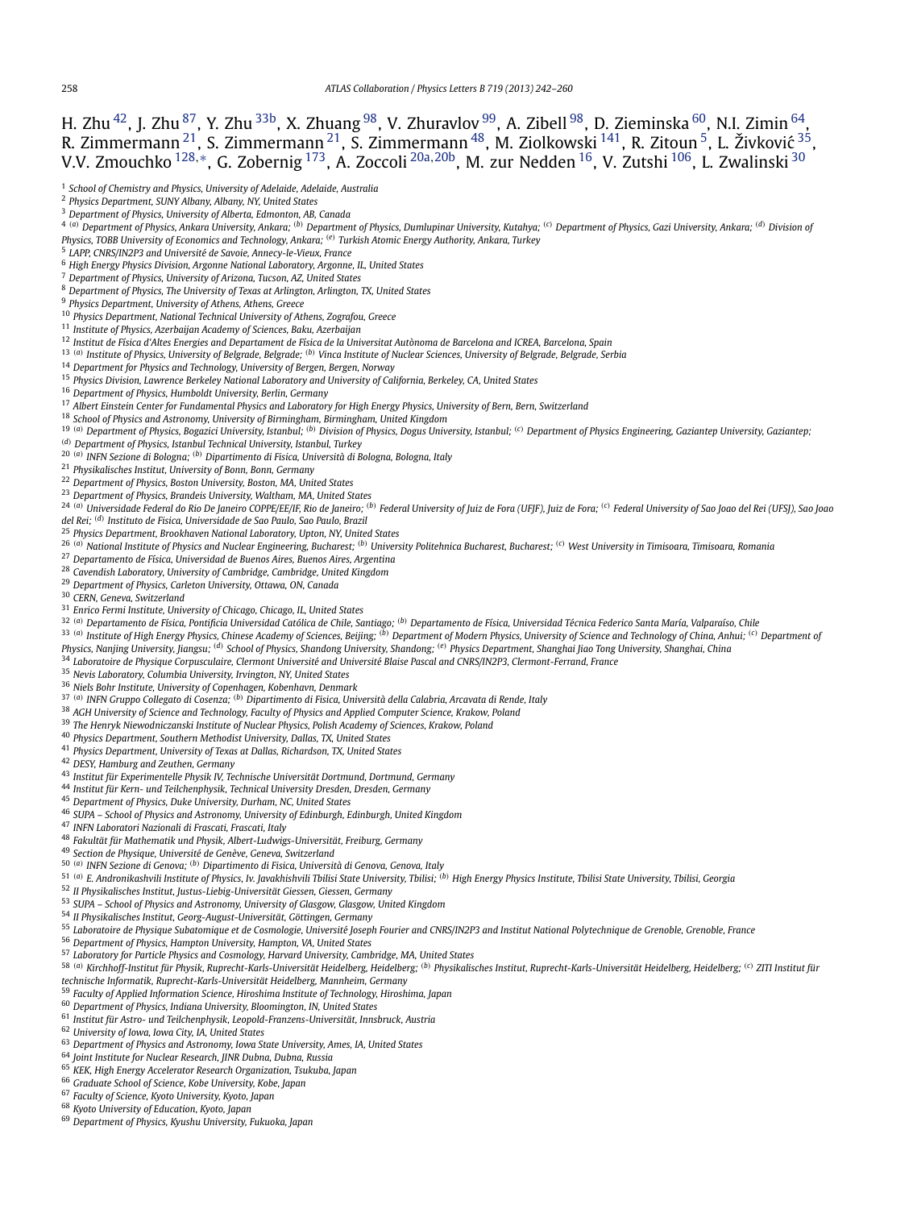H. Zhu [42], J. Zhu [87], Y. Zhu [33b], X. Zhuang [98], V. Zhuravlov [99], A. Zibell [98], D. Zieminska [60], N.I. Zimin [64], R. Zimmermann [21], S. Zimmermann [21], S. Zimmermann [48], M. Ziolkowski [141], R. Zitoun [5], L. Živković [35], V.V. Zmouchko [128,*], G. Zobernig [173], A. Zoccoli [20a,20b], M. zur Nedden [16], V. Zutshi [106], L. Zwalinski [30]

[1] School of Chemistry and Physics, University of Adelaide, Adelaide, Australia
[2] Physics Department, SUNY Albany, Albany, NY, United States
[3] Department of Physics, University of Alberta, Edmonton, AB, Canada
[4] [(a)] Department of Physics, Ankara University, Ankara; [(b)] Department of Physics, Dumlupinar University, Kutahya; [(c)] Department of Physics, Gazi University, Ankara; [(d)] Division of Physics, TOBB University of Economics and Technology, Ankara; [(e)] Turkish Atomic Energy Authority, Ankara, Turkey
[5] LAPP, CNRS/IN2P3 and Université de Savoie, Annecy-le-Vieux, France
[6] High Energy Physics Division, Argonne National Laboratory, Argonne, IL, United States
[7] Department of Physics, University of Arizona, Tucson, AZ, United States
[8] Department of Physics, The University of Texas at Arlington, Arlington, TX, United States
[9] Physics Department, University of Athens, Athens, Greece
[10] Physics Department, National Technical University of Athens, Zografou, Greece
[11] Institute of Physics, Azerbaijan Academy of Sciences, Baku, Azerbaijan
[12] Institut de Física d'Altes Energies and Departament de Física de la Universitat Autònoma de Barcelona and ICREA, Barcelona, Spain
[13] [(a)] Institute of Physics, University of Belgrade, Belgrade; [(b)] Vinca Institute of Nuclear Sciences, University of Belgrade, Belgrade, Serbia
[14] Department for Physics and Technology, University of Bergen, Bergen, Norway
[15] Physics Division, Lawrence Berkeley National Laboratory and University of California, Berkeley, CA, United States
[16] Department of Physics, Humboldt University, Berlin, Germany
[17] Albert Einstein Center for Fundamental Physics and Laboratory for High Energy Physics, University of Bern, Bern, Switzerland
[18] School of Physics and Astronomy, University of Birmingham, Birmingham, United Kingdom
[19] [(a)] Department of Physics, Bogazici University, Istanbul; [(b)] Division of Physics, Dogus University, Istanbul; [(c)] Department of Physics Engineering, Gaziantep University, Gaziantep; [(d)] Department of Physics, Istanbul Technical University, Istanbul, Turkey
[20] [(a)] INFN Sezione di Bologna; [(b)] Dipartimento di Fisica, Università di Bologna, Bologna, Italy
[21] Physikalisches Institut, University of Bonn, Bonn, Germany
[22] Department of Physics, Boston University, Boston, MA, United States
[23] Department of Physics, Brandeis University, Waltham, MA, United States
[24] [(a)] Universidade Federal do Rio De Janeiro COPPE/EE/IF, Rio de Janeiro; [(b)] Federal University of Juiz de Fora (UFJF), Juiz de Fora; [(c)] Federal University of Sao Joao del Rei (UFSJ), Sao Joao del Rei; [(d)] Instituto de Fisica, Universidade de Sao Paulo, Sao Paulo, Brazil
[25] Physics Department, Brookhaven National Laboratory, Upton, NY, United States
[26] [(a)] National Institute of Physics and Nuclear Engineering, Bucharest; [(b)] University Politehnica Bucharest, Bucharest; [(c)] West University in Timisoara, Timisoara, Romania
[27] Departamento de Física, Universidad de Buenos Aires, Buenos Aires, Argentina
[28] Cavendish Laboratory, University of Cambridge, Cambridge, United Kingdom
[29] Department of Physics, Carleton University, Ottawa, ON, Canada
[30] CERN, Geneva, Switzerland
[31] Enrico Fermi Institute, University of Chicago, Chicago, IL, United States
[32] [(a)] Departamento de Física, Pontificia Universidad Católica de Chile, Santiago; [(b)] Departamento de Física, Universidad Técnica Federico Santa María, Valparaíso, Chile
[33] [(a)] Institute of High Energy Physics, Chinese Academy of Sciences, Beijing; [(b)] Department of Modern Physics, University of Science and Technology of China, Anhui; [(c)] Department of Physics, Nanjing University, Jiangsu; [(d)] School of Physics, Shandong University, Shandong; [(e)] Physics Department, Shanghai Jiao Tong University, Shanghai, China
[34] Laboratoire de Physique Corpusculaire, Clermont Université and Université Blaise Pascal and CNRS/IN2P3, Clermont-Ferrand, France
[35] Nevis Laboratory, Columbia University, Irvington, NY, United States
[36] Niels Bohr Institute, University of Copenhagen, Kobenhavn, Denmark
[37] [(a)] INFN Gruppo Collegato di Cosenza; [(b)] Dipartimento di Fisica, Università della Calabria, Arcavata di Rende, Italy
[38] AGH University of Science and Technology, Faculty of Physics and Applied Computer Science, Krakow, Poland
[39] The Henryk Niewodniczanski Institute of Nuclear Physics, Polish Academy of Sciences, Krakow, Poland
[40] Physics Department, Southern Methodist University, Dallas, TX, United States
[41] Physics Department, University of Texas at Dallas, Richardson, TX, United States
[42] DESY, Hamburg and Zeuthen, Germany
[43] Institut für Experimentelle Physik IV, Technische Universität Dortmund, Dortmund, Germany
[44] Institut für Kern- und Teilchenphysik, Technical University Dresden, Dresden, Germany
[45] Department of Physics, Duke University, Durham, NC, United States
[46] SUPA – School of Physics and Astronomy, University of Edinburgh, Edinburgh, United Kingdom
[47] INFN Laboratori Nazionali di Frascati, Frascati, Italy
[48] Fakultät für Mathematik und Physik, Albert-Ludwigs-Universität, Freiburg, Germany
[49] Section de Physique, Université de Genève, Geneva, Switzerland
[50] [(a)] INFN Sezione di Genova; [(b)] Dipartimento di Fisica, Università di Genova, Genova, Italy
[51] [(a)] E. Andronikashvili Institute of Physics, Iv. Javakhishvili Tbilisi State University, Tbilisi; [(b)] High Energy Physics Institute, Tbilisi State University, Tbilisi, Georgia
[52] II Physikalisches Institut, Justus-Liebig-Universität Giessen, Giessen, Germany
[53] SUPA – School of Physics and Astronomy, University of Glasgow, Glasgow, United Kingdom
[54] II Physikalisches Institut, Georg-August-Universität, Göttingen, Germany
[55] Laboratoire de Physique Subatomique et de Cosmologie, Université Joseph Fourier and CNRS/IN2P3 and Institut National Polytechnique de Grenoble, Grenoble, France
[56] Department of Physics, Hampton University, Hampton, VA, United States
[57] Laboratory for Particle Physics and Cosmology, Harvard University, Cambridge, MA, United States
[58] [(a)] Kirchhoff-Institut für Physik, Ruprecht-Karls-Universität Heidelberg, Heidelberg; [(b)] Physikalisches Institut, Ruprecht-Karls-Universität Heidelberg, Heidelberg; [(c)] ZITI Institut für technische Informatik, Ruprecht-Karls-Universität Heidelberg, Mannheim, Germany
[59] Faculty of Applied Information Science, Hiroshima Institute of Technology, Hiroshima, Japan
[60] Department of Physics, Indiana University, Bloomington, IN, United States
[61] Institut für Astro- und Teilchenphysik, Leopold-Franzens-Universität, Innsbruck, Austria
[62] University of Iowa, Iowa City, IA, United States
[63] Department of Physics and Astronomy, Iowa State University, Ames, IA, United States
[64] Joint Institute for Nuclear Research, JINR Dubna, Dubna, Russia
[65] KEK, High Energy Accelerator Research Organization, Tsukuba, Japan
[66] Graduate School of Science, Kobe University, Kobe, Japan
[67] Faculty of Science, Kyoto University, Kyoto, Japan
[68] Kyoto University of Education, Kyoto, Japan
[69] Department of Physics, Kyushu University, Fukuoka, Japan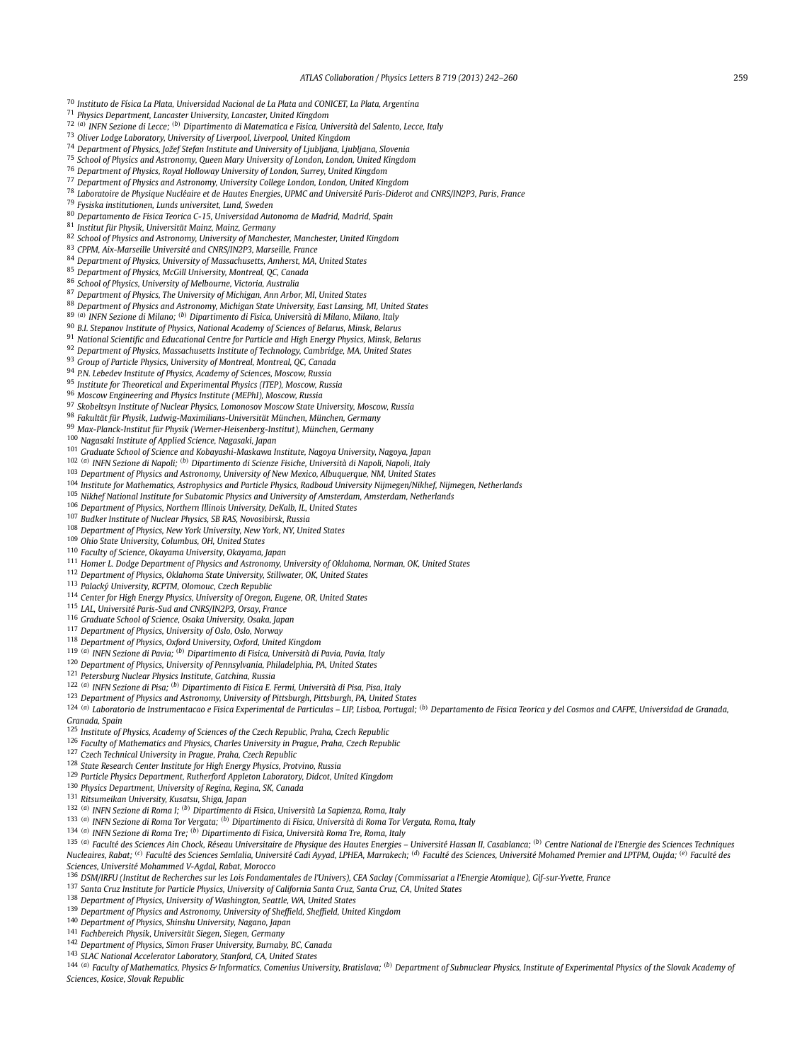[70] Instituto de Física La Plata, Universidad Nacional de La Plata and CONICET, La Plata, Argentina
[71] Physics Department, Lancaster University, Lancaster, United Kingdom
[72] [(a)] INFN Sezione di Lecce; [(b)] Dipartimento di Matematica e Fisica, Università del Salento, Lecce, Italy
[73] Oliver Lodge Laboratory, University of Liverpool, Liverpool, United Kingdom
[74] Department of Physics, Jožef Stefan Institute and University of Ljubljana, Ljubljana, Slovenia
[75] School of Physics and Astronomy, Queen Mary University of London, London, United Kingdom
[76] Department of Physics, Royal Holloway University of London, Surrey, United Kingdom
[77] Department of Physics and Astronomy, University College London, London, United Kingdom
[78] Laboratoire de Physique Nucléaire et de Hautes Energies, UPMC and Université Paris-Diderot and CNRS/IN2P3, Paris, France
[79] Fysiska institutionen, Lunds universitet, Lund, Sweden
[80] Departamento de Fisica Teorica C-15, Universidad Autonoma de Madrid, Madrid, Spain
[81] Institut für Physik, Universität Mainz, Mainz, Germany
[82] School of Physics and Astronomy, University of Manchester, Manchester, United Kingdom
[83] CPPM, Aix-Marseille Université and CNRS/IN2P3, Marseille, France
[84] Department of Physics, University of Massachusetts, Amherst, MA, United States
[85] Department of Physics, McGill University, Montreal, QC, Canada
[86] School of Physics, University of Melbourne, Victoria, Australia
[87] Department of Physics, The University of Michigan, Ann Arbor, MI, United States
[88] Department of Physics and Astronomy, Michigan State University, East Lansing, MI, United States
[89] [(a)] INFN Sezione di Milano; [(b)] Dipartimento di Fisica, Università di Milano, Milano, Italy
[90] B.I. Stepanov Institute of Physics, National Academy of Sciences of Belarus, Minsk, Belarus
[91] National Scientific and Educational Centre for Particle and High Energy Physics, Minsk, Belarus
[92] Department of Physics, Massachusetts Institute of Technology, Cambridge, MA, United States
[93] Group of Particle Physics, University of Montreal, Montreal, QC, Canada
[94] P.N. Lebedev Institute of Physics, Academy of Sciences, Moscow, Russia
[95] Institute for Theoretical and Experimental Physics (ITEP), Moscow, Russia
[96] Moscow Engineering and Physics Institute (MEPhI), Moscow, Russia
[97] Skobeltsyn Institute of Nuclear Physics, Lomonosov Moscow State University, Moscow, Russia
[98] Fakultät für Physik, Ludwig-Maximilians-Universität München, München, Germany
[99] Max-Planck-Institut für Physik (Werner-Heisenberg-Institut), München, Germany
[100] Nagasaki Institute of Applied Science, Nagasaki, Japan
[101] Graduate School of Science and Kobayashi-Maskawa Institute, Nagoya University, Nagoya, Japan
[102] [(a)] INFN Sezione di Napoli; [(b)] Dipartimento di Scienze Fisiche, Università di Napoli, Napoli, Italy
[103] Department of Physics and Astronomy, University of New Mexico, Albuquerque, NM, United States
[104] Institute for Mathematics, Astrophysics and Particle Physics, Radboud University Nijmegen/Nikhef, Nijmegen, Netherlands
[105] Nikhef National Institute for Subatomic Physics and University of Amsterdam, Amsterdam, Netherlands
[106] Department of Physics, Northern Illinois University, DeKalb, IL, United States
[107] Budker Institute of Nuclear Physics, SB RAS, Novosibirsk, Russia
[108] Department of Physics, New York University, New York, NY, United States
[109] Ohio State University, Columbus, OH, United States
[110] Faculty of Science, Okayama University, Okayama, Japan
[111] Homer L. Dodge Department of Physics and Astronomy, University of Oklahoma, Norman, OK, United States
[112] Department of Physics, Oklahoma State University, Stillwater, OK, United States
[113] Palacký University, RCPTM, Olomouc, Czech Republic
[114] Center for High Energy Physics, University of Oregon, Eugene, OR, United States
[115] LAL, Université Paris-Sud and CNRS/IN2P3, Orsay, France
[116] Graduate School of Science, Osaka University, Osaka, Japan
[117] Department of Physics, University of Oslo, Oslo, Norway
[118] Department of Physics, Oxford University, Oxford, United Kingdom
[119] [(a)] INFN Sezione di Pavia; [(b)] Dipartimento di Fisica, Università di Pavia, Pavia, Italy
[120] Department of Physics, University of Pennsylvania, Philadelphia, PA, United States
[121] Petersburg Nuclear Physics Institute, Gatchina, Russia
[122] [(a)] INFN Sezione di Pisa; [(b)] Dipartimento di Fisica E. Fermi, Università di Pisa, Pisa, Italy
[123] Department of Physics and Astronomy, University of Pittsburgh, Pittsburgh, PA, United States
[124] [(a)] Laboratorio de Instrumentacao e Fisica Experimental de Particulas – LIP, Lisboa, Portugal; [(b)] Departamento de Fisica Teorica y del Cosmos and CAFPE, Universidad de Granada, Granada, Spain
[125] Institute of Physics, Academy of Sciences of the Czech Republic, Praha, Czech Republic
[126] Faculty of Mathematics and Physics, Charles University in Prague, Praha, Czech Republic
[127] Czech Technical University in Prague, Praha, Czech Republic
[128] State Research Center Institute for High Energy Physics, Protvino, Russia
[129] Particle Physics Department, Rutherford Appleton Laboratory, Didcot, United Kingdom
[130] Physics Department, University of Regina, Regina, SK, Canada
[131] Ritsumeikan University, Kusatsu, Shiga, Japan
[132] [(a)] INFN Sezione di Roma I; [(b)] Dipartimento di Fisica, Università La Sapienza, Roma, Italy
[133] [(a)] INFN Sezione di Roma Tor Vergata; [(b)] Dipartimento di Fisica, Università di Roma Tor Vergata, Roma, Italy
[134] [(a)] INFN Sezione di Roma Tre; [(b)] Dipartimento di Fisica, Università Roma Tre, Roma, Italy
[135] [(a)] Faculté des Sciences Ain Chock, Réseau Universitaire de Physique des Hautes Energies – Université Hassan II, Casablanca; [(b)] Centre National de l'Energie des Sciences Techniques Nucleaires, Rabat; [(c)] Faculté des Sciences Semlalia, Université Cadi Ayyad, LPHEA, Marrakech; [(d)] Faculté des Sciences, Université Mohamed Premier and LPTPM, Oujda; [(e)] Faculté des Sciences, Université Mohammed V-Agdal, Rabat, Morocco
[136] DSM/IRFU (Institut de Recherches sur les Lois Fondamentales de l'Univers), CEA Saclay (Commissariat a l'Energie Atomique), Gif-sur-Yvette, France
[137] Santa Cruz Institute for Particle Physics, University of California Santa Cruz, Santa Cruz, CA, United States
[138] Department of Physics, University of Washington, Seattle, WA, United States
[139] Department of Physics and Astronomy, University of Sheffield, Sheffield, United Kingdom
[140] Department of Physics, Shinshu University, Nagano, Japan
[141] Fachbereich Physik, Universität Siegen, Siegen, Germany
[142] Department of Physics, Simon Fraser University, Burnaby, BC, Canada
[143] SLAC National Accelerator Laboratory, Stanford, CA, United States
[144] [(a)] Faculty of Mathematics, Physics & Informatics, Comenius University, Bratislava; [(b)] Department of Subnuclear Physics, Institute of Experimental Physics of the Slovak Academy of Sciences, Kosice, Slovak Republic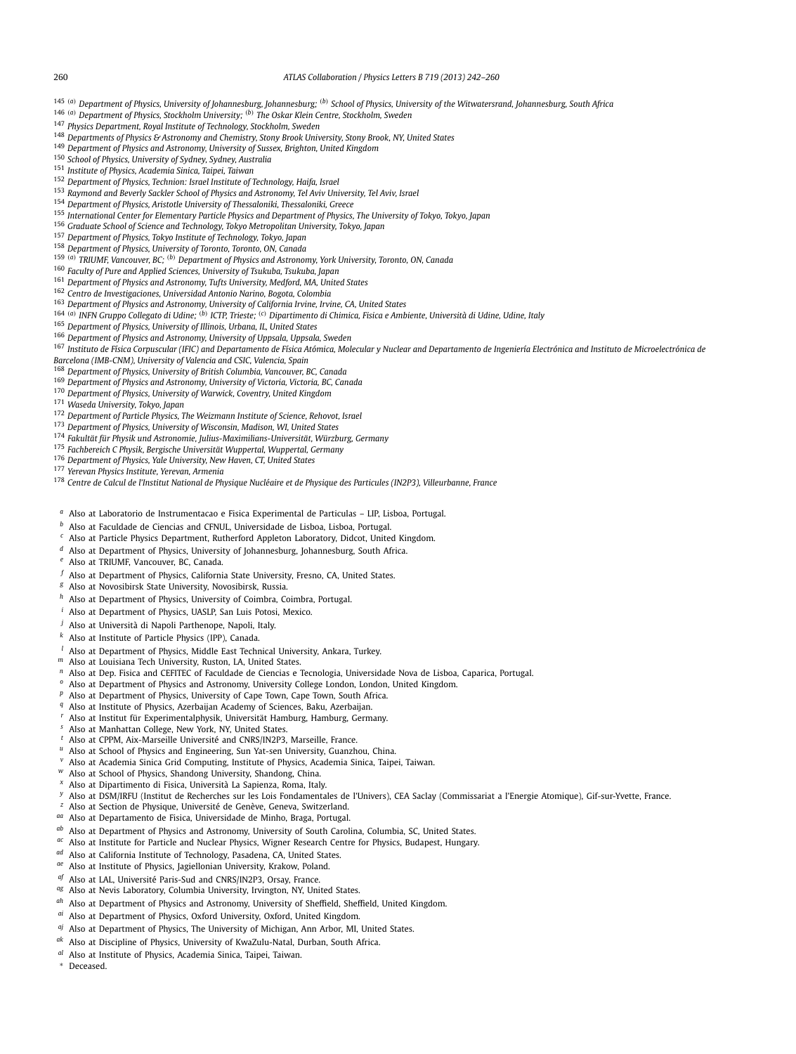[145] [(a)] *Department of Physics, University of Johannesburg, Johannesburg;* [(b)] *School of Physics, University of the Witwatersrand, Johannesburg, South Africa*
[146] [(a)] *Department of Physics, Stockholm University;* [(b)] *The Oskar Klein Centre, Stockholm, Sweden*
[147] *Physics Department, Royal Institute of Technology, Stockholm, Sweden*
[148] *Departments of Physics & Astronomy and Chemistry, Stony Brook University, Stony Brook, NY, United States*
[149] *Department of Physics and Astronomy, University of Sussex, Brighton, United Kingdom*
[150] *School of Physics, University of Sydney, Sydney, Australia*
[151] *Institute of Physics, Academia Sinica, Taipei, Taiwan*
[152] *Department of Physics, Technion: Israel Institute of Technology, Haifa, Israel*
[153] *Raymond and Beverly Sackler School of Physics and Astronomy, Tel Aviv University, Tel Aviv, Israel*
[154] *Department of Physics, Aristotle University of Thessaloniki, Thessaloniki, Greece*
[155] *International Center for Elementary Particle Physics and Department of Physics, The University of Tokyo, Tokyo, Japan*
[156] *Graduate School of Science and Technology, Tokyo Metropolitan University, Tokyo, Japan*
[157] *Department of Physics, Tokyo Institute of Technology, Tokyo, Japan*
[158] *Department of Physics, University of Toronto, Toronto, ON, Canada*
[159] [(a)] *TRIUMF, Vancouver, BC;* [(b)] *Department of Physics and Astronomy, York University, Toronto, ON, Canada*
[160] *Faculty of Pure and Applied Sciences, University of Tsukuba, Tsukuba, Japan*
[161] *Department of Physics and Astronomy, Tufts University, Medford, MA, United States*
[162] *Centro de Investigaciones, Universidad Antonio Narino, Bogota, Colombia*
[163] *Department of Physics and Astronomy, University of California Irvine, Irvine, CA, United States*
[164] [(a)] *INFN Gruppo Collegato di Udine;* [(b)] *ICTP, Trieste;* [(c)] *Dipartimento di Chimica, Fisica e Ambiente, Università di Udine, Udine, Italy*
[165] *Department of Physics, University of Illinois, Urbana, IL, United States*
[166] *Department of Physics and Astronomy, University of Uppsala, Uppsala, Sweden*
[167] *Instituto de Física Corpuscular (IFIC) and Departamento de Física Atómica, Molecular y Nuclear and Departamento de Ingeniería Electrónica and Instituto de Microelectrónica de Barcelona (IMB-CNM), University of Valencia and CSIC, Valencia, Spain*
[168] *Department of Physics, University of British Columbia, Vancouver, BC, Canada*
[169] *Department of Physics and Astronomy, University of Victoria, Victoria, BC, Canada*
[170] *Department of Physics, University of Warwick, Coventry, United Kingdom*
[171] *Waseda University, Tokyo, Japan*
[172] *Department of Particle Physics, The Weizmann Institute of Science, Rehovot, Israel*
[173] *Department of Physics, University of Wisconsin, Madison, WI, United States*
[174] *Fakultät für Physik und Astronomie, Julius-Maximilians-Universität, Würzburg, Germany*
[175] *Fachbereich C Physik, Bergische Universität Wuppertal, Wuppertal, Germany*
[176] *Department of Physics, Yale University, New Haven, CT, United States*
[177] *Yerevan Physics Institute, Yerevan, Armenia*
[178] *Centre de Calcul de l'Institut National de Physique Nucléaire et de Physique des Particules (IN2P3), Villeurbanne, France*

[a] Also at Laboratorio de Instrumentacao e Fisica Experimental de Particulas – LIP, Lisboa, Portugal.
[b] Also at Faculdade de Ciencias and CFNUL, Universidade de Lisboa, Lisboa, Portugal.
[c] Also at Particle Physics Department, Rutherford Appleton Laboratory, Didcot, United Kingdom.
[d] Also at Department of Physics, University of Johannesburg, Johannesburg, South Africa.
[e] Also at TRIUMF, Vancouver, BC, Canada.
[f] Also at Department of Physics, California State University, Fresno, CA, United States.
[g] Also at Novosibirsk State University, Novosibirsk, Russia.
[h] Also at Department of Physics, University of Coimbra, Coimbra, Portugal.
[i] Also at Department of Physics, UASLP, San Luis Potosi, Mexico.
[j] Also at Università di Napoli Parthenope, Napoli, Italy.
[k] Also at Institute of Particle Physics (IPP), Canada.
[l] Also at Department of Physics, Middle East Technical University, Ankara, Turkey.
[m] Also at Louisiana Tech University, Ruston, LA, United States.
[n] Also at Dep. Fisica and CEFITEC of Faculdade de Ciencias e Tecnologia, Universidade Nova de Lisboa, Caparica, Portugal.
[o] Also at Department of Physics and Astronomy, University College London, London, United Kingdom.
[p] Also at Department of Physics, University of Cape Town, Cape Town, South Africa.
[q] Also at Institute of Physics, Azerbaijan Academy of Sciences, Baku, Azerbaijan.
[r] Also at Institut für Experimentalphysik, Universität Hamburg, Hamburg, Germany.
[s] Also at Manhattan College, New York, NY, United States.
[t] Also at CPPM, Aix-Marseille Université and CNRS/IN2P3, Marseille, France.
[u] Also at School of Physics and Engineering, Sun Yat-sen University, Guanzhou, China.
[v] Also at Academia Sinica Grid Computing, Institute of Physics, Academia Sinica, Taipei, Taiwan.
[w] Also at School of Physics, Shandong University, Shandong, China.
[x] Also at Dipartimento di Fisica, Università La Sapienza, Roma, Italy.
[y] Also at DSM/IRFU (Institut de Recherches sur les Lois Fondamentales de l'Univers), CEA Saclay (Commissariat a l'Energie Atomique), Gif-sur-Yvette, France.
[z] Also at Section de Physique, Université de Genève, Geneva, Switzerland.
[aa] Also at Departamento de Fisica, Universidade de Minho, Braga, Portugal.
[ab] Also at Department of Physics and Astronomy, University of South Carolina, Columbia, SC, United States.
[ac] Also at Institute for Particle and Nuclear Physics, Wigner Research Centre for Physics, Budapest, Hungary.
[ad] Also at California Institute of Technology, Pasadena, CA, United States.
[ae] Also at Institute of Physics, Jagiellonian University, Krakow, Poland.
[af] Also at LAL, Université Paris-Sud and CNRS/IN2P3, Orsay, France.
[ag] Also at Nevis Laboratory, Columbia University, Irvington, NY, United States.
[ah] Also at Department of Physics and Astronomy, University of Sheffield, Sheffield, United Kingdom.
[ai] Also at Department of Physics, Oxford University, Oxford, United Kingdom.
[aj] Also at Department of Physics, The University of Michigan, Ann Arbor, MI, United States.
[ak] Also at Discipline of Physics, University of KwaZulu-Natal, Durban, South Africa.
[al] Also at Institute of Physics, Academia Sinica, Taipei, Taiwan.
[*] Deceased.